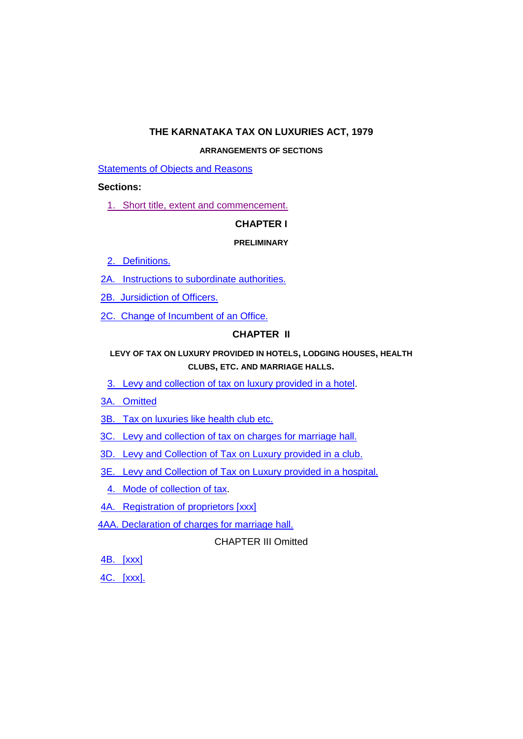# THE KARNATAKA TAX ON LUXURIES ACT, 1979

## ARRANGEMENTS OF SECTIONS

Statements of Objects and Reasons

**Sections:**

1. Short title, extent and commencement.

## CHAPTER I

### PRELIMINARY

2. Definitions.

2A. Instructions to subordinate authorities.

2B. Jursidiction of Officers.

2C. Change of Incumbent of an Office.

## CHAPTER II

### LEVY OF TAX ON LUXURY PROVIDED IN HOTELS, LODGING HOUSES, HEALTH CLUBS, ETC. AND MARRIAGE HALLS.

3. Levy and collection of tax on luxury provided in a hotel.

3A. Omitted

3B. Tax on luxuries like health club etc.

3C. Levy and collection of tax on charges for marriage hall.

3D. Levy and Collection of Tax on Luxury provided in a club.

3E. Levy and Collection of Tax on Luxury provided in a hospital.

4. Mode of collection of tax.

4A. Registration of proprietors [xxx]

4AA. Declaration of charges for marriage hall.

CHAPTER III Omitted

4B. [xxx]

4C. [xxx].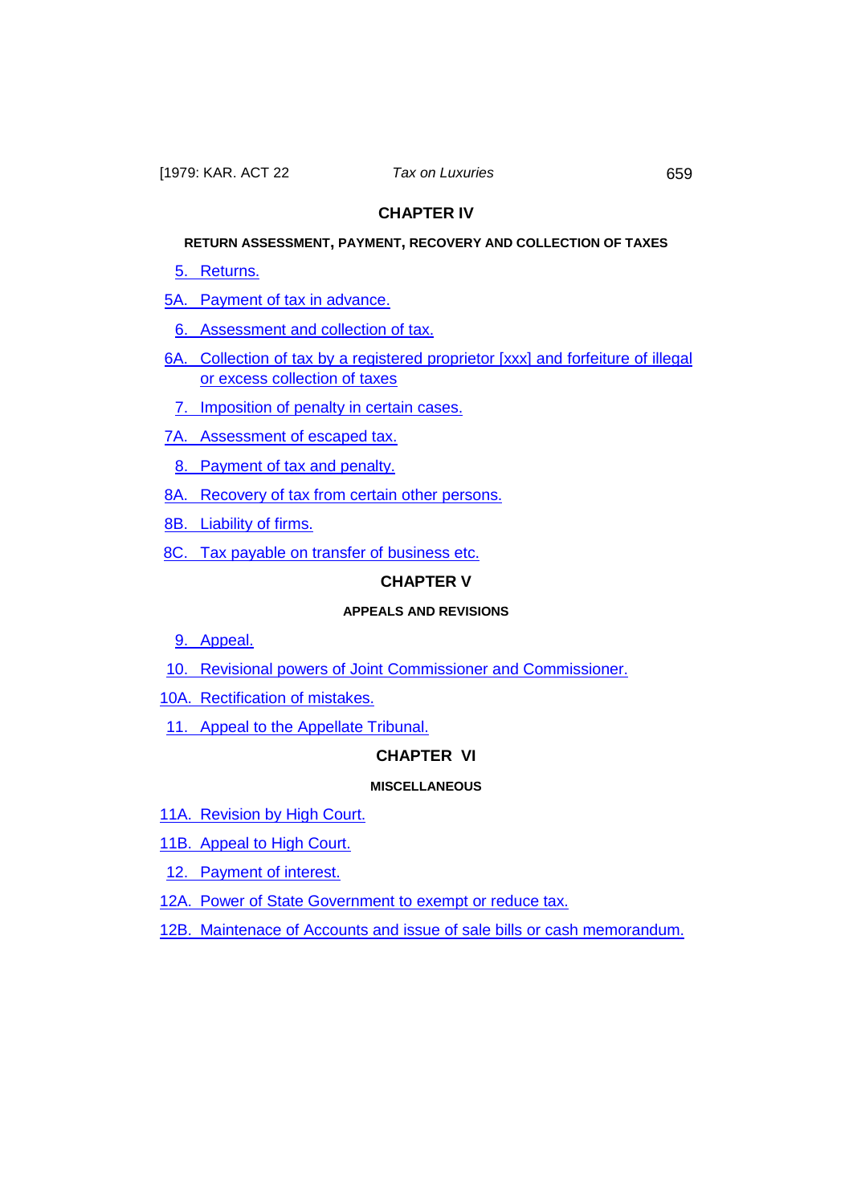## CHAPTER IV

### RETURN ASSESSMENT, PAYMENT, RECOVERY AND COLLECTION OF TAXES

5. Returns.

5A. Payment of tax in advance.

6. Assessment and collection of tax.

6A. Collection of tax by a registered proprietor [xxx] and forfeiture of illegal or excess collection of taxes

7. Imposition of penalty in certain cases.

7A. Assessment of escaped tax.

8. Payment of tax and penalty.

8A. Recovery of tax from certain other persons.

8B. Liability of firms.

8C. Tax payable on transfer of business etc.

## CHAPTER V

### APPEALS AND REVISIONS

9. Appeal.

10. Revisional powers of Joint Commissioner and Commissioner.

10A. Rectification of mistakes.

11. Appeal to the Appellate Tribunal.

## CHAPTER VI

### MISCELLANEOUS

11A. Revision by High Court.

11B. Appeal to High Court.

12. Payment of interest.

12A. Power of State Government to exempt or reduce tax.

12B. Maintenace of Accounts and issue of sale bills or cash memorandum.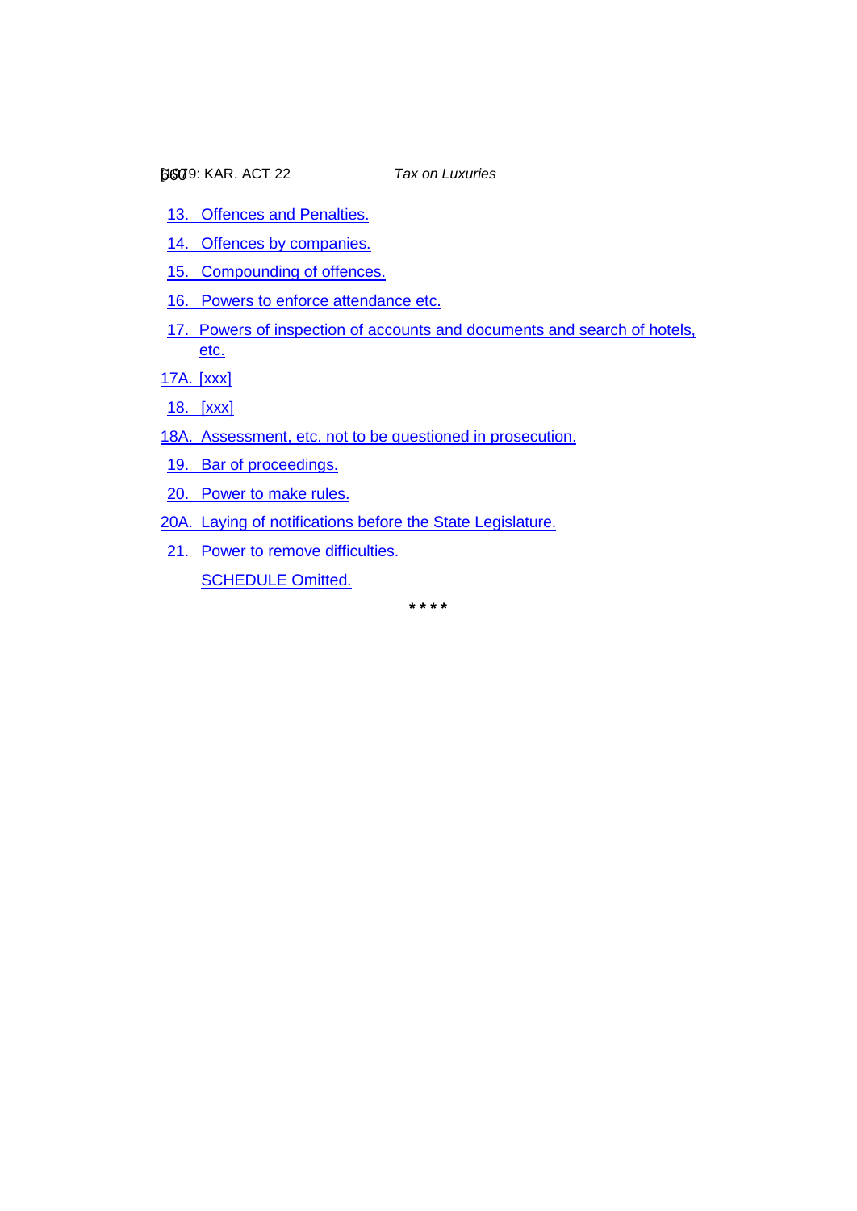13. Offences and Penalties.

14. Offences by companies.

15. Compounding of offences.

16. Powers to enforce attendance etc.

17. Powers of inspection of accounts and documents and search of hotels, etc.

17A. [xxx]

18. [xxx]

18A. Assessment, etc. not to be questioned in prosecution.

19. Bar of proceedings.

20. Power to make rules.

20A. Laying of notifications before the State Legislature.

21. Power to remove difficulties.

SCHEDULE Omitted.

\* \* \* \*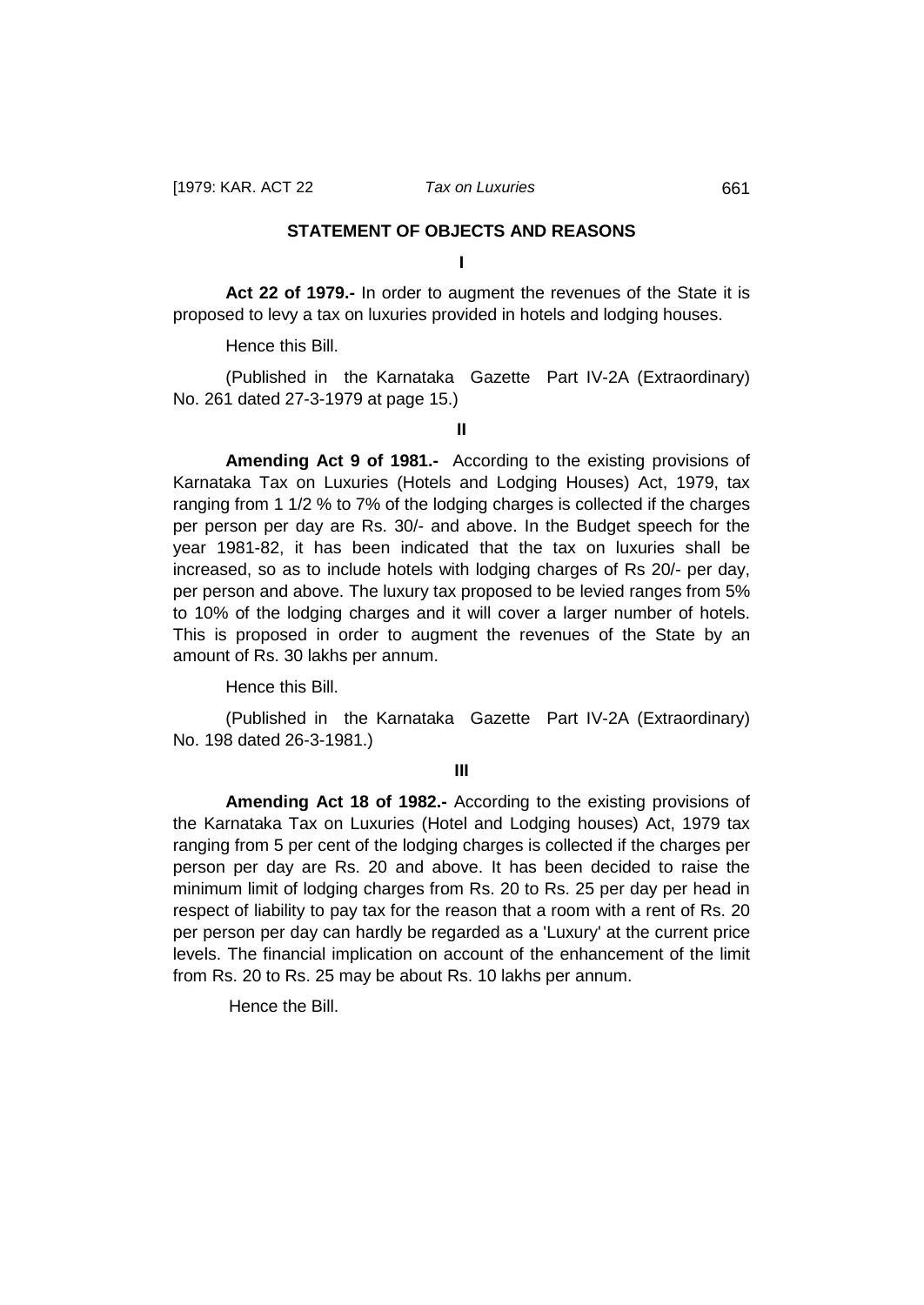## STATEMENT OF OBJECTS AND REASONS

### I

**Act 22 of 1979.-** In order to augment the revenues of the State it is proposed to levy a tax on luxuries provided in hotels and lodging houses.

Hence this Bill.

(Published in the Karnataka Gazette Part IV-2A (Extraordinary) No. 261 dated 27-3-1979 at page 15.)

### II

**Amending Act 9 of 1981.-** According to the existing provisions of Karnataka Tax on Luxuries (Hotels and Lodging Houses) Act, 1979, tax ranging from 1 1/2 % to 7% of the lodging charges is collected if the charges per person per day are Rs. 30/- and above. In the Budget speech for the year 1981-82, it has been indicated that the tax on luxuries shall be increased, so as to include hotels with lodging charges of Rs 20/- per day, per person and above. The luxury tax proposed to be levied ranges from 5% to 10% of the lodging charges and it will cover a larger number of hotels. This is proposed in order to augment the revenues of the State by an amount of Rs. 30 lakhs per annum.

Hence this Bill.

(Published in the Karnataka Gazette Part IV-2A (Extraordinary) No. 198 dated 26-3-1981.)

### III

**Amending Act 18 of 1982.-** According to the existing provisions of the Karnataka Tax on Luxuries (Hotel and Lodging houses) Act, 1979 tax ranging from 5 per cent of the lodging charges is collected if the charges per person per day are Rs. 20 and above. It has been decided to raise the minimum limit of lodging charges from Rs. 20 to Rs. 25 per day per head in respect of liability to pay tax for the reason that a room with a rent of Rs. 20 per person per day can hardly be regarded as a 'Luxury' at the current price levels. The financial implication on account of the enhancement of the limit from Rs. 20 to Rs. 25 may be about Rs. 10 lakhs per annum.

Hence the Bill.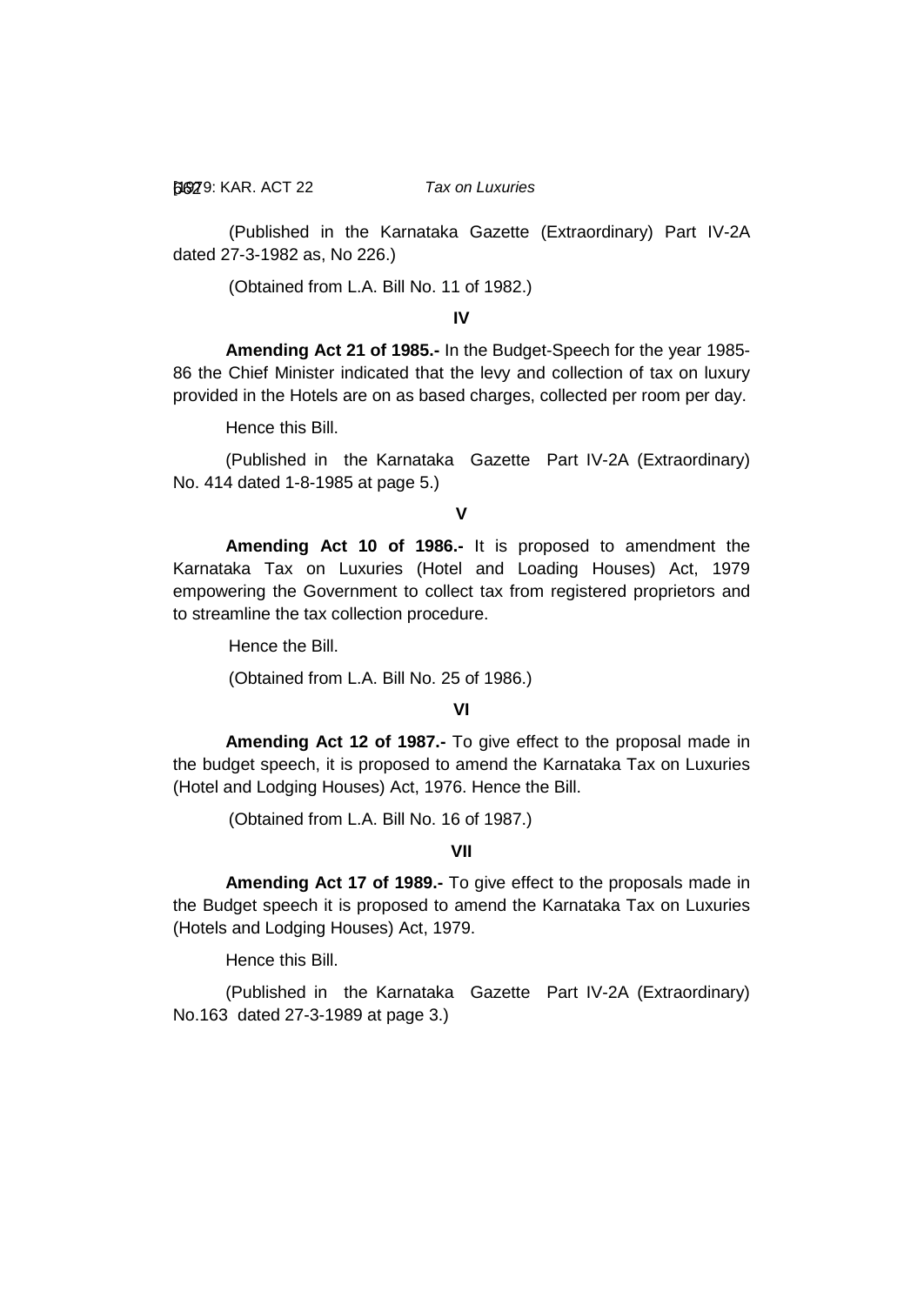(Published in the Karnataka Gazette (Extraordinary) Part IV-2A dated 27-3-1982 as, No 226.)

(Obtained from L.A. Bill No. 11 of 1982.)

**IV**

**Amending Act 21 of 1985.-** In the Budget-Speech for the year 1985-86 the Chief Minister indicated that the levy and collection of tax on luxury provided in the Hotels are on as based charges, collected per room per day.

Hence this Bill.

(Published in the Karnataka Gazette Part IV-2A (Extraordinary) No. 414 dated 1-8-1985 at page 5.)

**V**

**Amending Act 10 of 1986.-** It is proposed to amendment the Karnataka Tax on Luxuries (Hotel and Loading Houses) Act, 1979 empowering the Government to collect tax from registered proprietors and to streamline the tax collection procedure.

Hence the Bill.

(Obtained from L.A. Bill No. 25 of 1986.)

**VI**

**Amending Act 12 of 1987.-** To give effect to the proposal made in the budget speech, it is proposed to amend the Karnataka Tax on Luxuries (Hotel and Lodging Houses) Act, 1976. Hence the Bill.

(Obtained from L.A. Bill No. 16 of 1987.)

**VII**

**Amending Act 17 of 1989.-** To give effect to the proposals made in the Budget speech it is proposed to amend the Karnataka Tax on Luxuries (Hotels and Lodging Houses) Act, 1979.

Hence this Bill.

(Published in the Karnataka Gazette Part IV-2A (Extraordinary) No.163 dated 27-3-1989 at page 3.)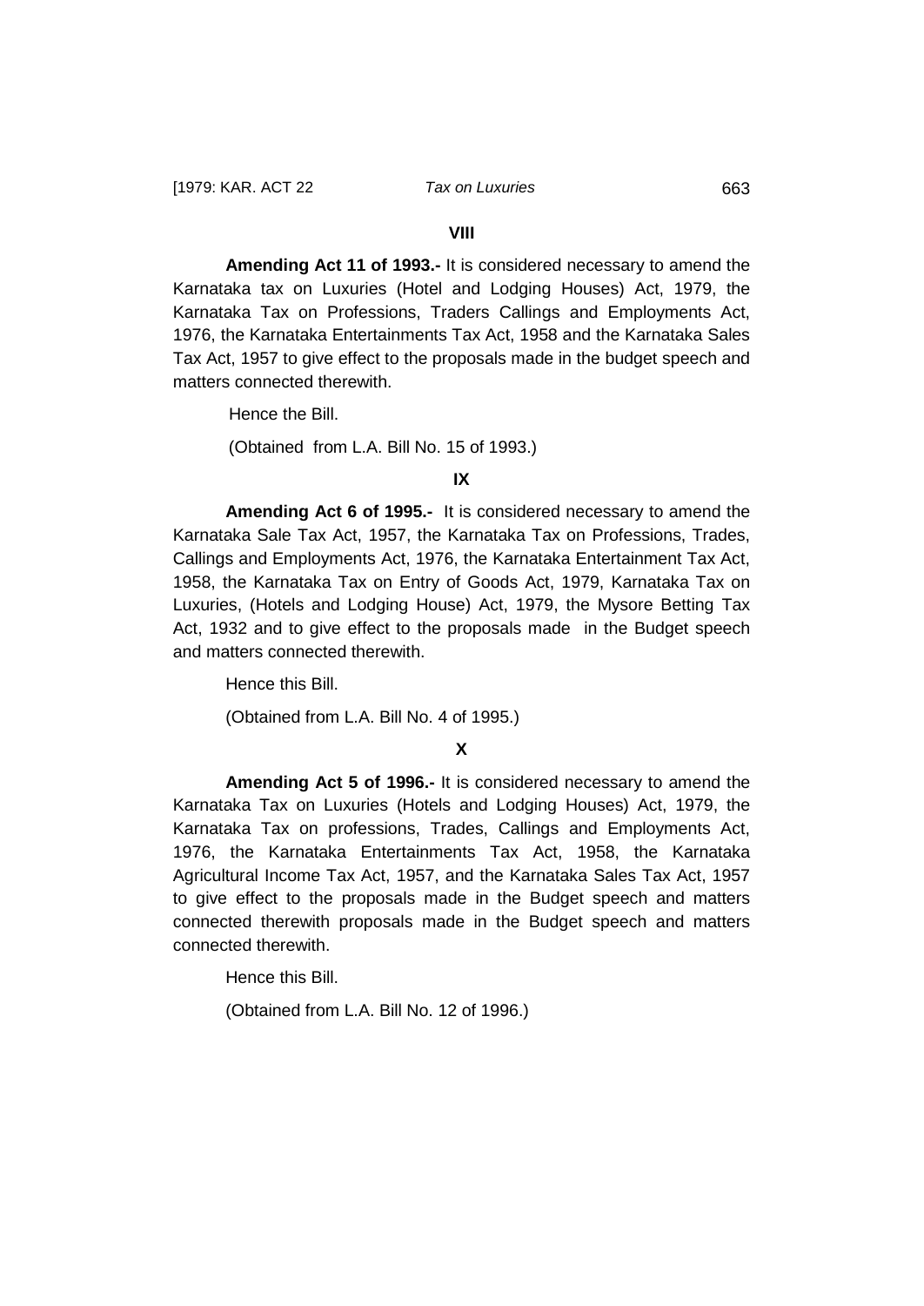**VIII**

**Amending Act 11 of 1993.-** It is considered necessary to amend the Karnataka tax on Luxuries (Hotel and Lodging Houses) Act, 1979, the Karnataka Tax on Professions, Traders Callings and Employments Act, 1976, the Karnataka Entertainments Tax Act, 1958 and the Karnataka Sales Tax Act, 1957 to give effect to the proposals made in the budget speech and matters connected therewith.

Hence the Bill.

(Obtained from L.A. Bill No. 15 of 1993.)

**IX**

**Amending Act 6 of 1995.-** It is considered necessary to amend the Karnataka Sale Tax Act, 1957, the Karnataka Tax on Professions, Trades, Callings and Employments Act, 1976, the Karnataka Entertainment Tax Act, 1958, the Karnataka Tax on Entry of Goods Act, 1979, Karnataka Tax on Luxuries, (Hotels and Lodging House) Act, 1979, the Mysore Betting Tax Act, 1932 and to give effect to the proposals made in the Budget speech and matters connected therewith.

Hence this Bill.

(Obtained from L.A. Bill No. 4 of 1995.)

**X**

**Amending Act 5 of 1996.-** It is considered necessary to amend the Karnataka Tax on Luxuries (Hotels and Lodging Houses) Act, 1979, the Karnataka Tax on professions, Trades, Callings and Employments Act, 1976, the Karnataka Entertainments Tax Act, 1958, the Karnataka Agricultural Income Tax Act, 1957, and the Karnataka Sales Tax Act, 1957 to give effect to the proposals made in the Budget speech and matters connected therewith proposals made in the Budget speech and matters connected therewith.

Hence this Bill.

(Obtained from L.A. Bill No. 12 of 1996.)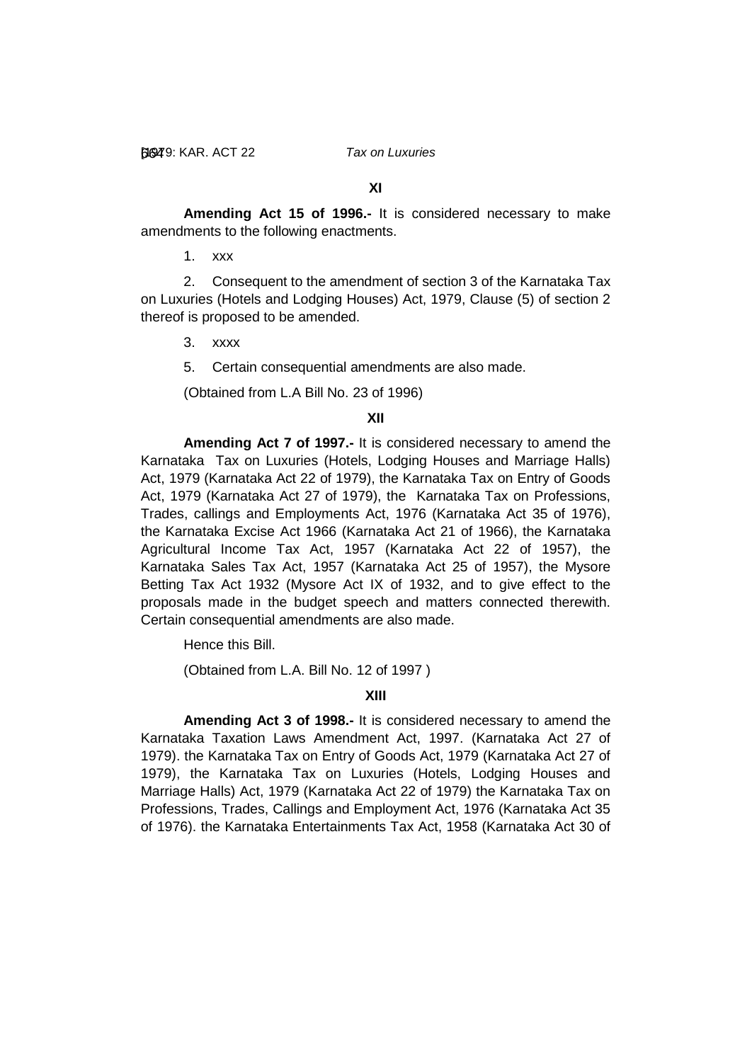**XI**

**Amending Act 15 of 1996.-** It is considered necessary to make amendments to the following enactments.

1. xxx

2. Consequent to the amendment of section 3 of the Karnataka Tax on Luxuries (Hotels and Lodging Houses) Act, 1979, Clause (5) of section 2 thereof is proposed to be amended.

3. xxxx

5. Certain consequential amendments are also made.

(Obtained from L.A Bill No. 23 of 1996)

**XII**

**Amending Act 7 of 1997.-** It is considered necessary to amend the Karnataka Tax on Luxuries (Hotels, Lodging Houses and Marriage Halls) Act, 1979 (Karnataka Act 22 of 1979), the Karnataka Tax on Entry of Goods Act, 1979 (Karnataka Act 27 of 1979), the Karnataka Tax on Professions, Trades, callings and Employments Act, 1976 (Karnataka Act 35 of 1976), the Karnataka Excise Act 1966 (Karnataka Act 21 of 1966), the Karnataka Agricultural Income Tax Act, 1957 (Karnataka Act 22 of 1957), the Karnataka Sales Tax Act, 1957 (Karnataka Act 25 of 1957), the Mysore Betting Tax Act 1932 (Mysore Act IX of 1932, and to give effect to the proposals made in the budget speech and matters connected therewith. Certain consequential amendments are also made.

Hence this Bill.

(Obtained from L.A. Bill No. 12 of 1997 )

**XIII**

**Amending Act 3 of 1998.-** It is considered necessary to amend the Karnataka Taxation Laws Amendment Act, 1997. (Karnataka Act 27 of 1979). the Karnataka Tax on Entry of Goods Act, 1979 (Karnataka Act 27 of 1979), the Karnataka Tax on Luxuries (Hotels, Lodging Houses and Marriage Halls) Act, 1979 (Karnataka Act 22 of 1979) the Karnataka Tax on Professions, Trades, Callings and Employment Act, 1976 (Karnataka Act 35 of 1976). the Karnataka Entertainments Tax Act, 1958 (Karnataka Act 30 of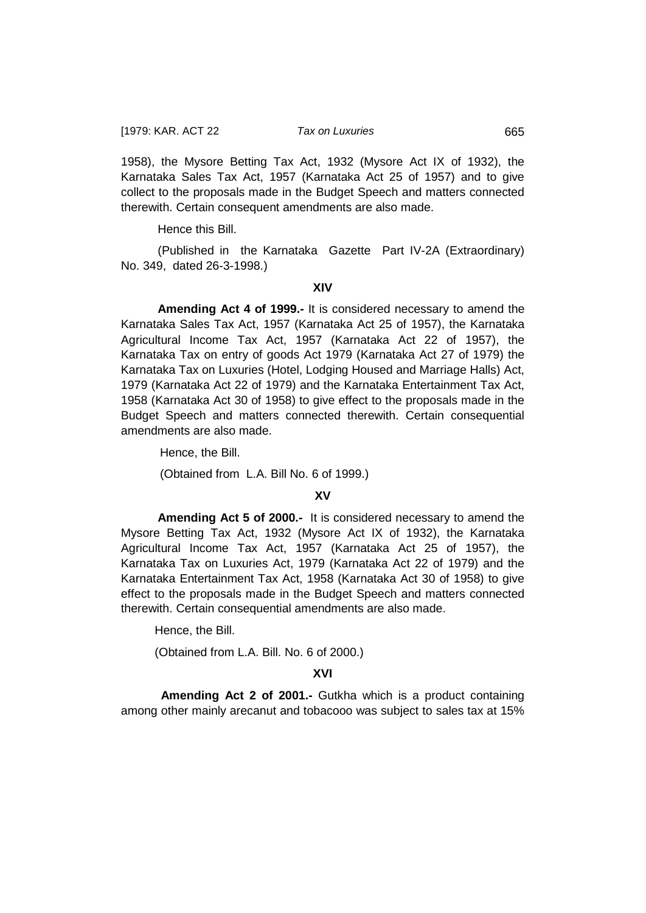1958), the Mysore Betting Tax Act, 1932 (Mysore Act IX of 1932), the Karnataka Sales Tax Act, 1957 (Karnataka Act 25 of 1957) and to give collect to the proposals made in the Budget Speech and matters connected therewith. Certain consequent amendments are also made.

Hence this Bill.

(Published in the Karnataka Gazette Part IV-2A (Extraordinary) No. 349, dated 26-3-1998.)

**XIV**

**Amending Act 4 of 1999.-** It is considered necessary to amend the Karnataka Sales Tax Act, 1957 (Karnataka Act 25 of 1957), the Karnataka Agricultural Income Tax Act, 1957 (Karnataka Act 22 of 1957), the Karnataka Tax on entry of goods Act 1979 (Karnataka Act 27 of 1979) the Karnataka Tax on Luxuries (Hotel, Lodging Housed and Marriage Halls) Act, 1979 (Karnataka Act 22 of 1979) and the Karnataka Entertainment Tax Act, 1958 (Karnataka Act 30 of 1958) to give effect to the proposals made in the Budget Speech and matters connected therewith. Certain consequential amendments are also made.

Hence, the Bill.

(Obtained from L.A. Bill No. 6 of 1999.)

**XV**

**Amending Act 5 of 2000.-** It is considered necessary to amend the Mysore Betting Tax Act, 1932 (Mysore Act IX of 1932), the Karnataka Agricultural Income Tax Act, 1957 (Karnataka Act 25 of 1957), the Karnataka Tax on Luxuries Act, 1979 (Karnataka Act 22 of 1979) and the Karnataka Entertainment Tax Act, 1958 (Karnataka Act 30 of 1958) to give effect to the proposals made in the Budget Speech and matters connected therewith. Certain consequential amendments are also made.

Hence, the Bill.

(Obtained from L.A. Bill. No. 6 of 2000.)

**XVI**

**Amending Act 2 of 2001.-** Gutkha which is a product containing among other mainly arecanut and tobacooo was subject to sales tax at 15%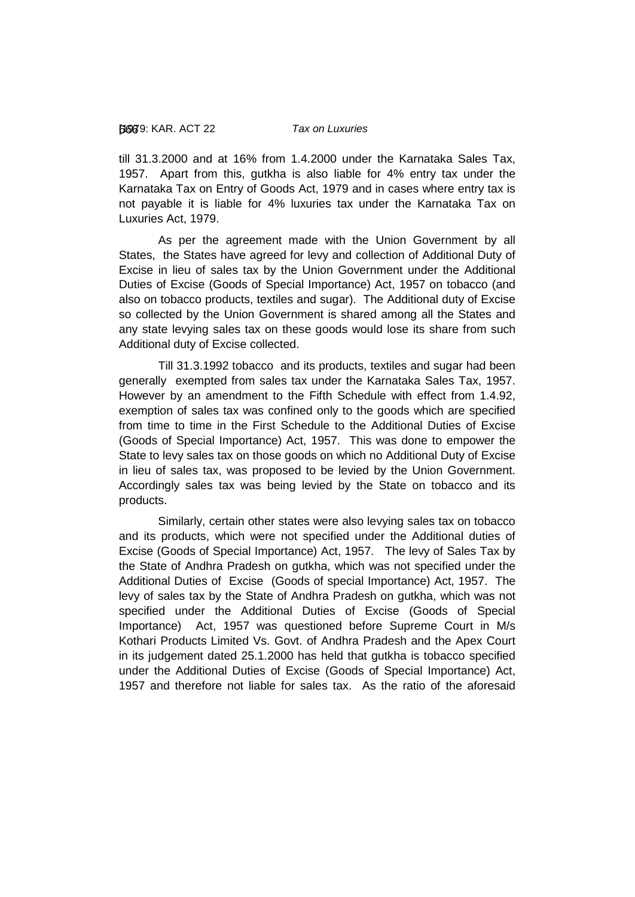till 31.3.2000 and at 16% from 1.4.2000 under the Karnataka Sales Tax, 1957. Apart from this, gutkha is also liable for 4% entry tax under the Karnataka Tax on Entry of Goods Act, 1979 and in cases where entry tax is not payable it is liable for 4% luxuries tax under the Karnataka Tax on Luxuries Act, 1979.

As per the agreement made with the Union Government by all States, the States have agreed for levy and collection of Additional Duty of Excise in lieu of sales tax by the Union Government under the Additional Duties of Excise (Goods of Special Importance) Act, 1957 on tobacco (and also on tobacco products, textiles and sugar). The Additional duty of Excise so collected by the Union Government is shared among all the States and any state levying sales tax on these goods would lose its share from such Additional duty of Excise collected.

Till 31.3.1992 tobacco and its products, textiles and sugar had been generally exempted from sales tax under the Karnataka Sales Tax, 1957. However by an amendment to the Fifth Schedule with effect from 1.4.92, exemption of sales tax was confined only to the goods which are specified from time to time in the First Schedule to the Additional Duties of Excise (Goods of Special Importance) Act, 1957. This was done to empower the State to levy sales tax on those goods on which no Additional Duty of Excise in lieu of sales tax, was proposed to be levied by the Union Government. Accordingly sales tax was being levied by the State on tobacco and its products.

Similarly, certain other states were also levying sales tax on tobacco and its products, which were not specified under the Additional duties of Excise (Goods of Special Importance) Act, 1957. The levy of Sales Tax by the State of Andhra Pradesh on gutkha, which was not specified under the Additional Duties of Excise (Goods of special Importance) Act, 1957. The levy of sales tax by the State of Andhra Pradesh on gutkha, which was not specified under the Additional Duties of Excise (Goods of Special Importance) Act, 1957 was questioned before Supreme Court in M/s Kothari Products Limited Vs. Govt. of Andhra Pradesh and the Apex Court in its judgement dated 25.1.2000 has held that gutkha is tobacco specified under the Additional Duties of Excise (Goods of Special Importance) Act, 1957 and therefore not liable for sales tax. As the ratio of the aforesaid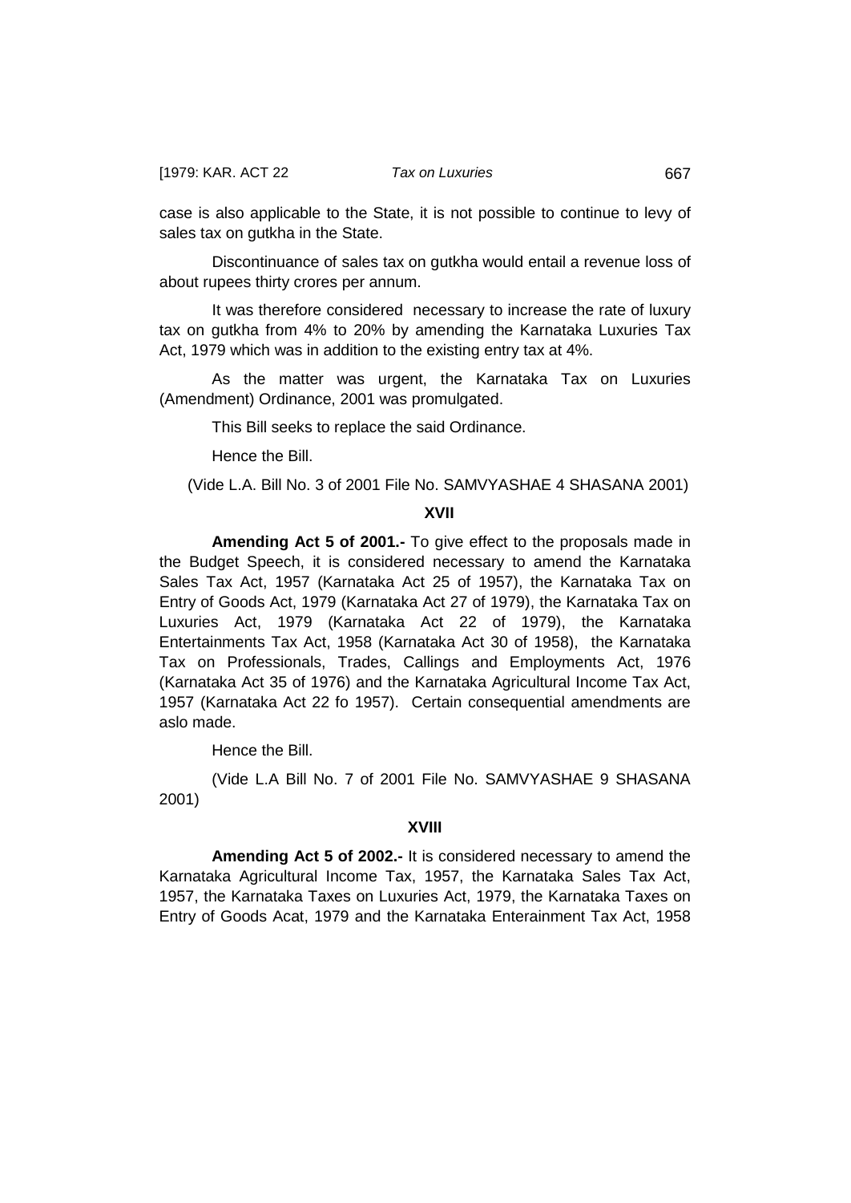case is also applicable to the State, it is not possible to continue to levy of sales tax on gutkha in the State.

Discontinuance of sales tax on gutkha would entail a revenue loss of about rupees thirty crores per annum.

It was therefore considered necessary to increase the rate of luxury tax on gutkha from 4% to 20% by amending the Karnataka Luxuries Tax Act, 1979 which was in addition to the existing entry tax at 4%.

As the matter was urgent, the Karnataka Tax on Luxuries (Amendment) Ordinance, 2001 was promulgated.

This Bill seeks to replace the said Ordinance.

Hence the Bill.

(Vide L.A. Bill No. 3 of 2001 File No. SAMVYASHAE 4 SHASANA 2001)

**XVII**

**Amending Act 5 of 2001.-** To give effect to the proposals made in the Budget Speech, it is considered necessary to amend the Karnataka Sales Tax Act, 1957 (Karnataka Act 25 of 1957), the Karnataka Tax on Entry of Goods Act, 1979 (Karnataka Act 27 of 1979), the Karnataka Tax on Luxuries Act, 1979 (Karnataka Act 22 of 1979), the Karnataka Entertainments Tax Act, 1958 (Karnataka Act 30 of 1958), the Karnataka Tax on Professionals, Trades, Callings and Employments Act, 1976 (Karnataka Act 35 of 1976) and the Karnataka Agricultural Income Tax Act, 1957 (Karnataka Act 22 fo 1957). Certain consequential amendments are aslo made.

Hence the Bill.

(Vide L.A Bill No. 7 of 2001 File No. SAMVYASHAE 9 SHASANA 2001)

**XVIII**

**Amending Act 5 of 2002.-** It is considered necessary to amend the Karnataka Agricultural Income Tax, 1957, the Karnataka Sales Tax Act, 1957, the Karnataka Taxes on Luxuries Act, 1979, the Karnataka Taxes on Entry of Goods Acat, 1979 and the Karnataka Enterainment Tax Act, 1958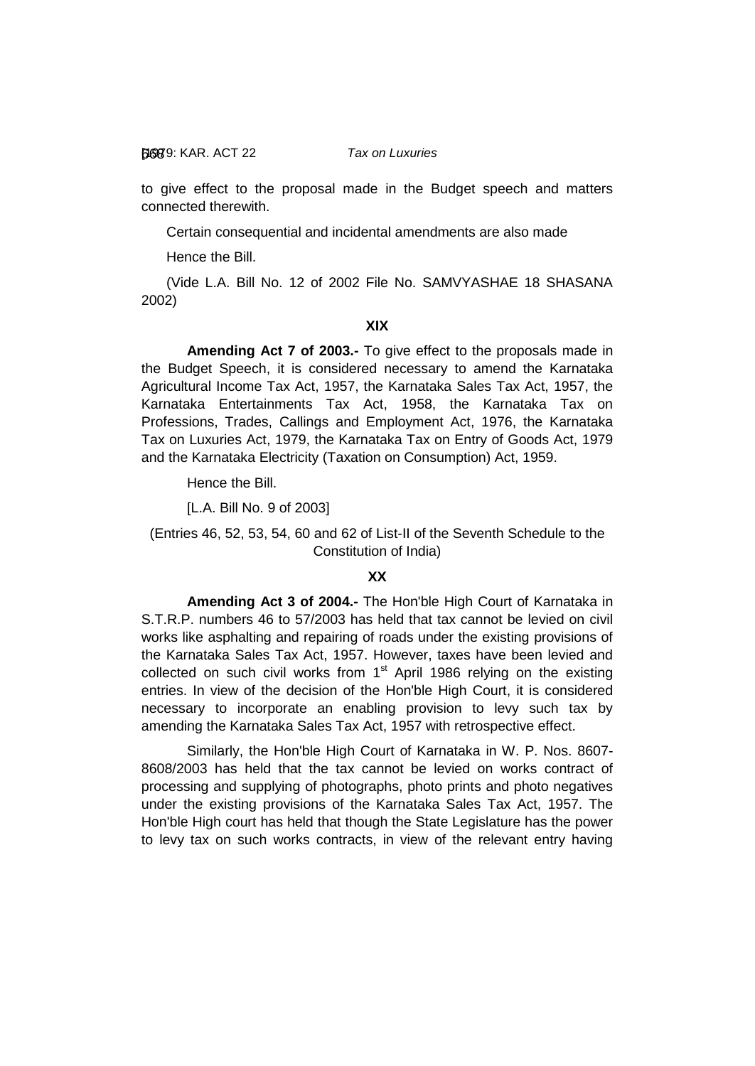to give effect to the proposal made in the Budget speech and matters connected therewith.

Certain consequential and incidental amendments are also made

Hence the Bill.

(Vide L.A. Bill No. 12 of 2002 File No. SAMVYASHAE 18 SHASANA 2002)

**XIX**

**Amending Act 7 of 2003.-** To give effect to the proposals made in the Budget Speech, it is considered necessary to amend the Karnataka Agricultural Income Tax Act, 1957, the Karnataka Sales Tax Act, 1957, the Karnataka Entertainments Tax Act, 1958, the Karnataka Tax on Professions, Trades, Callings and Employment Act, 1976, the Karnataka Tax on Luxuries Act, 1979, the Karnataka Tax on Entry of Goods Act, 1979 and the Karnataka Electricity (Taxation on Consumption) Act, 1959.

Hence the Bill.

[L.A. Bill No. 9 of 2003]

(Entries 46, 52, 53, 54, 60 and 62 of List-II of the Seventh Schedule to the Constitution of India)

**XX**

**Amending Act 3 of 2004.-** The Hon'ble High Court of Karnataka in S.T.R.P. numbers 46 to 57/2003 has held that tax cannot be levied on civil works like asphalting and repairing of roads under the existing provisions of the Karnataka Sales Tax Act, 1957. However, taxes have been levied and collected on such civil works from 1st April 1986 relying on the existing entries. In view of the decision of the Hon'ble High Court, it is considered necessary to incorporate an enabling provision to levy such tax by amending the Karnataka Sales Tax Act, 1957 with retrospective effect.

Similarly, the Hon'ble High Court of Karnataka in W. P. Nos. 8607-8608/2003 has held that the tax cannot be levied on works contract of processing and supplying of photographs, photo prints and photo negatives under the existing provisions of the Karnataka Sales Tax Act, 1957. The Hon'ble High court has held that though the State Legislature has the power to levy tax on such works contracts, in view of the relevant entry having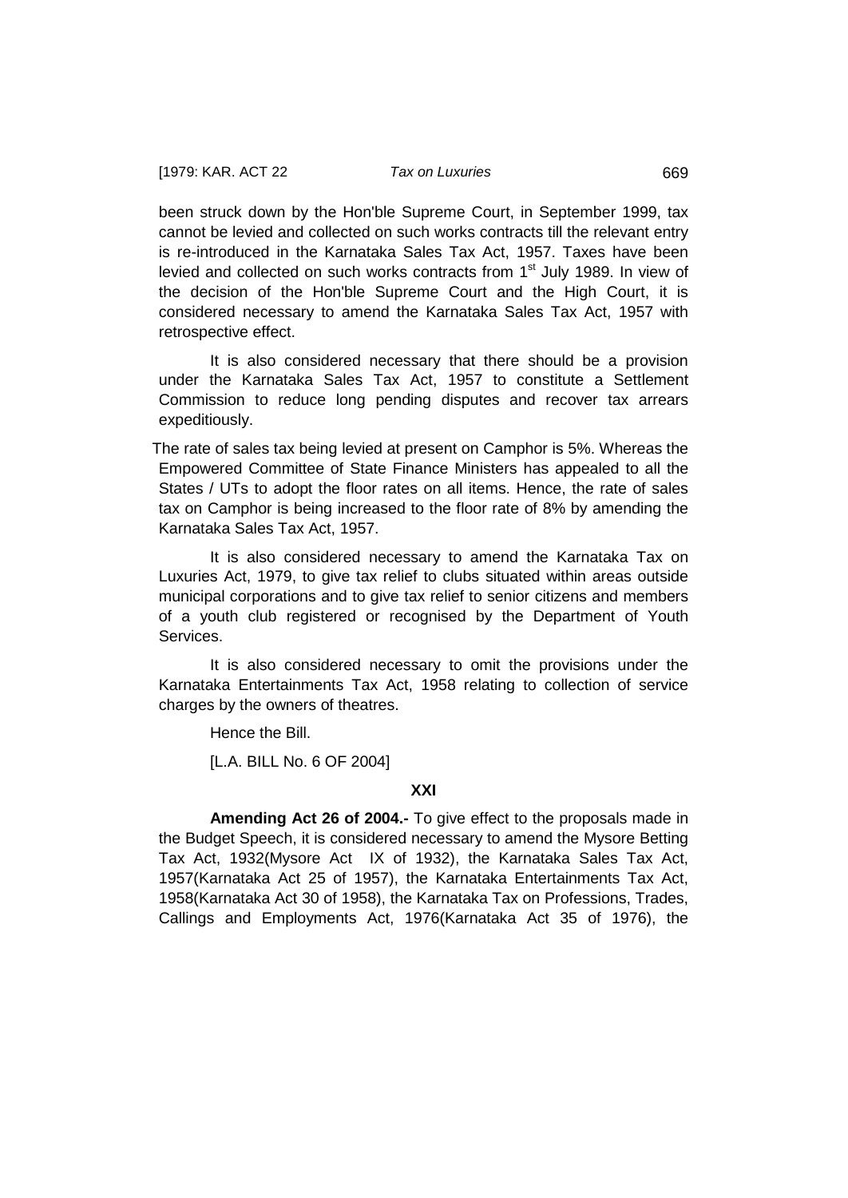been struck down by the Hon'ble Supreme Court, in September 1999, tax cannot be levied and collected on such works contracts till the relevant entry is re-introduced in the Karnataka Sales Tax Act, 1957. Taxes have been levied and collected on such works contracts from 1st July 1989. In view of the decision of the Hon'ble Supreme Court and the High Court, it is considered necessary to amend the Karnataka Sales Tax Act, 1957 with retrospective effect.

It is also considered necessary that there should be a provision under the Karnataka Sales Tax Act, 1957 to constitute a Settlement Commission to reduce long pending disputes and recover tax arrears expeditiously.

The rate of sales tax being levied at present on Camphor is 5%. Whereas the Empowered Committee of State Finance Ministers has appealed to all the States / UTs to adopt the floor rates on all items. Hence, the rate of sales tax on Camphor is being increased to the floor rate of 8% by amending the Karnataka Sales Tax Act, 1957.

It is also considered necessary to amend the Karnataka Tax on Luxuries Act, 1979, to give tax relief to clubs situated within areas outside municipal corporations and to give tax relief to senior citizens and members of a youth club registered or recognised by the Department of Youth Services.

It is also considered necessary to omit the provisions under the Karnataka Entertainments Tax Act, 1958 relating to collection of service charges by the owners of theatres.

Hence the Bill.

[L.A. BILL No. 6 OF 2004]

**XXI**

**Amending Act 26 of 2004.-** To give effect to the proposals made in the Budget Speech, it is considered necessary to amend the Mysore Betting Tax Act, 1932(Mysore Act IX of 1932), the Karnataka Sales Tax Act, 1957(Karnataka Act 25 of 1957), the Karnataka Entertainments Tax Act, 1958(Karnataka Act 30 of 1958), the Karnataka Tax on Professions, Trades, Callings and Employments Act, 1976(Karnataka Act 35 of 1976), the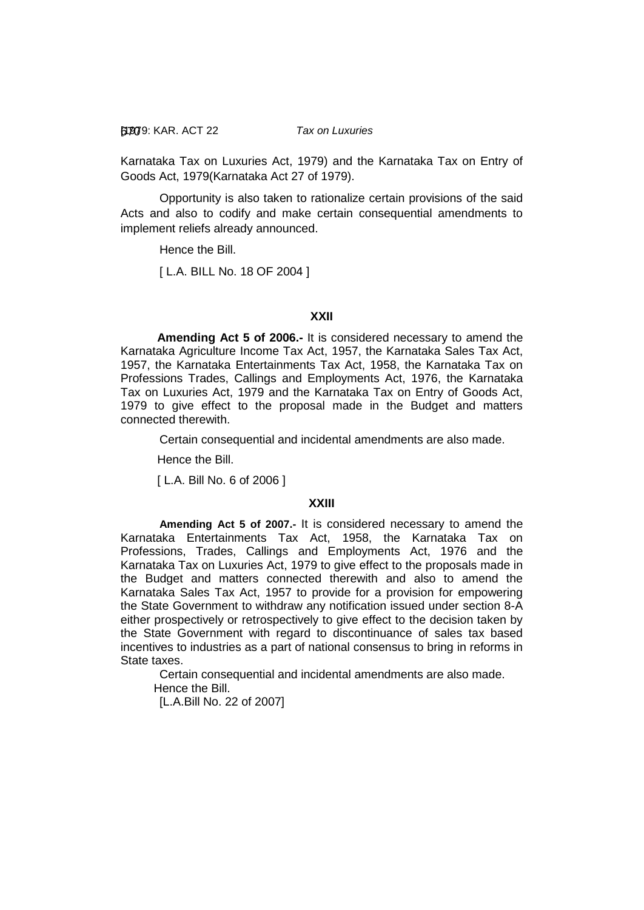Karnataka Tax on Luxuries Act, 1979) and the Karnataka Tax on Entry of Goods Act, 1979(Karnataka Act 27 of 1979).

Opportunity is also taken to rationalize certain provisions of the said Acts and also to codify and make certain consequential amendments to implement reliefs already announced.

Hence the Bill.

[ L.A. BILL No. 18 OF 2004 ]

**XXII**

**Amending Act 5 of 2006.-** It is considered necessary to amend the Karnataka Agriculture Income Tax Act, 1957, the Karnataka Sales Tax Act, 1957, the Karnataka Entertainments Tax Act, 1958, the Karnataka Tax on Professions Trades, Callings and Employments Act, 1976, the Karnataka Tax on Luxuries Act, 1979 and the Karnataka Tax on Entry of Goods Act, 1979 to give effect to the proposal made in the Budget and matters connected therewith.

Certain consequential and incidental amendments are also made.

Hence the Bill.

[ L.A. Bill No. 6 of 2006 ]

**XXIII**

**Amending Act 5 of 2007.-** It is considered necessary to amend the Karnataka Entertainments Tax Act, 1958, the Karnataka Tax on Professions, Trades, Callings and Employments Act, 1976 and the Karnataka Tax on Luxuries Act, 1979 to give effect to the proposals made in the Budget and matters connected therewith and also to amend the Karnataka Sales Tax Act, 1957 to provide for a provision for empowering the State Government to withdraw any notification issued under section 8-A either prospectively or retrospectively to give effect to the decision taken by the State Government with regard to discontinuance of sales tax based incentives to industries as a part of national consensus to bring in reforms in State taxes.

Certain consequential and incidental amendments are also made.

Hence the Bill.

[L.A.Bill No. 22 of 2007]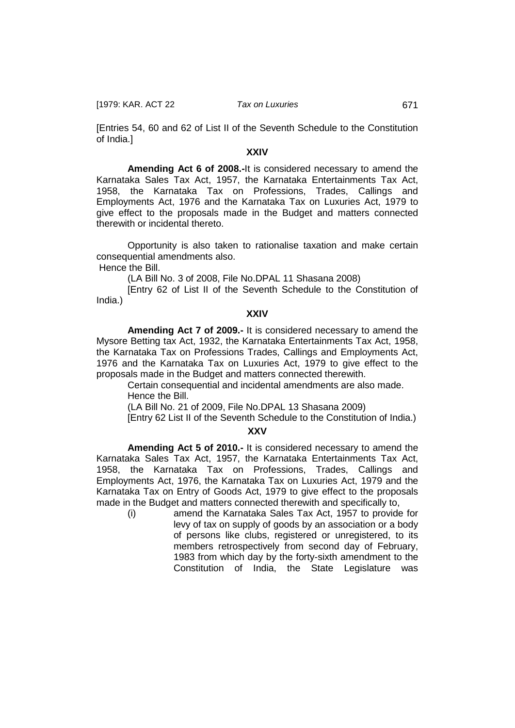[Entries 54, 60 and 62 of List II of the Seventh Schedule to the Constitution of India.]

**XXIV**

**Amending Act 6 of 2008.-**It is considered necessary to amend the Karnataka Sales Tax Act, 1957, the Karnataka Entertainments Tax Act, 1958, the Karnataka Tax on Professions, Trades, Callings and Employments Act, 1976 and the Karnataka Tax on Luxuries Act, 1979 to give effect to the proposals made in the Budget and matters connected therewith or incidental thereto.

Opportunity is also taken to rationalise taxation and make certain consequential amendments also.

Hence the Bill.

(LA Bill No. 3 of 2008, File No.DPAL 11 Shasana 2008)

[Entry 62 of List II of the Seventh Schedule to the Constitution of India.)

**XXIV**

**Amending Act 7 of 2009.-** It is considered necessary to amend the Mysore Betting tax Act, 1932, the Karnataka Entertainments Tax Act, 1958, the Karnataka Tax on Professions Trades, Callings and Employments Act, 1976 and the Karnataka Tax on Luxuries Act, 1979 to give effect to the proposals made in the Budget and matters connected therewith.

Certain consequential and incidental amendments are also made.

Hence the Bill.

(LA Bill No. 21 of 2009, File No.DPAL 13 Shasana 2009)

[Entry 62 List II of the Seventh Schedule to the Constitution of India.)

**XXV**

**Amending Act 5 of 2010.-** It is considered necessary to amend the Karnataka Sales Tax Act, 1957, the Karnataka Entertainments Tax Act, 1958, the Karnataka Tax on Professions, Trades, Callings and Employments Act, 1976, the Karnataka Tax on Luxuries Act, 1979 and the Karnataka Tax on Entry of Goods Act, 1979 to give effect to the proposals made in the Budget and matters connected therewith and specifically to,

(i) amend the Karnataka Sales Tax Act, 1957 to provide for levy of tax on supply of goods by an association or a body of persons like clubs, registered or unregistered, to its members retrospectively from second day of February, 1983 from which day by the forty-sixth amendment to the Constitution of India, the State Legislature was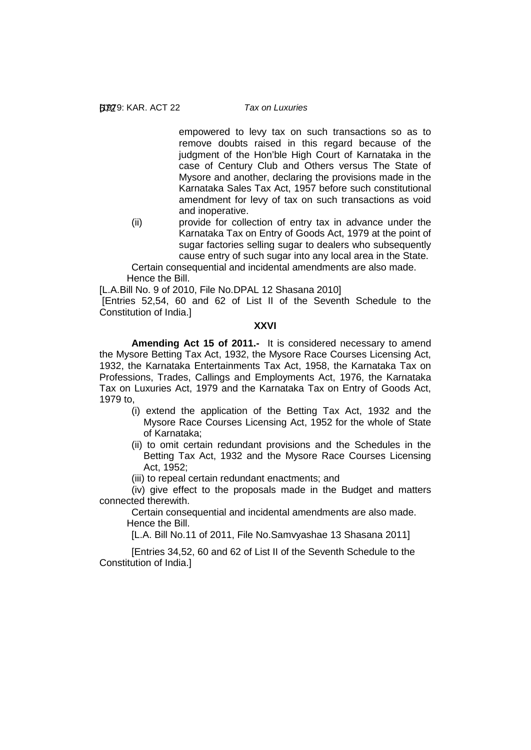empowered to levy tax on such transactions so as to remove doubts raised in this regard because of the judgment of the Hon'ble High Court of Karnataka in the case of Century Club and Others versus The State of Mysore and another, declaring the provisions made in the Karnataka Sales Tax Act, 1957 before such constitutional amendment for levy of tax on such transactions as void and inoperative.

(ii) provide for collection of entry tax in advance under the Karnataka Tax on Entry of Goods Act, 1979 at the point of sugar factories selling sugar to dealers who subsequently cause entry of such sugar into any local area in the State.

Certain consequential and incidental amendments are also made.

Hence the Bill.

[L.A.Bill No. 9 of 2010, File No.DPAL 12 Shasana 2010]

[Entries 52,54, 60 and 62 of List II of the Seventh Schedule to the Constitution of India.]

**XXVI**

**Amending Act 15 of 2011.-** It is considered necessary to amend the Mysore Betting Tax Act, 1932, the Mysore Race Courses Licensing Act, 1932, the Karnataka Entertainments Tax Act, 1958, the Karnataka Tax on Professions, Trades, Callings and Employments Act, 1976, the Karnataka Tax on Luxuries Act, 1979 and the Karnataka Tax on Entry of Goods Act, 1979 to,

(i) extend the application of the Betting Tax Act, 1932 and the Mysore Race Courses Licensing Act, 1952 for the whole of State of Karnataka;

(ii) to omit certain redundant provisions and the Schedules in the Betting Tax Act, 1932 and the Mysore Race Courses Licensing Act, 1952;

(iii) to repeal certain redundant enactments; and

(iv) give effect to the proposals made in the Budget and matters connected therewith.

Certain consequential and incidental amendments are also made.

Hence the Bill.

[L.A. Bill No.11 of 2011, File No.Samvyashae 13 Shasana 2011]

[Entries 34,52, 60 and 62 of List II of the Seventh Schedule to the Constitution of India.]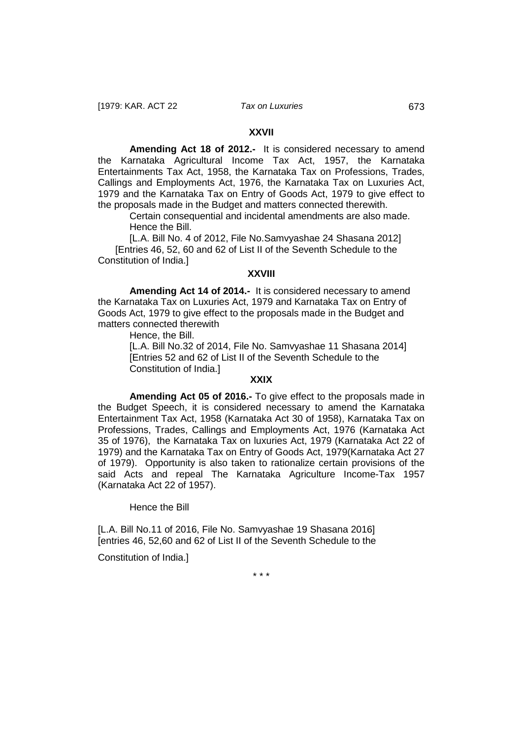**XXVII**

**Amending Act 18 of 2012.-** It is considered necessary to amend the Karnataka Agricultural Income Tax Act, 1957, the Karnataka Entertainments Tax Act, 1958, the Karnataka Tax on Professions, Trades, Callings and Employments Act, 1976, the Karnataka Tax on Luxuries Act, 1979 and the Karnataka Tax on Entry of Goods Act, 1979 to give effect to the proposals made in the Budget and matters connected therewith.

Certain consequential and incidental amendments are also made.

Hence the Bill.

[L.A. Bill No. 4 of 2012, File No.Samvyashae 24 Shasana 2012]

[Entries 46, 52, 60 and 62 of List II of the Seventh Schedule to the Constitution of India.]

**XXVIII**

**Amending Act 14 of 2014.-** It is considered necessary to amend the Karnataka Tax on Luxuries Act, 1979 and Karnataka Tax on Entry of Goods Act, 1979 to give effect to the proposals made in the Budget and matters connected therewith

Hence, the Bill.

[L.A. Bill No.32 of 2014, File No. Samvyashae 11 Shasana 2014]

[Entries 52 and 62 of List II of the Seventh Schedule to the Constitution of India.]

**XXIX**

**Amending Act 05 of 2016.-** To give effect to the proposals made in the Budget Speech, it is considered necessary to amend the Karnataka Entertainment Tax Act, 1958 (Karnataka Act 30 of 1958), Karnataka Tax on Professions, Trades, Callings and Employments Act, 1976 (Karnataka Act 35 of 1976), the Karnataka Tax on luxuries Act, 1979 (Karnataka Act 22 of 1979) and the Karnataka Tax on Entry of Goods Act, 1979(Karnataka Act 27 of 1979). Opportunity is also taken to rationalize certain provisions of the said Acts and repeal The Karnataka Agriculture Income-Tax 1957 (Karnataka Act 22 of 1957).

Hence the Bill

[L.A. Bill No.11 of 2016, File No. Samvyashae 19 Shasana 2016]
[entries 46, 52,60 and 62 of List II of the Seventh Schedule to the Constitution of India.]

\* \* \*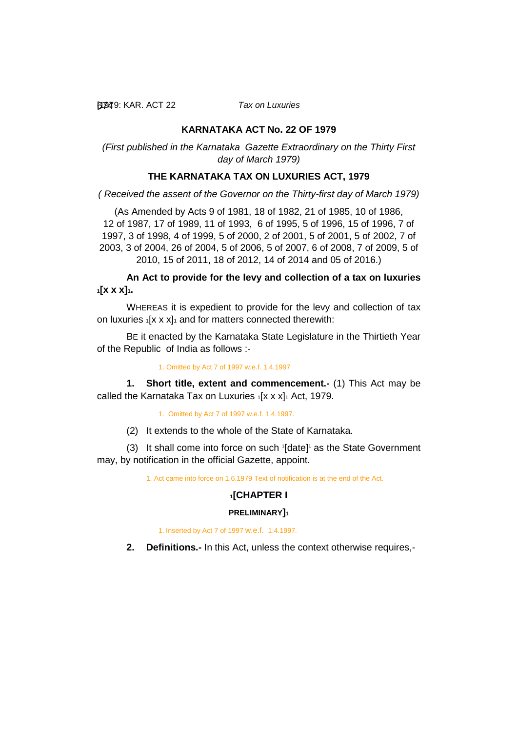# KARNATAKA ACT No. 22 OF 1979

*(First published in the Karnataka Gazette Extraordinary on the Thirty First day of March 1979)*

## THE KARNATAKA TAX ON LUXURIES ACT, 1979

*( Received the assent of the Governor on the Thirty-first day of March 1979)*

(As Amended by Acts 9 of 1981, 18 of 1982, 21 of 1985, 10 of 1986, 12 of 1987, 17 of 1989, 11 of 1993, 6 of 1995, 5 of 1996, 15 of 1996, 7 of 1997, 3 of 1998, 4 of 1999, 5 of 2000, 2 of 2001, 5 of 2001, 5 of 2002, 7 of 2003, 3 of 2004, 26 of 2004, 5 of 2006, 5 of 2007, 6 of 2008, 7 of 2009, 5 of 2010, 15 of 2011, 18 of 2012, 14 of 2014 and 05 of 2016.)

**An Act to provide for the levy and collection of a tax on luxuries [1][x x x][1].**

WHEREAS it is expedient to provide for the levy and collection of tax on luxuries [1][x x x][1] and for matters connected therewith:

BE it enacted by the Karnataka State Legislature in the Thirtieth Year of the Republic of India as follows :-

1. Omitted by Act 7 of 1997 w.e.f. 1.4.1997

**1. Short title, extent and commencement.-** (1) This Act may be called the Karnataka Tax on Luxuries [1][x x x][1] Act, 1979.

1. Omitted by Act 7 of 1997 w.e.f. 1.4.1997.

(2) It extends to the whole of the State of Karnataka.

(3) It shall come into force on such [1][date][1] as the State Government may, by notification in the official Gazette, appoint.

1. Act came into force on 1.6.1979 Text of notification is at the end of the Act.

## [1][CHAPTER I

### PRELIMINARY][1]

1. Inserted by Act 7 of 1997 w.e.f. 1.4.1997.

**2. Definitions.-** In this Act, unless the context otherwise requires,-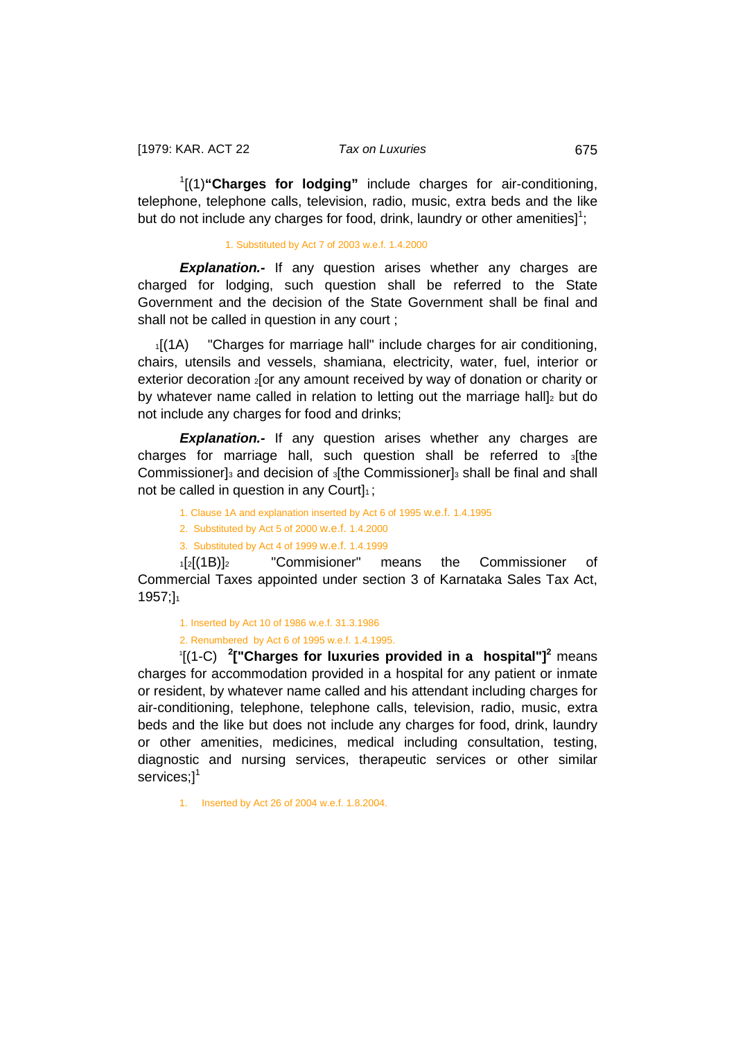[1][(1)**"Charges for lodging"** include charges for air-conditioning, telephone, telephone calls, television, radio, music, extra beds and the like but do not include any charges for food, drink, laundry or other amenities][1];

1. Substituted by Act 7 of 2003 w.e.f. 1.4.2000

***Explanation.-*** If any question arises whether any charges are charged for lodging, such question shall be referred to the State Government and the decision of the State Government shall be final and shall not be called in question in any court ;

[1][(1A) "Charges for marriage hall" include charges for air conditioning, chairs, utensils and vessels, shamiana, electricity, water, fuel, interior or exterior decoration [2][or any amount received by way of donation or charity or by whatever name called in relation to letting out the marriage hall][2] but do not include any charges for food and drinks;

***Explanation.-*** If any question arises whether any charges are charges for marriage hall, such question shall be referred to [3][the Commissioner][3] and decision of [3][the Commissioner][3] shall be final and shall not be called in question in any Court][1] ;

1. Clause 1A and explanation inserted by Act 6 of 1995 w.e.f. 1.4.1995
2. Substituted by Act 5 of 2000 w.e.f. 1.4.2000
3. Substituted by Act 4 of 1999 w.e.f. 1.4.1999

[1][[2][(1B)][2] "Commisioner" means the Commissioner of Commercial Taxes appointed under section 3 of Karnataka Sales Tax Act, 1957;][1]

1. Inserted by Act 10 of 1986 w.e.f. 31.3.1986
2. Renumbered by Act 6 of 1995 w.e.f. 1.4.1995.

[1][(1-C) [2]**["Charges for luxuries provided in a hospital"]**[2] means charges for accommodation provided in a hospital for any patient or inmate or resident, by whatever name called and his attendant including charges for air-conditioning, telephone, telephone calls, television, radio, music, extra beds and the like but does not include any charges for food, drink, laundry or other amenities, medicines, medical including consultation, testing, diagnostic and nursing services, therapeutic services or other similar services;][1]

1. Inserted by Act 26 of 2004 w.e.f. 1.8.2004.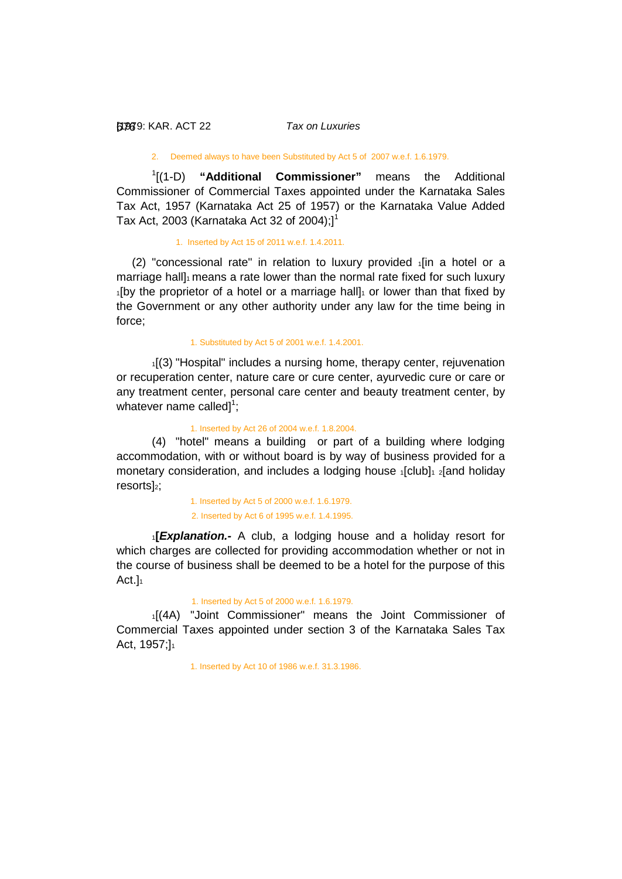2. Deemed always to have been Substituted by Act 5 of 2007 w.e.f. 1.6.1979.

[1][(1-D) **"Additional Commissioner"** means the Additional Commissioner of Commercial Taxes appointed under the Karnataka Sales Tax Act, 1957 (Karnataka Act 25 of 1957) or the Karnataka Value Added Tax Act, 2003 (Karnataka Act 32 of 2004);][1]

1. Inserted by Act 15 of 2011 w.e.f. 1.4.2011.

(2) "concessional rate" in relation to luxury provided [1][in a hotel or a marriage hall][1] means a rate lower than the normal rate fixed for such luxury [1][by the proprietor of a hotel or a marriage hall][1] or lower than that fixed by the Government or any other authority under any law for the time being in force;

1. Substituted by Act 5 of 2001 w.e.f. 1.4.2001.

[1][(3) "Hospital" includes a nursing home, therapy center, rejuvenation or recuperation center, nature care or cure center, ayurvedic cure or care or any treatment center, personal care center and beauty treatment center, by whatever name called][1];

1. Inserted by Act 26 of 2004 w.e.f. 1.8.2004.

(4) "hotel" means a building or part of a building where lodging accommodation, with or without board is by way of business provided for a monetary consideration, and includes a lodging house [1][club][1] [2][and holiday resorts][2];

1. Inserted by Act 5 of 2000 w.e.f. 1.6.1979.

2. Inserted by Act 6 of 1995 w.e.f. 1.4.1995.

[1]**[*Explanation.-*** A club, a lodging house and a holiday resort for which charges are collected for providing accommodation whether or not in the course of business shall be deemed to be a hotel for the purpose of this Act.][1]

1. Inserted by Act 5 of 2000 w.e.f. 1.6.1979.

[1][(4A) "Joint Commissioner" means the Joint Commissioner of Commercial Taxes appointed under section 3 of the Karnataka Sales Tax Act, 1957;][1]

1. Inserted by Act 10 of 1986 w.e.f. 31.3.1986.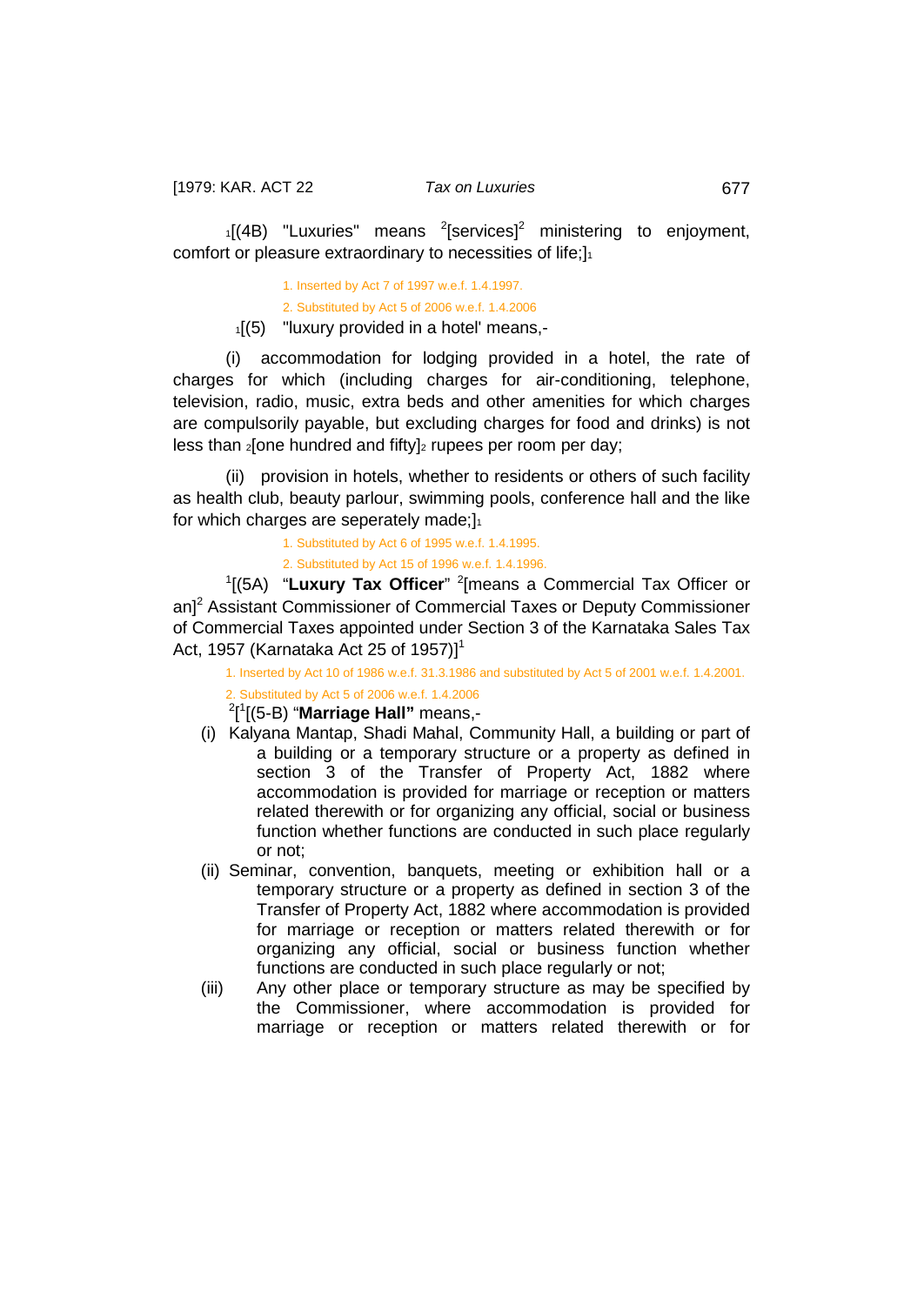[1][(4B) "Luxuries" means [2][services][2] ministering to enjoyment, comfort or pleasure extraordinary to necessities of life;][1]

1. Inserted by Act 7 of 1997 w.e.f. 1.4.1997.

2. Substituted by Act 5 of 2006 w.e.f. 1.4.2006

[1][(5) "luxury provided in a hotel' means,-

(i) accommodation for lodging provided in a hotel, the rate of charges for which (including charges for air-conditioning, telephone, television, radio, music, extra beds and other amenities for which charges are compulsorily payable, but excluding charges for food and drinks) is not less than [2][one hundred and fifty][2] rupees per room per day;

(ii) provision in hotels, whether to residents or others of such facility as health club, beauty parlour, swimming pools, conference hall and the like for which charges are seperately made;][1]

1. Substituted by Act 6 of 1995 w.e.f. 1.4.1995.

2. Substituted by Act 15 of 1996 w.e.f. 1.4.1996.

[1][(5A) "**Luxury Tax Officer**" [2][means a Commercial Tax Officer or an][2] Assistant Commissioner of Commercial Taxes or Deputy Commissioner of Commercial Taxes appointed under Section 3 of the Karnataka Sales Tax Act, 1957 (Karnataka Act 25 of 1957)][1]

1. Inserted by Act 10 of 1986 w.e.f. 31.3.1986 and substituted by Act 5 of 2001 w.e.f. 1.4.2001.

2. Substituted by Act 5 of 2006 w.e.f. 1.4.2006

[2][[1][(5-B) "**Marriage Hall"** means,-

(i) Kalyana Mantap, Shadi Mahal, Community Hall, a building or part of a building or a temporary structure or a property as defined in section 3 of the Transfer of Property Act, 1882 where accommodation is provided for marriage or reception or matters related therewith or for organizing any official, social or business function whether functions are conducted in such place regularly or not;

(ii) Seminar, convention, banquets, meeting or exhibition hall or a temporary structure or a property as defined in section 3 of the Transfer of Property Act, 1882 where accommodation is provided for marriage or reception or matters related therewith or for organizing any official, social or business function whether functions are conducted in such place regularly or not;

(iii) Any other place or temporary structure as may be specified by the Commissioner, where accommodation is provided for marriage or reception or matters related therewith or for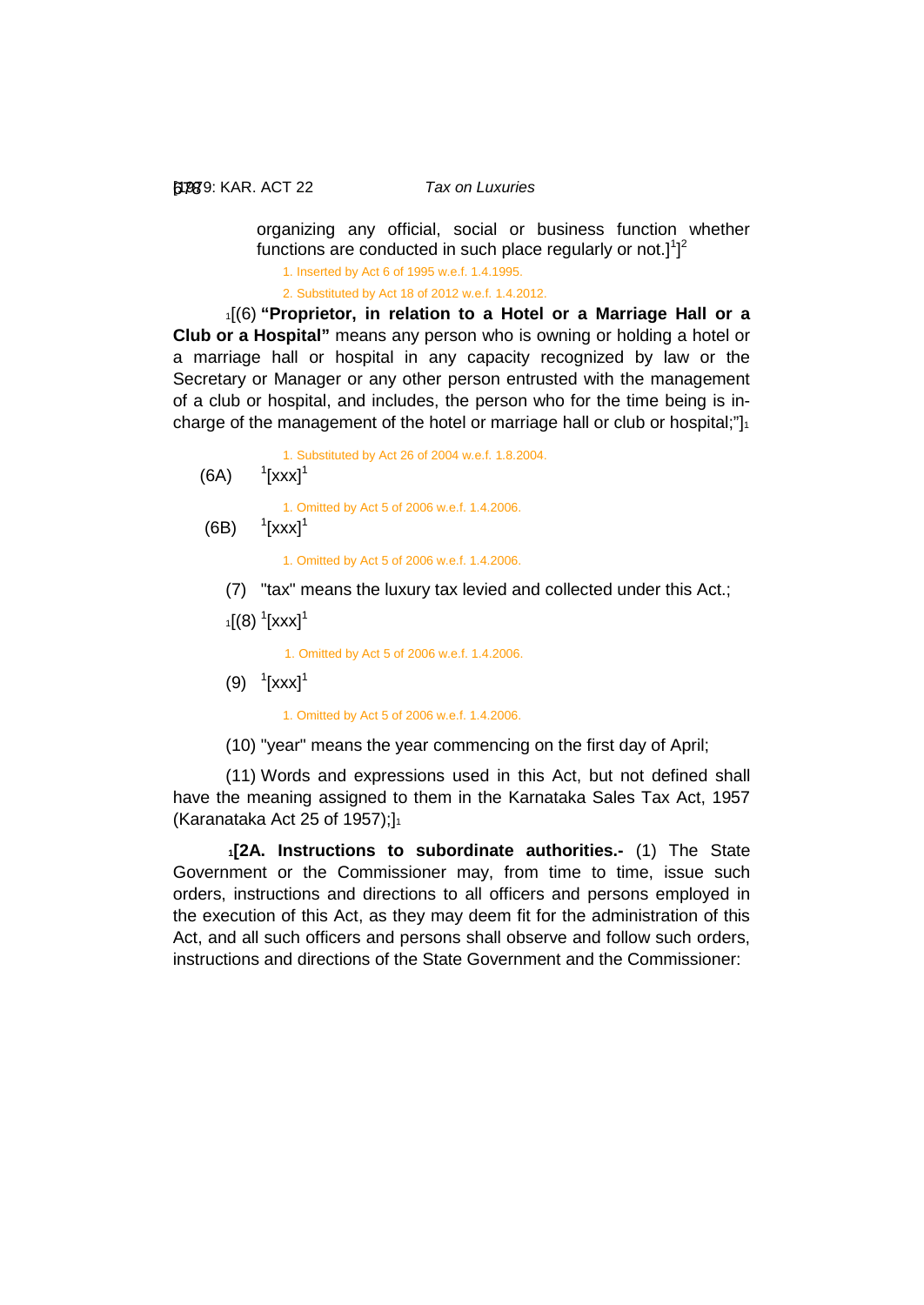organizing any official, social or business function whether functions are conducted in such place regularly or not.][1]][2]

1. Inserted by Act 6 of 1995 w.e.f. 1.4.1995.

2. Substituted by Act 18 of 2012 w.e.f. 1.4.2012.

[1][(6) **"Proprietor, in relation to a Hotel or a Marriage Hall or a Club or a Hospital"** means any person who is owning or holding a hotel or a marriage hall or hospital in any capacity recognized by law or the Secretary or Manager or any other person entrusted with the management of a club or hospital, and includes, the person who for the time being is in-charge of the management of the hotel or marriage hall or club or hospital;"][1]

1. Substituted by Act 26 of 2004 w.e.f. 1.8.2004.

(6A) [1][xxx][1]

1. Omitted by Act 5 of 2006 w.e.f. 1.4.2006.

(6B) [1][xxx][1]

1. Omitted by Act 5 of 2006 w.e.f. 1.4.2006.

(7) "tax" means the luxury tax levied and collected under this Act.;

[1][(8) [1][xxx][1]

1. Omitted by Act 5 of 2006 w.e.f. 1.4.2006.

(9) [1][xxx][1]

1. Omitted by Act 5 of 2006 w.e.f. 1.4.2006.

(10) "year" means the year commencing on the first day of April;

(11) Words and expressions used in this Act, but not defined shall have the meaning assigned to them in the Karnataka Sales Tax Act, 1957 (Karanataka Act 25 of 1957);][1]

[1]**[2A. Instructions to subordinate authorities.-** (1) The State Government or the Commissioner may, from time to time, issue such orders, instructions and directions to all officers and persons employed in the execution of this Act, as they may deem fit for the administration of this Act, and all such officers and persons shall observe and follow such orders, instructions and directions of the State Government and the Commissioner: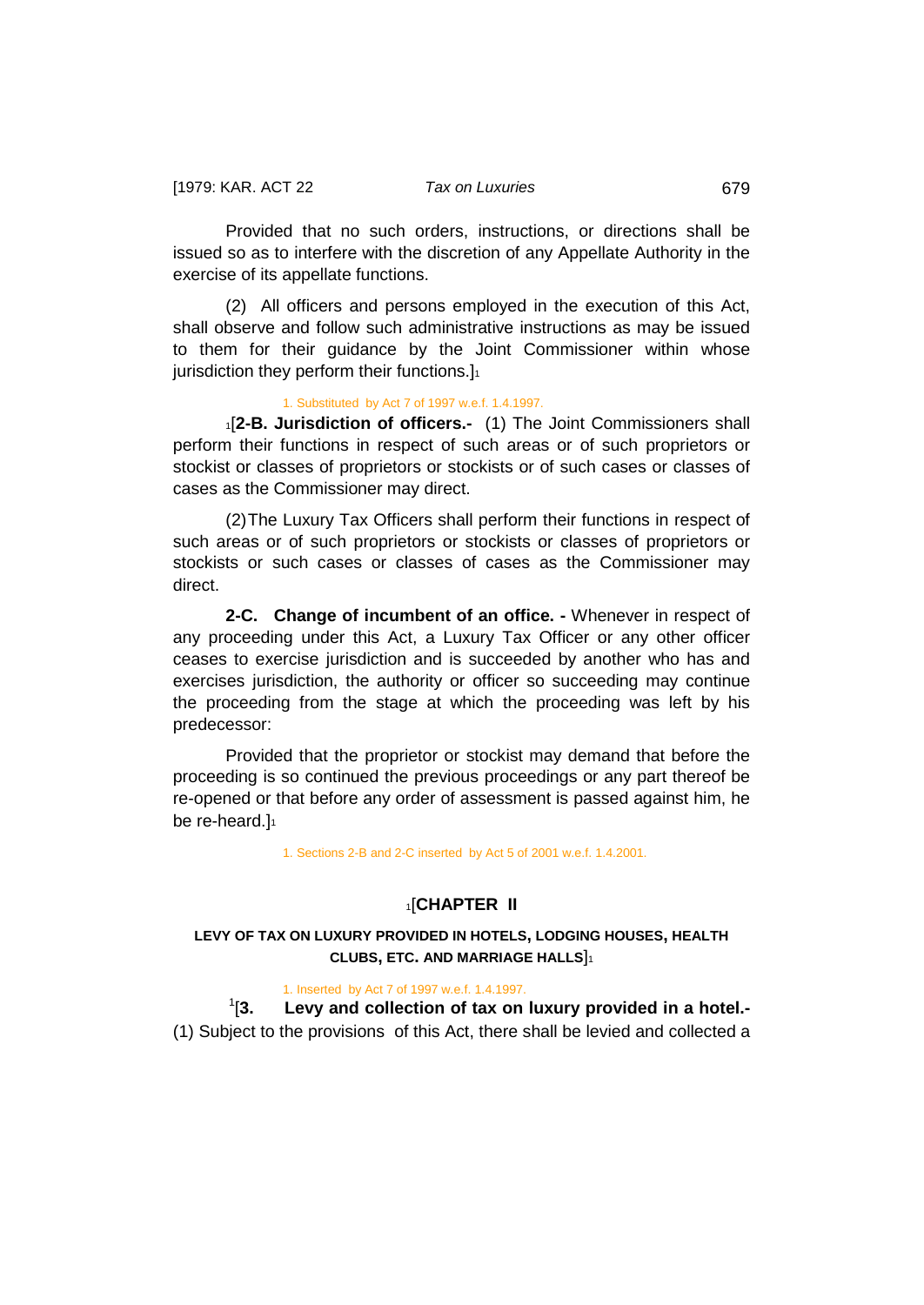Provided that no such orders, instructions, or directions shall be issued so as to interfere with the discretion of any Appellate Authority in the exercise of its appellate functions.

(2) All officers and persons employed in the execution of this Act, shall observe and follow such administrative instructions as may be issued to them for their guidance by the Joint Commissioner within whose jurisdiction they perform their functions.][1]

1. Substituted by Act 7 of 1997 w.e.f. 1.4.1997.

[1][**2-B. Jurisdiction of officers.-** (1) The Joint Commissioners shall perform their functions in respect of such areas or of such proprietors or stockist or classes of proprietors or stockists or of such cases or classes of cases as the Commissioner may direct.

(2)The Luxury Tax Officers shall perform their functions in respect of such areas or of such proprietors or stockists or classes of proprietors or stockists or such cases or classes of cases as the Commissioner may direct.

**2-C. Change of incumbent of an office. -** Whenever in respect of any proceeding under this Act, a Luxury Tax Officer or any other officer ceases to exercise jurisdiction and is succeeded by another who has and exercises jurisdiction, the authority or officer so succeeding may continue the proceeding from the stage at which the proceeding was left by his predecessor:

Provided that the proprietor or stockist may demand that before the proceeding is so continued the previous proceedings or any part thereof be re-opened or that before any order of assessment is passed against him, he be re-heard.][1]

1. Sections 2-B and 2-C inserted by Act 5 of 2001 w.e.f. 1.4.2001.

## [1][CHAPTER II

### LEVY OF TAX ON LUXURY PROVIDED IN HOTELS, LODGING HOUSES, HEALTH CLUBS, ETC. AND MARRIAGE HALLS][1]

1. Inserted by Act 7 of 1997 w.e.f. 1.4.1997.

[1][**3. Levy and collection of tax on luxury provided in a hotel.-** (1) Subject to the provisions of this Act, there shall be levied and collected a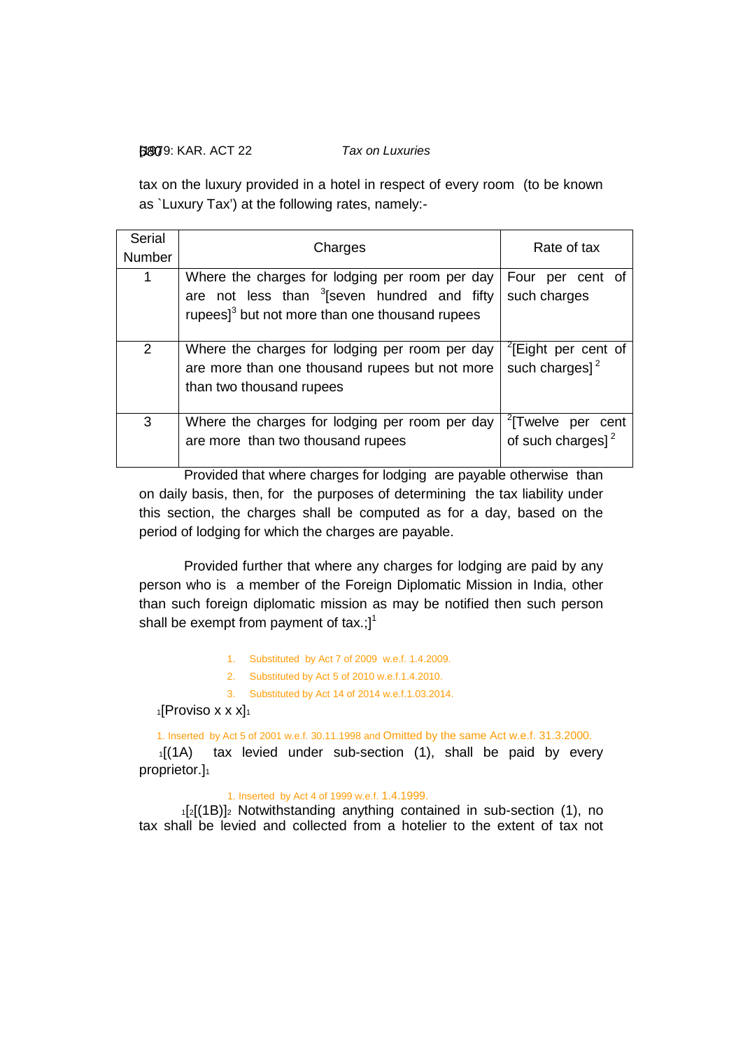tax on the luxury provided in a hotel in respect of every room (to be known as `Luxury Tax') at the following rates, namely:-

| Serial Number | Charges | Rate of tax |
|---|---|---|
| 1 | Where the charges for lodging per room per day are not less than [3][seven hundred and fifty rupees][3] but not more than one thousand rupees | Four per cent of such charges |
| 2 | Where the charges for lodging per room per day are more than one thousand rupees but not more than two thousand rupees | [2][Eight per cent of such charges] [2] |
| 3 | Where the charges for lodging per room per day are more than two thousand rupees | [2][Twelve per cent of such charges] [2] |

Provided that where charges for lodging are payable otherwise than on daily basis, then, for the purposes of determining the tax liability under this section, the charges shall be computed as for a day, based on the period of lodging for which the charges are payable.

Provided further that where any charges for lodging are paid by any person who is a member of the Foreign Diplomatic Mission in India, other than such foreign diplomatic mission as may be notified then such person shall be exempt from payment of tax.;][1]

1. Substituted by Act 7 of 2009 w.e.f. 1.4.2009.
2. Substituted by Act 5 of 2010 w.e.f.1.4.2010.
3. Substituted by Act 14 of 2014 w.e.f.1.03.2014.

[1][Proviso x x x][1]

1. Inserted by Act 5 of 2001 w.e.f. 30.11.1998 and Omitted by the same Act w.e.f. 31.3.2000.

[1][(1A) tax levied under sub-section (1), shall be paid by every proprietor.][1]

1. Inserted by Act 4 of 1999 w.e.f. 1.4.1999.

[1][[2][(1B)][2] Notwithstanding anything contained in sub-section (1), no tax shall be levied and collected from a hotelier to the extent of tax not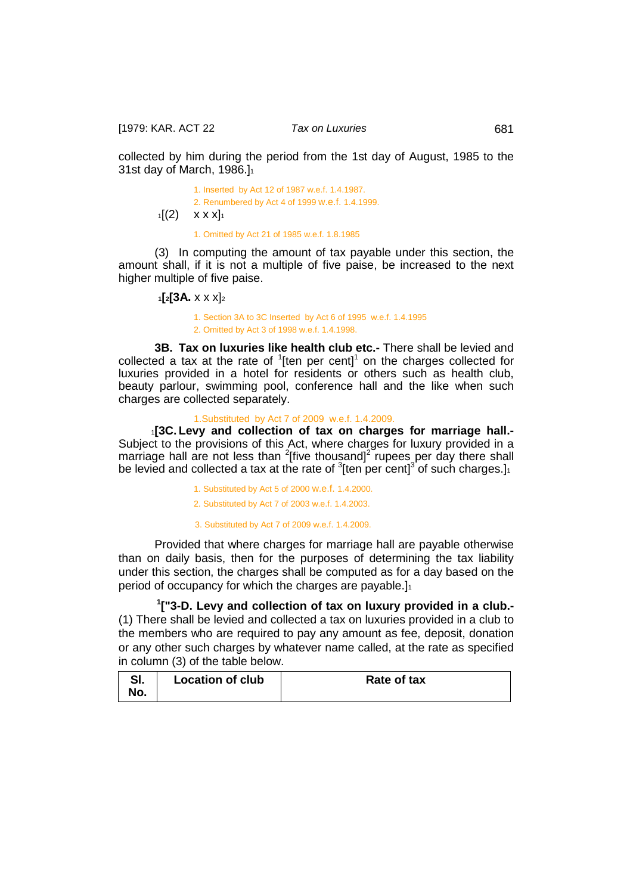collected by him during the period from the 1st day of August, 1985 to the 31st day of March, 1986.][1]

1. Inserted by Act 12 of 1987 w.e.f. 1.4.1987.
2. Renumbered by Act 4 of 1999 w.e.f. 1.4.1999.

[1][(2) x x x][1]

1. Omitted by Act 21 of 1985 w.e.f. 1.8.1985

(3) In computing the amount of tax payable under this section, the amount shall, if it is not a multiple of five paise, be increased to the next higher multiple of five paise.

[1][[2][**3A.** x x x][2]

1. Section 3A to 3C Inserted by Act 6 of 1995 w.e.f. 1.4.1995
2. Omitted by Act 3 of 1998 w.e.f. 1.4.1998.

**3B. Tax on luxuries like health club etc.-** There shall be levied and collected a tax at the rate of [1][ten per cent][1] on the charges collected for luxuries provided in a hotel for residents or others such as health club, beauty parlour, swimming pool, conference hall and the like when such charges are collected separately.

1.Substituted by Act 7 of 2009 w.e.f. 1.4.2009.

[1][**3C. Levy and collection of tax on charges for marriage hall.-** Subject to the provisions of this Act, where charges for luxury provided in a marriage hall are not less than [2][five thousand][2] rupees per day there shall be levied and collected a tax at the rate of [3][ten per cent][3] of such charges.][1]

1. Substituted by Act 5 of 2000 w.e.f. 1.4.2000.
2. Substituted by Act 7 of 2003 w.e.f. 1.4.2003.
3. Substituted by Act 7 of 2009 w.e.f. 1.4.2009.

Provided that where charges for marriage hall are payable otherwise than on daily basis, then for the purposes of determining the tax liability under this section, the charges shall be computed as for a day based on the period of occupancy for which the charges are payable.][1]

[1]["**3-D. Levy and collection of tax on luxury provided in a club.-** (1) There shall be levied and collected a tax on luxuries provided in a club to the members who are required to pay any amount as fee, deposit, donation or any other such charges by whatever name called, at the rate as specified in column (3) of the table below.

| Sl. No. | Location of club | Rate of tax |
|---|---|---|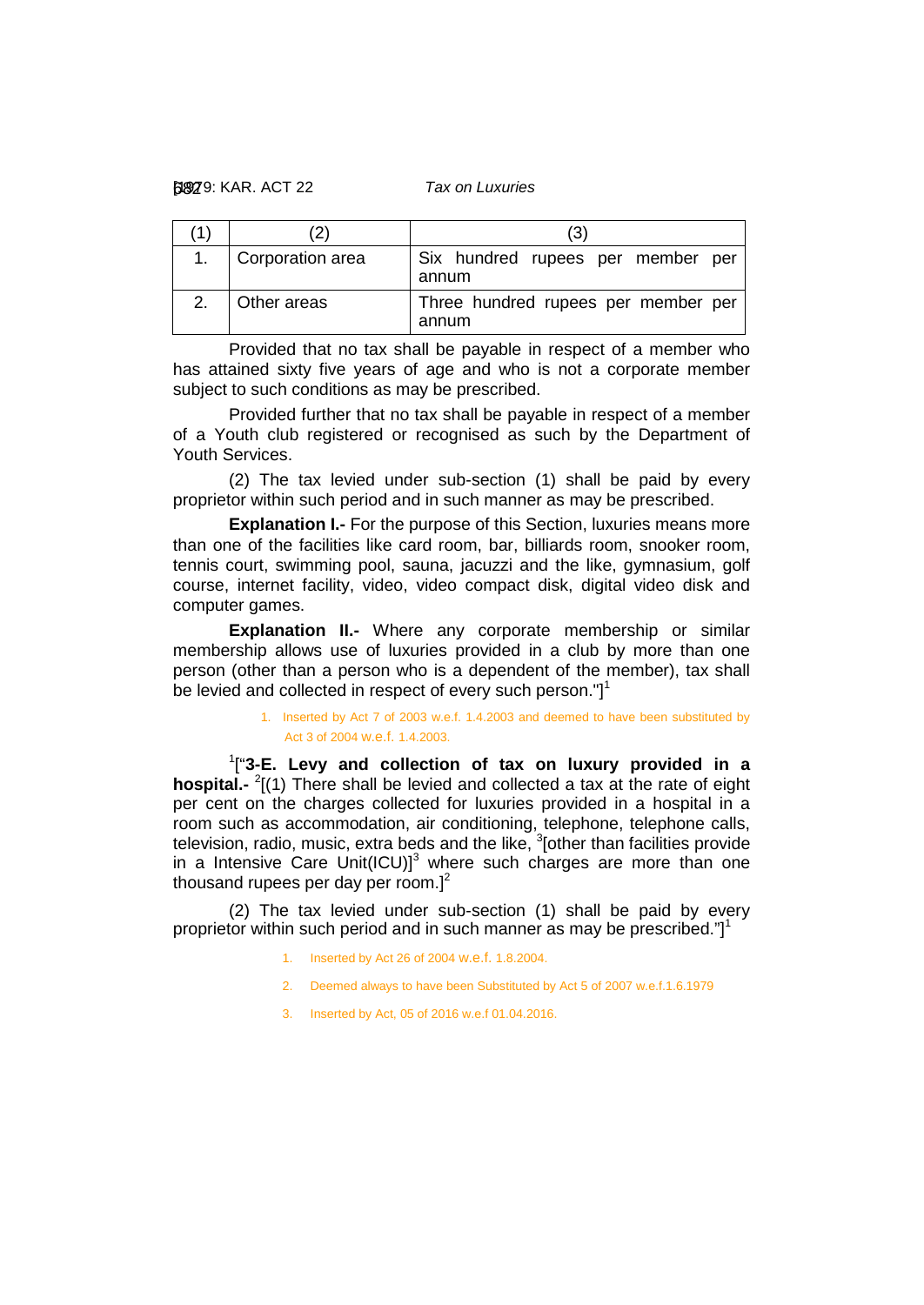| (1) | (2) | (3) |
|---|---|---|
| 1. | Corporation area | Six hundred rupees per member per annum |
| 2. | Other areas | Three hundred rupees per member per annum |

Provided that no tax shall be payable in respect of a member who has attained sixty five years of age and who is not a corporate member subject to such conditions as may be prescribed.

Provided further that no tax shall be payable in respect of a member of a Youth club registered or recognised as such by the Department of Youth Services.

(2) The tax levied under sub-section (1) shall be paid by every proprietor within such period and in such manner as may be prescribed.

**Explanation I.-** For the purpose of this Section, luxuries means more than one of the facilities like card room, bar, billiards room, snooker room, tennis court, swimming pool, sauna, jacuzzi and the like, gymnasium, golf course, internet facility, video, video compact disk, digital video disk and computer games.

**Explanation II.-** Where any corporate membership or similar membership allows use of luxuries provided in a club by more than one person (other than a person who is a dependent of the member), tax shall be levied and collected in respect of every such person."][1]

1. Inserted by Act 7 of 2003 w.e.f. 1.4.2003 and deemed to have been substituted by Act 3 of 2004 w.e.f. 1.4.2003.

[1]["**3-E. Levy and collection of tax on luxury provided in a hospital.-** [2][(1) There shall be levied and collected a tax at the rate of eight per cent on the charges collected for luxuries provided in a hospital in a room such as accommodation, air conditioning, telephone, telephone calls, television, radio, music, extra beds and the like, [3][other than facilities provide in a Intensive Care Unit(ICU)][3] where such charges are more than one thousand rupees per day per room.][2]

(2) The tax levied under sub-section (1) shall be paid by every proprietor within such period and in such manner as may be prescribed."][1]

1. Inserted by Act 26 of 2004 w.e.f. 1.8.2004.
2. Deemed always to have been Substituted by Act 5 of 2007 w.e.f.1.6.1979
3. Inserted by Act, 05 of 2016 w.e.f 01.04.2016.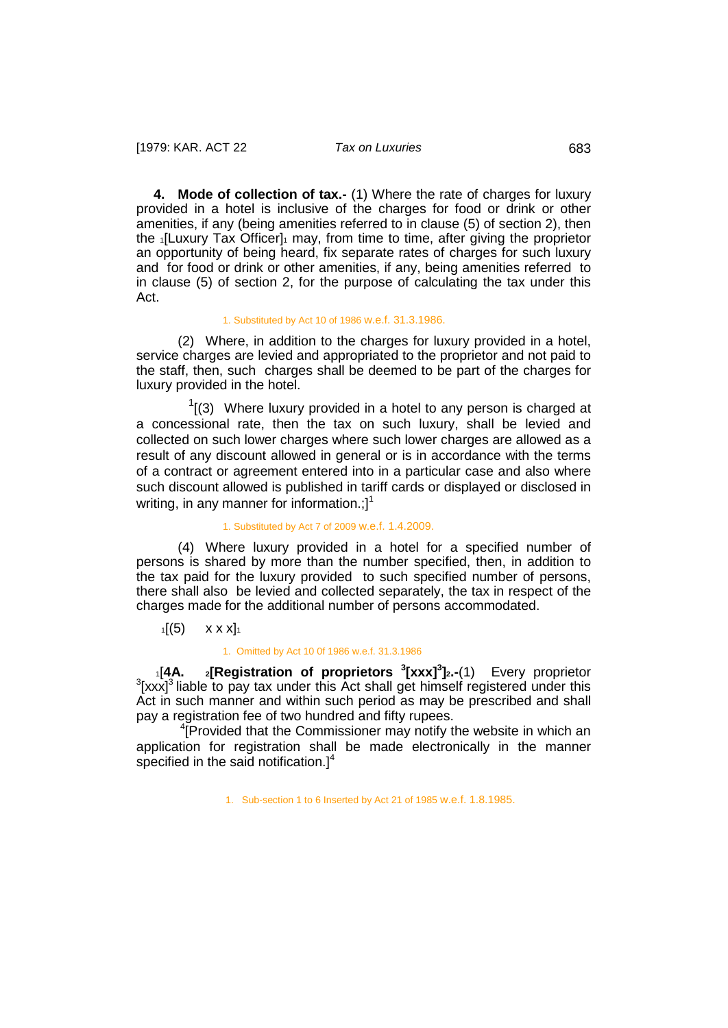**4. Mode of collection of tax.-** (1) Where the rate of charges for luxury provided in a hotel is inclusive of the charges for food or drink or other amenities, if any (being amenities referred to in clause (5) of section 2), then the [1][Luxury Tax Officer][1] may, from time to time, after giving the proprietor an opportunity of being heard, fix separate rates of charges for such luxury and for food or drink or other amenities, if any, being amenities referred to in clause (5) of section 2, for the purpose of calculating the tax under this Act.

1. Substituted by Act 10 of 1986 w.e.f. 31.3.1986.

(2) Where, in addition to the charges for luxury provided in a hotel, service charges are levied and appropriated to the proprietor and not paid to the staff, then, such charges shall be deemed to be part of the charges for luxury provided in the hotel.

[1][(3) Where luxury provided in a hotel to any person is charged at a concessional rate, then the tax on such luxury, shall be levied and collected on such lower charges where such lower charges are allowed as a result of any discount allowed in general or is in accordance with the terms of a contract or agreement entered into in a particular case and also where such discount allowed is published in tariff cards or displayed or disclosed in writing, in any manner for information.;][1]

1. Substituted by Act 7 of 2009 w.e.f. 1.4.2009.

(4) Where luxury provided in a hotel for a specified number of persons is shared by more than the number specified, then, in addition to the tax paid for the luxury provided to such specified number of persons, there shall also be levied and collected separately, the tax in respect of the charges made for the additional number of persons accommodated.

[1][(5) x x x][1]

1. Omitted by Act 10 0f 1986 w.e.f. 31.3.1986

[1][**4A.** [2]**[Registration of proprietors** [3]**[xxx]**[3]**]**[2]**.-**(1) Every proprietor [3][xxx][3] liable to pay tax under this Act shall get himself registered under this Act in such manner and within such period as may be prescribed and shall pay a registration fee of two hundred and fifty rupees.

[4][Provided that the Commissioner may notify the website in which an application for registration shall be made electronically in the manner specified in the said notification.][4]

1. Sub-section 1 to 6 Inserted by Act 21 of 1985 w.e.f. 1.8.1985.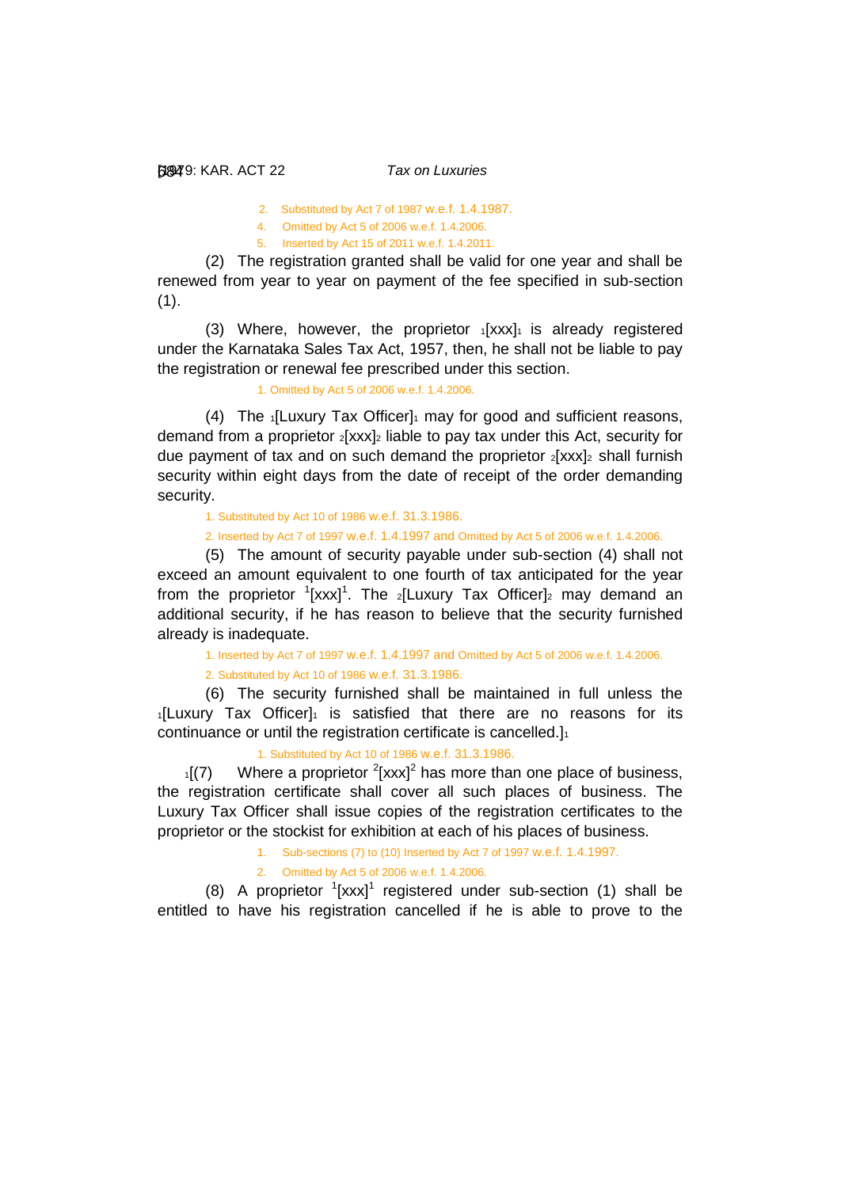2. Substituted by Act 7 of 1987 w.e.f. 1.4.1987.

4. Omitted by Act 5 of 2006 w.e.f. 1.4.2006.

5. Inserted by Act 15 of 2011 w.e.f. 1.4.2011.

(2) The registration granted shall be valid for one year and shall be renewed from year to year on payment of the fee specified in sub-section (1).

(3) Where, however, the proprietor [1][xxx][1] is already registered under the Karnataka Sales Tax Act, 1957, then, he shall not be liable to pay the registration or renewal fee prescribed under this section.

1. Omitted by Act 5 of 2006 w.e.f. 1.4.2006.

(4) The [1][Luxury Tax Officer][1] may for good and sufficient reasons, demand from a proprietor [2][xxx][2] liable to pay tax under this Act, security for due payment of tax and on such demand the proprietor [2][xxx][2] shall furnish security within eight days from the date of receipt of the order demanding security.

1. Substituted by Act 10 of 1986 w.e.f. 31.3.1986.

2. Inserted by Act 7 of 1997 w.e.f. 1.4.1997 and Omitted by Act 5 of 2006 w.e.f. 1.4.2006.

(5) The amount of security payable under sub-section (4) shall not exceed an amount equivalent to one fourth of tax anticipated for the year from the proprietor [1][xxx][1]. The [2][Luxury Tax Officer][2] may demand an additional security, if he has reason to believe that the security furnished already is inadequate.

1. Inserted by Act 7 of 1997 w.e.f. 1.4.1997 and Omitted by Act 5 of 2006 w.e.f. 1.4.2006.

2. Substituted by Act 10 of 1986 w.e.f. 31.3.1986.

(6) The security furnished shall be maintained in full unless the [1][Luxury Tax Officer][1] is satisfied that there are no reasons for its continuance or until the registration certificate is cancelled.][1]

1. Substituted by Act 10 of 1986 w.e.f. 31.3.1986.

[1][(7) Where a proprietor [2][xxx][2] has more than one place of business, the registration certificate shall cover all such places of business. The Luxury Tax Officer shall issue copies of the registration certificates to the proprietor or the stockist for exhibition at each of his places of business.

1. Sub-sections (7) to (10) Inserted by Act 7 of 1997 w.e.f. 1.4.1997.

2. Omitted by Act 5 of 2006 w.e.f. 1.4.2006.

(8) A proprietor [1][xxx][1] registered under sub-section (1) shall be entitled to have his registration cancelled if he is able to prove to the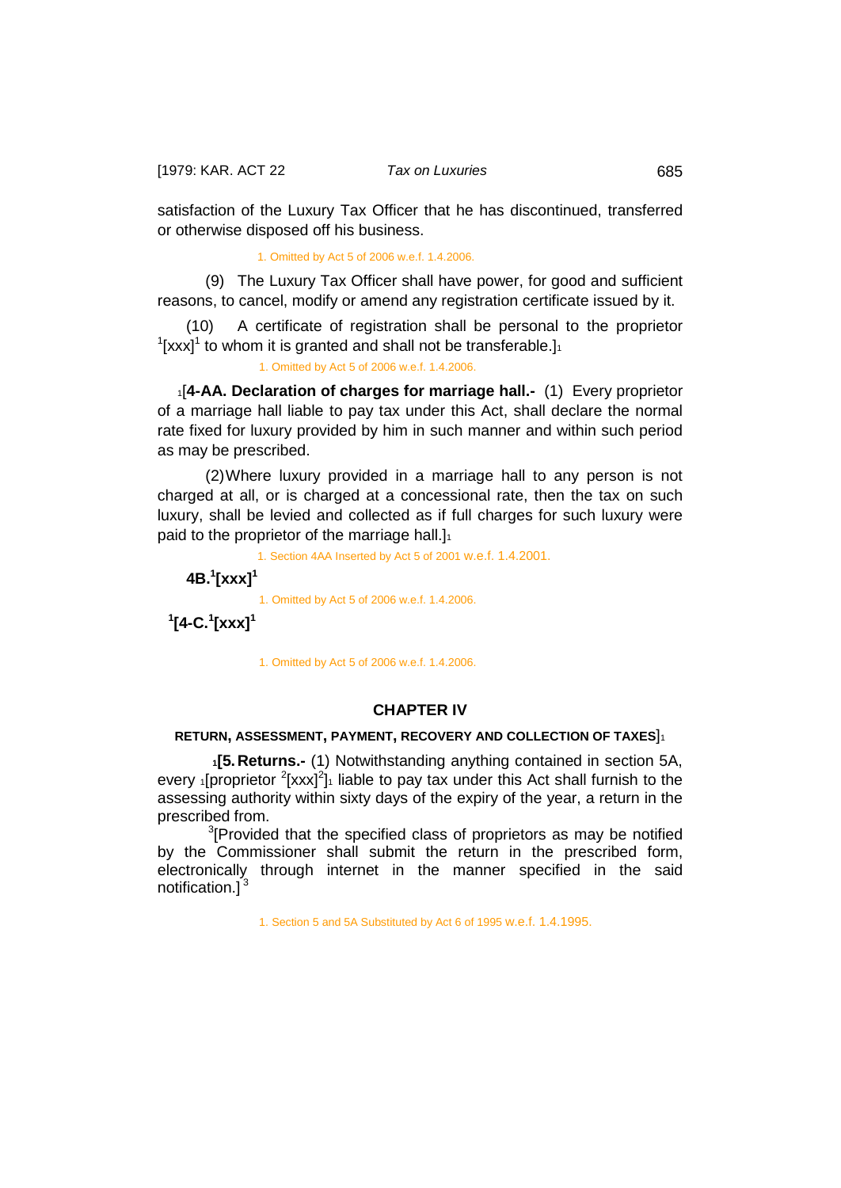satisfaction of the Luxury Tax Officer that he has discontinued, transferred or otherwise disposed off his business.

1. Omitted by Act 5 of 2006 w.e.f. 1.4.2006.

(9) The Luxury Tax Officer shall have power, for good and sufficient reasons, to cancel, modify or amend any registration certificate issued by it.

(10) A certificate of registration shall be personal to the proprietor [1][xxx][1] to whom it is granted and shall not be transferable.][1]

1. Omitted by Act 5 of 2006 w.e.f. 1.4.2006.

[1][**4-AA. Declaration of charges for marriage hall.-** (1) Every proprietor of a marriage hall liable to pay tax under this Act, shall declare the normal rate fixed for luxury provided by him in such manner and within such period as may be prescribed.

(2) Where luxury provided in a marriage hall to any person is not charged at all, or is charged at a concessional rate, then the tax on such luxury, shall be levied and collected as if full charges for such luxury were paid to the proprietor of the marriage hall.][1]

1. Section 4AA Inserted by Act 5 of 2001 w.e.f. 1.4.2001.

**4B.[1][xxx][1]**

1. Omitted by Act 5 of 2006 w.e.f. 1.4.2006.

**[1][4-C.[1][xxx][1]**

1. Omitted by Act 5 of 2006 w.e.f. 1.4.2006.

## CHAPTER IV

### RETURN, ASSESSMENT, PAYMENT, RECOVERY AND COLLECTION OF TAXES][1]

[1]**[5. Returns.-** (1) Notwithstanding anything contained in section 5A, every [1][proprietor [2][xxx][2]][1] liable to pay tax under this Act shall furnish to the assessing authority within sixty days of the expiry of the year, a return in the prescribed from.

[3][Provided that the specified class of proprietors as may be notified by the Commissioner shall submit the return in the prescribed form, electronically through internet in the manner specified in the said notification.][3]

1. Section 5 and 5A Substituted by Act 6 of 1995 w.e.f. 1.4.1995.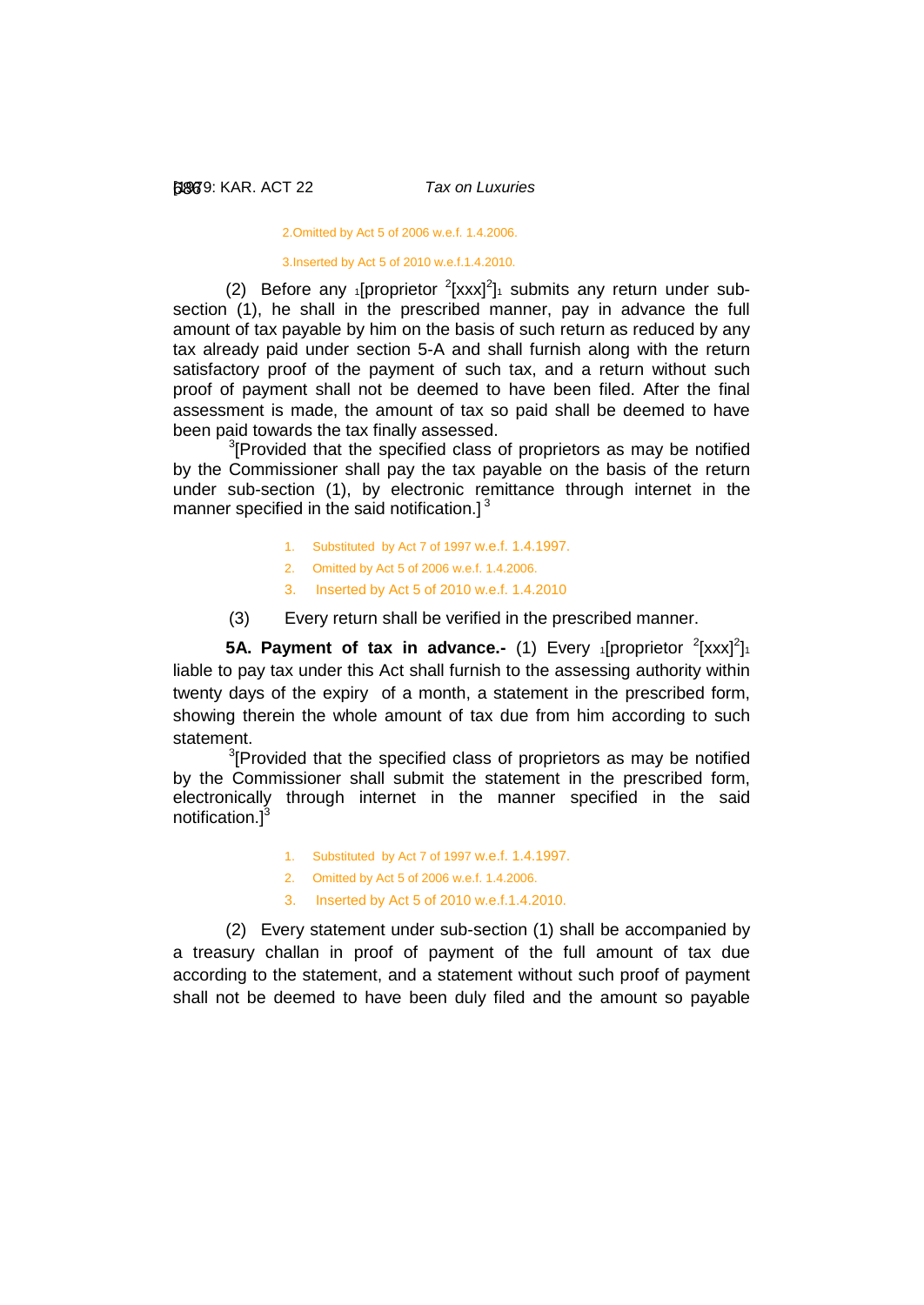2.Omitted by Act 5 of 2006 w.e.f. 1.4.2006.

3.Inserted by Act 5 of 2010 w.e.f.1.4.2010.

(2) Before any [1][proprietor [2][xxx][2]][1] submits any return under sub-section (1), he shall in the prescribed manner, pay in advance the full amount of tax payable by him on the basis of such return as reduced by any tax already paid under section 5-A and shall furnish along with the return satisfactory proof of the payment of such tax, and a return without such proof of payment shall not be deemed to have been filed. After the final assessment is made, the amount of tax so paid shall be deemed to have been paid towards the tax finally assessed.

[3][Provided that the specified class of proprietors as may be notified by the Commissioner shall pay the tax payable on the basis of the return under sub-section (1), by electronic remittance through internet in the manner specified in the said notification.][3]

1. Substituted by Act 7 of 1997 w.e.f. 1.4.1997.
2. Omitted by Act 5 of 2006 w.e.f. 1.4.2006.
3. Inserted by Act 5 of 2010 w.e.f. 1.4.2010

(3) Every return shall be verified in the prescribed manner.

**5A. Payment of tax in advance.-** (1) Every [1][proprietor [2][xxx][2]][1] liable to pay tax under this Act shall furnish to the assessing authority within twenty days of the expiry of a month, a statement in the prescribed form, showing therein the whole amount of tax due from him according to such statement.

[3][Provided that the specified class of proprietors as may be notified by the Commissioner shall submit the statement in the prescribed form, electronically through internet in the manner specified in the said notification.][3]

1. Substituted by Act 7 of 1997 w.e.f. 1.4.1997.
2. Omitted by Act 5 of 2006 w.e.f. 1.4.2006.
3. Inserted by Act 5 of 2010 w.e.f.1.4.2010.

(2) Every statement under sub-section (1) shall be accompanied by a treasury challan in proof of payment of the full amount of tax due according to the statement, and a statement without such proof of payment shall not be deemed to have been duly filed and the amount so payable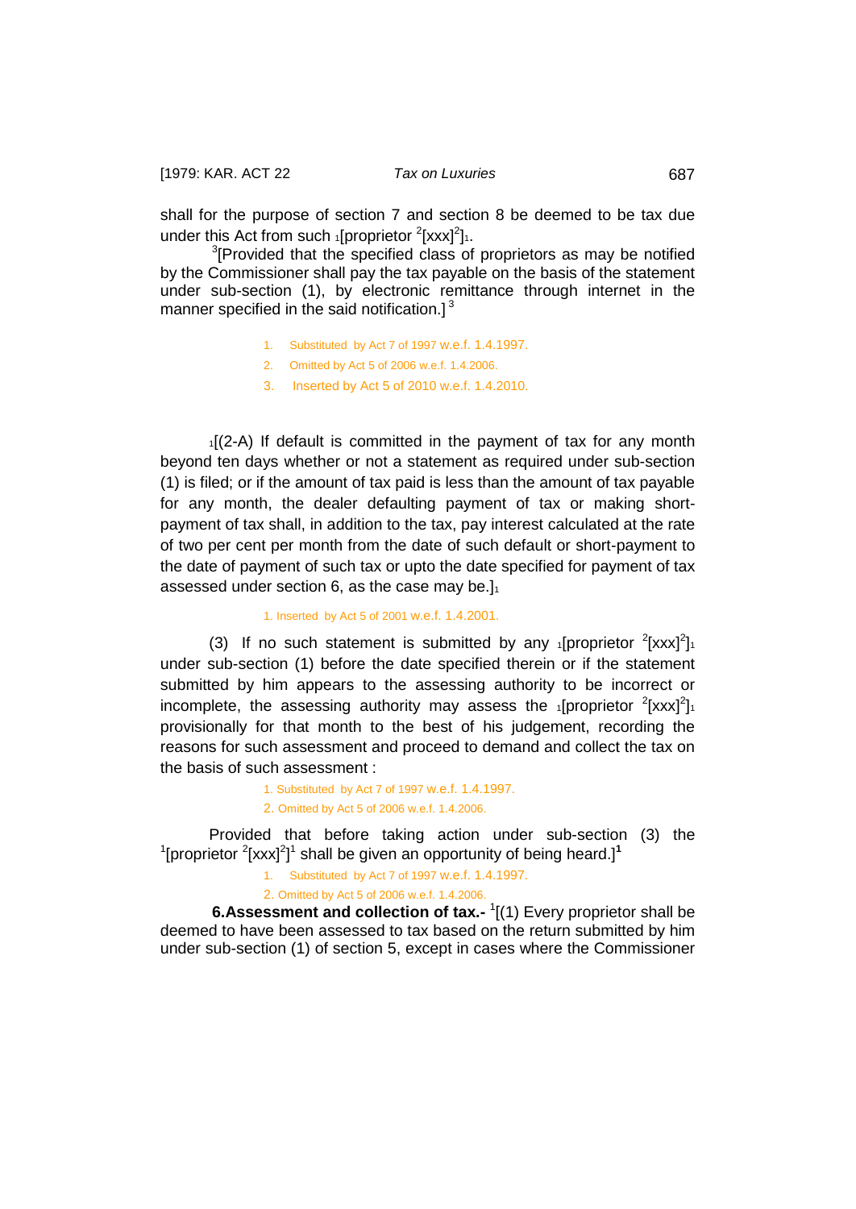shall for the purpose of section 7 and section 8 be deemed to be tax due under this Act from such [1][proprietor [2][xxx][2]][1].

[3][Provided that the specified class of proprietors as may be notified by the Commissioner shall pay the tax payable on the basis of the statement under sub-section (1), by electronic remittance through internet in the manner specified in the said notification.][3]

1. Substituted by Act 7 of 1997 w.e.f. 1.4.1997.
2. Omitted by Act 5 of 2006 w.e.f. 1.4.2006.
3. Inserted by Act 5 of 2010 w.e.f. 1.4.2010.

[1][(2-A) If default is committed in the payment of tax for any month beyond ten days whether or not a statement as required under sub-section (1) is filed; or if the amount of tax paid is less than the amount of tax payable for any month, the dealer defaulting payment of tax or making short-payment of tax shall, in addition to the tax, pay interest calculated at the rate of two per cent per month from the date of such default or short-payment to the date of payment of such tax or upto the date specified for payment of tax assessed under section 6, as the case may be.][1]

1. Inserted by Act 5 of 2001 w.e.f. 1.4.2001.

(3) If no such statement is submitted by any [1][proprietor [2][xxx][2]][1] under sub-section (1) before the date specified therein or if the statement submitted by him appears to the assessing authority to be incorrect or incomplete, the assessing authority may assess the [1][proprietor [2][xxx][2]][1] provisionally for that month to the best of his judgement, recording the reasons for such assessment and proceed to demand and collect the tax on the basis of such assessment :

1. Substituted by Act 7 of 1997 w.e.f. 1.4.1997.
2. Omitted by Act 5 of 2006 w.e.f. 1.4.2006.

Provided that before taking action under sub-section (3) the [1][proprietor [2][xxx][2]][1] shall be given an opportunity of being heard.][1]

1. Substituted by Act 7 of 1997 w.e.f. 1.4.1997.
2. Omitted by Act 5 of 2006 w.e.f. 1.4.2006.

**6.Assessment and collection of tax.-** [1][(1) Every proprietor shall be deemed to have been assessed to tax based on the return submitted by him under sub-section (1) of section 5, except in cases where the Commissioner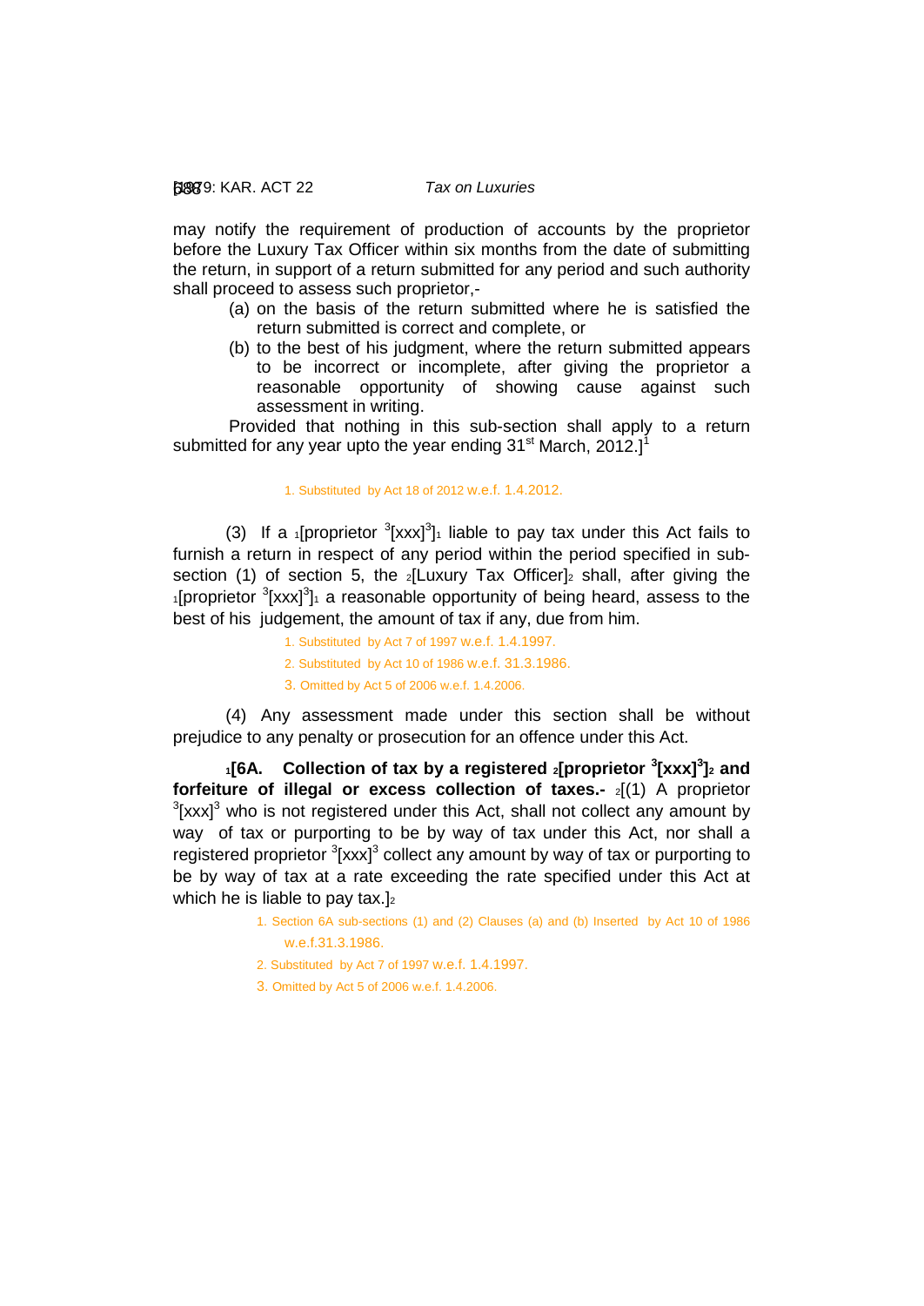may notify the requirement of production of accounts by the proprietor before the Luxury Tax Officer within six months from the date of submitting the return, in support of a return submitted for any period and such authority shall proceed to assess such proprietor,-

(a) on the basis of the return submitted where he is satisfied the return submitted is correct and complete, or

(b) to the best of his judgment, where the return submitted appears to be incorrect or incomplete, after giving the proprietor a reasonable opportunity of showing cause against such assessment in writing.

Provided that nothing in this sub-section shall apply to a return submitted for any year upto the year ending 31st March, 2012.][1]

1. Substituted by Act 18 of 2012 w.e.f. 1.4.2012.

(3) If a [1][proprietor [3][xxx][3]][1] liable to pay tax under this Act fails to furnish a return in respect of any period within the period specified in sub-section (1) of section 5, the [2][Luxury Tax Officer][2] shall, after giving the [1][proprietor [3][xxx][3]][1] a reasonable opportunity of being heard, assess to the best of his judgement, the amount of tax if any, due from him.

1. Substituted by Act 7 of 1997 w.e.f. 1.4.1997.

2. Substituted by Act 10 of 1986 w.e.f. 31.3.1986.

3. Omitted by Act 5 of 2006 w.e.f. 1.4.2006.

(4) Any assessment made under this section shall be without prejudice to any penalty or prosecution for an offence under this Act.

**[1][6A. Collection of tax by a registered [2][proprietor [3][xxx][3]][2] and forfeiture of illegal or excess collection of taxes.-** [2][(1) A proprietor [3][xxx][3] who is not registered under this Act, shall not collect any amount by way of tax or purporting to be by way of tax under this Act, nor shall a registered proprietor [3][xxx][3] collect any amount by way of tax or purporting to be by way of tax at a rate exceeding the rate specified under this Act at which he is liable to pay tax.][2]

1. Section 6A sub-sections (1) and (2) Clauses (a) and (b) Inserted by Act 10 of 1986 w.e.f.31.3.1986.

2. Substituted by Act 7 of 1997 w.e.f. 1.4.1997.

3. Omitted by Act 5 of 2006 w.e.f. 1.4.2006.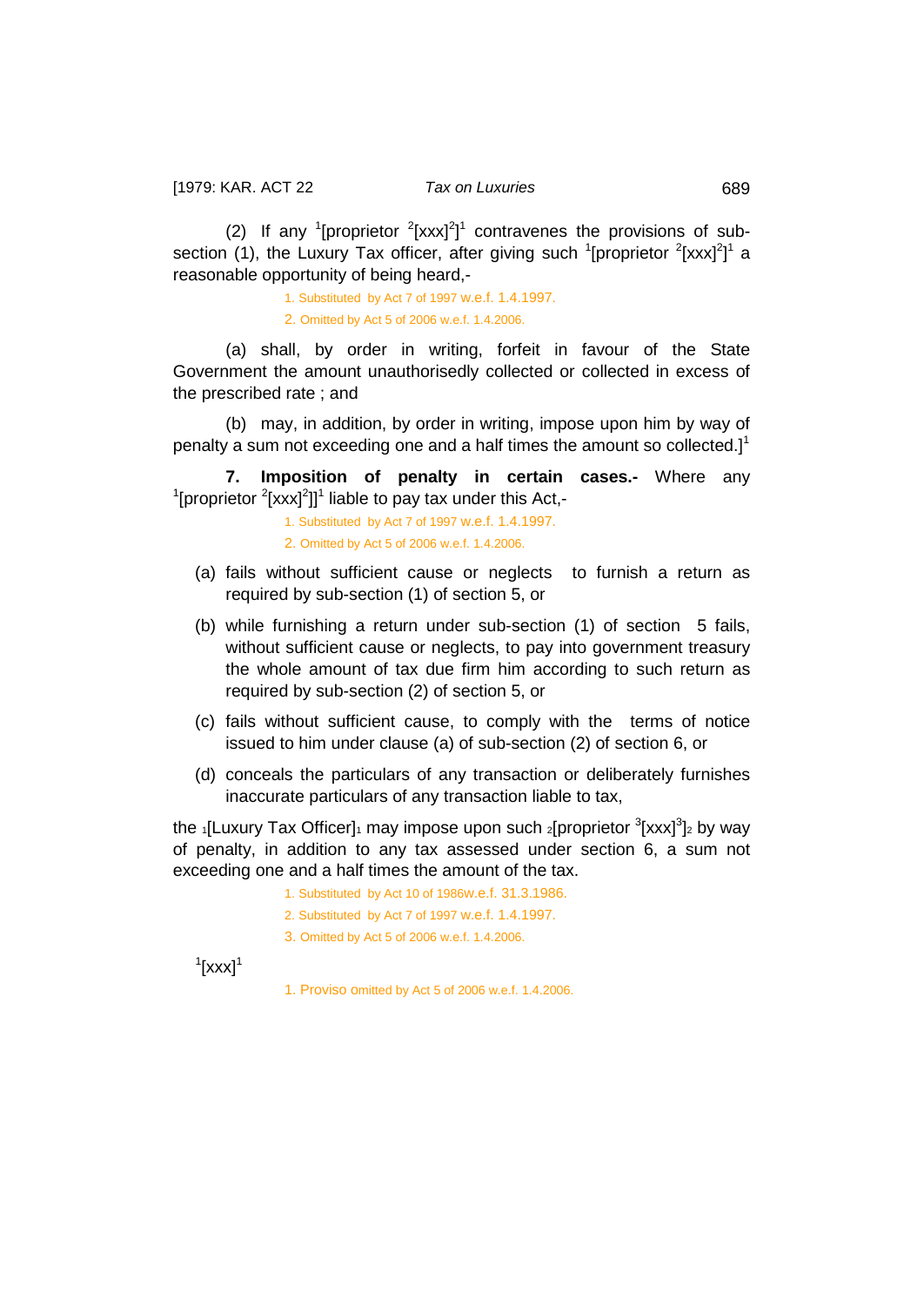(2) If any [1][proprietor [2][xxx][2]][1] contravenes the provisions of sub-section (1), the Luxury Tax officer, after giving such [1][proprietor [2][xxx][2]][1] a reasonable opportunity of being heard,-

1. Substituted by Act 7 of 1997 w.e.f. 1.4.1997.
2. Omitted by Act 5 of 2006 w.e.f. 1.4.2006.

(a) shall, by order in writing, forfeit in favour of the State Government the amount unauthorisedly collected or collected in excess of the prescribed rate ; and

(b) may, in addition, by order in writing, impose upon him by way of penalty a sum not exceeding one and a half times the amount so collected.][1]

**7. Imposition of penalty in certain cases.-** Where any [1][proprietor [2][xxx][2]]][1] liable to pay tax under this Act,-

1. Substituted by Act 7 of 1997 w.e.f. 1.4.1997.
2. Omitted by Act 5 of 2006 w.e.f. 1.4.2006.

(a) fails without sufficient cause or neglects to furnish a return as required by sub-section (1) of section 5, or

(b) while furnishing a return under sub-section (1) of section 5 fails, without sufficient cause or neglects, to pay into government treasury the whole amount of tax due firm him according to such return as required by sub-section (2) of section 5, or

(c) fails without sufficient cause, to comply with the terms of notice issued to him under clause (a) of sub-section (2) of section 6, or

(d) conceals the particulars of any transaction or deliberately furnishes inaccurate particulars of any transaction liable to tax,

the [1][Luxury Tax Officer][1] may impose upon such [2][proprietor [3][xxx][3]][2] by way of penalty, in addition to any tax assessed under section 6, a sum not exceeding one and a half times the amount of the tax.

1. Substituted by Act 10 of 1986w.e.f. 31.3.1986.
2. Substituted by Act 7 of 1997 w.e.f. 1.4.1997.
3. Omitted by Act 5 of 2006 w.e.f. 1.4.2006.

[1][xxx][1]

1. Proviso omitted by Act 5 of 2006 w.e.f. 1.4.2006.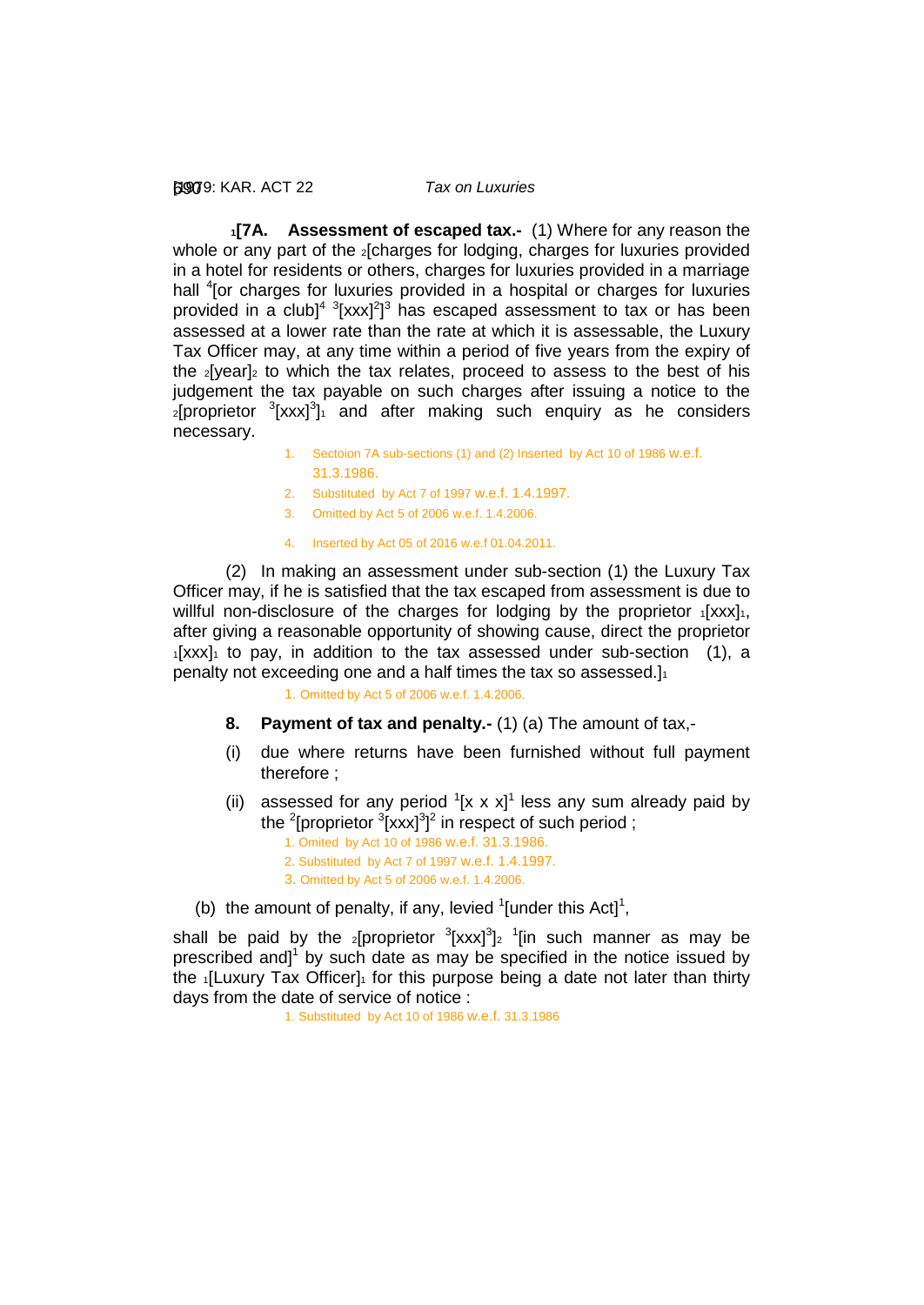**[1][7A. Assessment of escaped tax.-** (1) Where for any reason the whole or any part of the [2][charges for lodging, charges for luxuries provided in a hotel for residents or others, charges for luxuries provided in a marriage hall [4][or charges for luxuries provided in a hospital or charges for luxuries provided in a club][4] [3][xxx][2]][3] has escaped assessment to tax or has been assessed at a lower rate than the rate at which it is assessable, the Luxury Tax Officer may, at any time within a period of five years from the expiry of the [2][year][2] to which the tax relates, proceed to assess to the best of his judgement the tax payable on such charges after issuing a notice to the [2][proprietor [3][xxx][3]][1] and after making such enquiry as he considers necessary.

1. Sectoion 7A sub-sections (1) and (2) Inserted by Act 10 of 1986 w.e.f. 31.3.1986.
2. Substituted by Act 7 of 1997 w.e.f. 1.4.1997.
3. Omitted by Act 5 of 2006 w.e.f. 1.4.2006.
4. Inserted by Act 05 of 2016 w.e.f 01.04.2011.

(2) In making an assessment under sub-section (1) the Luxury Tax Officer may, if he is satisfied that the tax escaped from assessment is due to willful non-disclosure of the charges for lodging by the proprietor [1][xxx][1], after giving a reasonable opportunity of showing cause, direct the proprietor [1][xxx][1] to pay, in addition to the tax assessed under sub-section (1), a penalty not exceeding one and a half times the tax so assessed.][1]

1. Omitted by Act 5 of 2006 w.e.f. 1.4.2006.

**8. Payment of tax and penalty.-** (1) (a) The amount of tax,-

(i) due where returns have been furnished without full payment therefore ;

(ii) assessed for any period [1][x x x][1] less any sum already paid by the [2][proprietor [3][xxx][3]][2] in respect of such period ;

1. Omited by Act 10 of 1986 w.e.f. 31.3.1986.
2. Substituted by Act 7 of 1997 w.e.f. 1.4.1997.
3. Omitted by Act 5 of 2006 w.e.f. 1.4.2006.

(b) the amount of penalty, if any, levied [1][under this Act][1],

shall be paid by the [2][proprietor [3][xxx][3]][2] [1][in such manner as may be prescribed and][1] by such date as may be specified in the notice issued by the [1][Luxury Tax Officer][1] for this purpose being a date not later than thirty days from the date of service of notice :

1. Substituted by Act 10 of 1986 w.e.f. 31.3.1986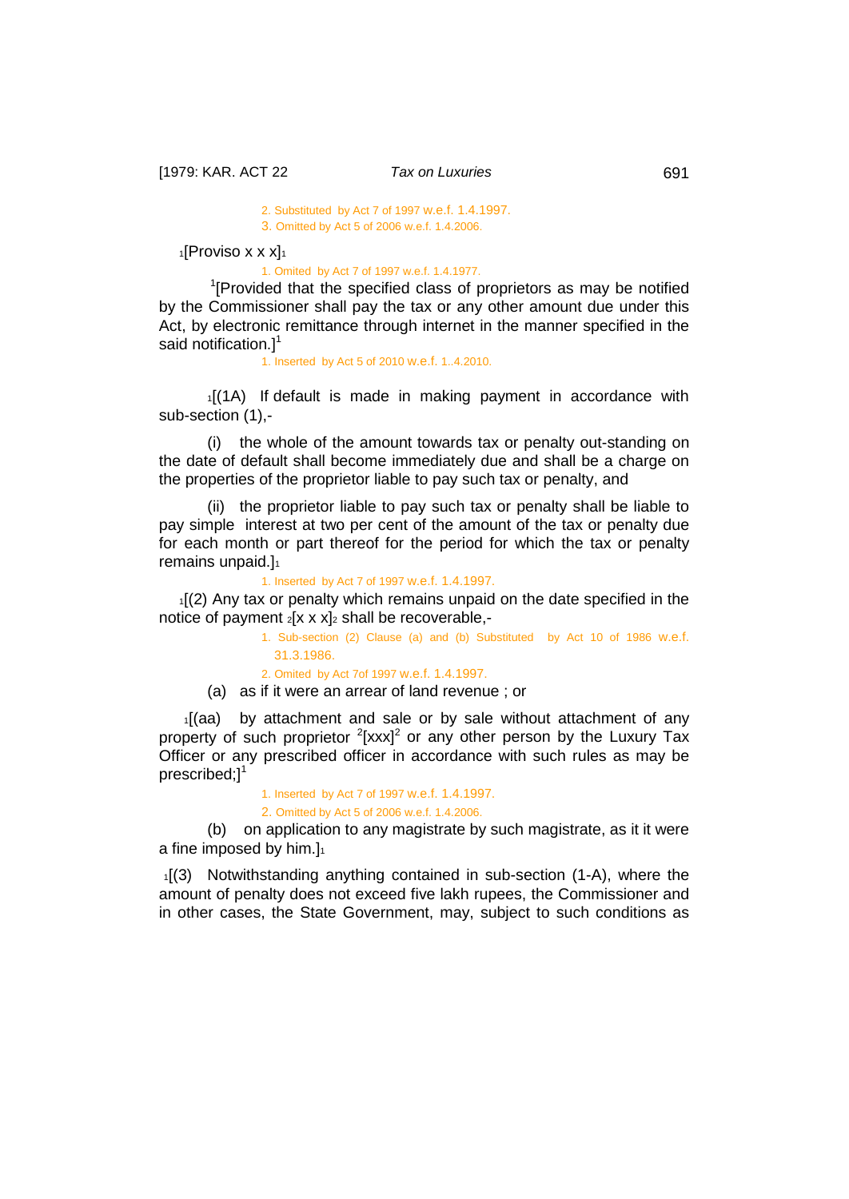2. Substituted by Act 7 of 1997 w.e.f. 1.4.1997.
3. Omitted by Act 5 of 2006 w.e.f. 1.4.2006.

[1][Proviso x x x][1]

1. Omited by Act 7 of 1997 w.e.f. 1.4.1977.

[1][Provided that the specified class of proprietors as may be notified by the Commissioner shall pay the tax or any other amount due under this Act, by electronic remittance through internet in the manner specified in the said notification.][1]

1. Inserted by Act 5 of 2010 w.e.f. 1..4.2010.

[1][(1A) If default is made in making payment in accordance with sub-section (1),-

(i) the whole of the amount towards tax or penalty out-standing on the date of default shall become immediately due and shall be a charge on the properties of the proprietor liable to pay such tax or penalty, and

(ii) the proprietor liable to pay such tax or penalty shall be liable to pay simple interest at two per cent of the amount of the tax or penalty due for each month or part thereof for the period for which the tax or penalty remains unpaid.][1]

1. Inserted by Act 7 of 1997 w.e.f. 1.4.1997.

[1][(2) Any tax or penalty which remains unpaid on the date specified in the notice of payment [2][x x x][2] shall be recoverable,-

1. Sub-section (2) Clause (a) and (b) Substituted by Act 10 of 1986 w.e.f. 31.3.1986.
2. Omited by Act 7of 1997 w.e.f. 1.4.1997.

(a) as if it were an arrear of land revenue ; or

[1][(aa) by attachment and sale or by sale without attachment of any property of such proprietor [2][xxx][2] or any other person by the Luxury Tax Officer or any prescribed officer in accordance with such rules as may be prescribed;][1]

1. Inserted by Act 7 of 1997 w.e.f. 1.4.1997.
2. Omitted by Act 5 of 2006 w.e.f. 1.4.2006.

(b) on application to any magistrate by such magistrate, as it it were a fine imposed by him.][1]

[1][(3) Notwithstanding anything contained in sub-section (1-A), where the amount of penalty does not exceed five lakh rupees, the Commissioner and in other cases, the State Government, may, subject to such conditions as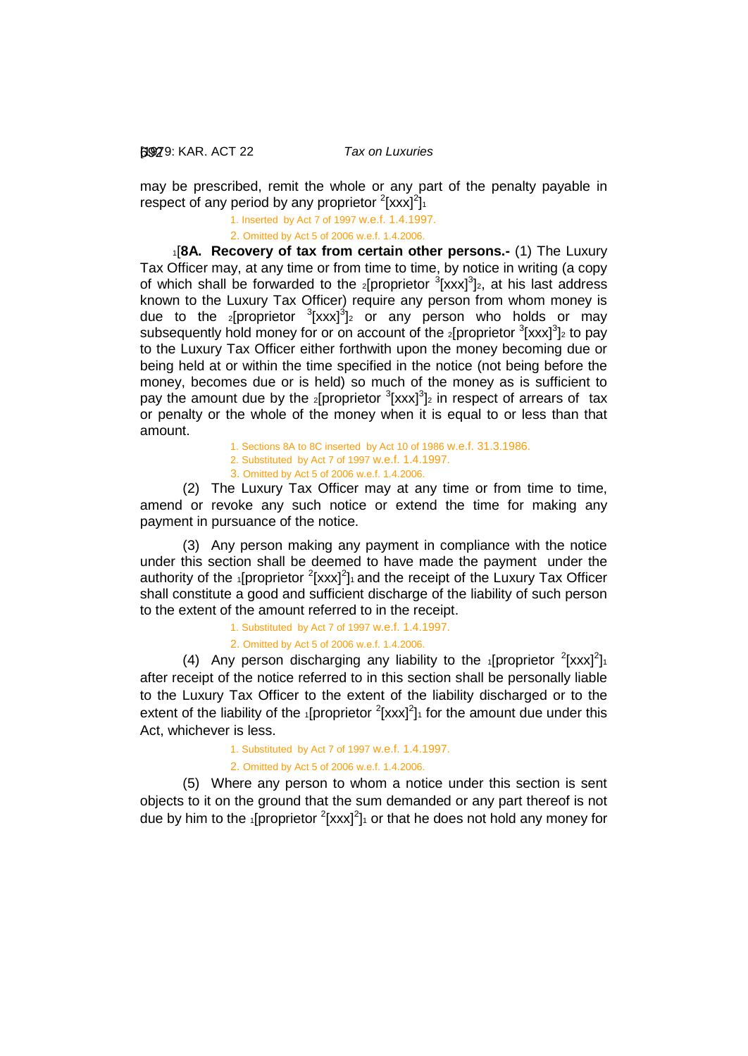may be prescribed, remit the whole or any part of the penalty payable in respect of any period by any proprietor [2][xxx][2]]1

1. Inserted by Act 7 of 1997 w.e.f. 1.4.1997.

2. Omitted by Act 5 of 2006 w.e.f. 1.4.2006.

1[**8A. Recovery of tax from certain other persons.-** (1) The Luxury Tax Officer may, at any time or from time to time, by notice in writing (a copy of which shall be forwarded to the 2[proprietor [3][xxx][3]]2, at his last address known to the Luxury Tax Officer) require any person from whom money is due to the 2[proprietor [3][xxx][3]]2 or any person who holds or may subsequently hold money for or on account of the 2[proprietor [3][xxx][3]]2 to pay to the Luxury Tax Officer either forthwith upon the money becoming due or being held at or within the time specified in the notice (not being before the money, becomes due or is held) so much of the money as is sufficient to pay the amount due by the 2[proprietor [3][xxx][3]]2 in respect of arrears of tax or penalty or the whole of the money when it is equal to or less than that amount.

1. Sections 8A to 8C inserted by Act 10 of 1986 w.e.f. 31.3.1986.

2. Substituted by Act 7 of 1997 w.e.f. 1.4.1997.

3. Omitted by Act 5 of 2006 w.e.f. 1.4.2006.

(2) The Luxury Tax Officer may at any time or from time to time, amend or revoke any such notice or extend the time for making any payment in pursuance of the notice.

(3) Any person making any payment in compliance with the notice under this section shall be deemed to have made the payment under the authority of the 1[proprietor [2][xxx][2]]1 and the receipt of the Luxury Tax Officer shall constitute a good and sufficient discharge of the liability of such person to the extent of the amount referred to in the receipt.

1. Substituted by Act 7 of 1997 w.e.f. 1.4.1997.

2. Omitted by Act 5 of 2006 w.e.f. 1.4.2006.

(4) Any person discharging any liability to the 1[proprietor [2][xxx][2]]1 after receipt of the notice referred to in this section shall be personally liable to the Luxury Tax Officer to the extent of the liability discharged or to the extent of the liability of the 1[proprietor [2][xxx][2]]1 for the amount due under this Act, whichever is less.

1. Substituted by Act 7 of 1997 w.e.f. 1.4.1997.

2. Omitted by Act 5 of 2006 w.e.f. 1.4.2006.

(5) Where any person to whom a notice under this section is sent objects to it on the ground that the sum demanded or any part thereof is not due by him to the 1[proprietor [2][xxx][2]]1 or that he does not hold any money for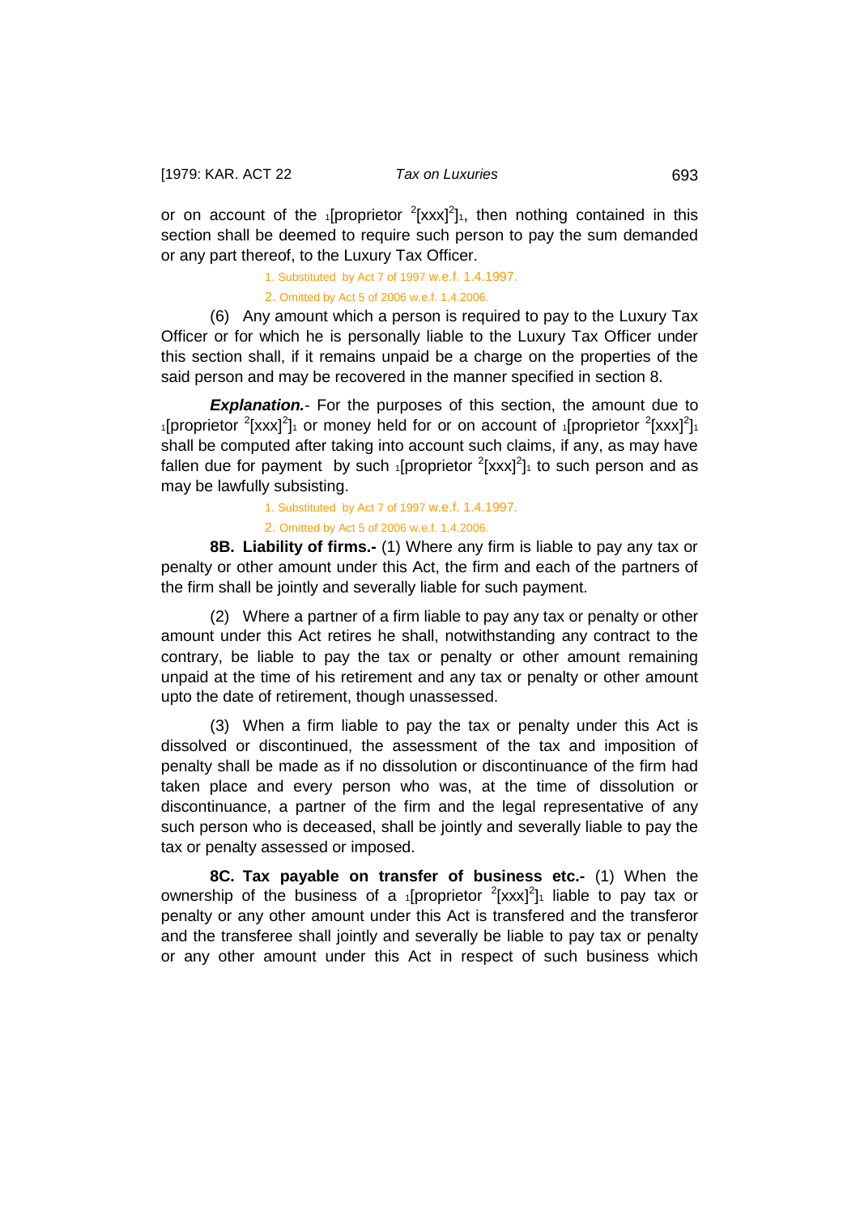or on account of the [1][proprietor [2][xxx][2]][1], then nothing contained in this section shall be deemed to require such person to pay the sum demanded or any part thereof, to the Luxury Tax Officer.

1. Substituted by Act 7 of 1997 w.e.f. 1.4.1997.
2. Omitted by Act 5 of 2006 w.e.f. 1.4.2006.

(6) Any amount which a person is required to pay to the Luxury Tax Officer or for which he is personally liable to the Luxury Tax Officer under this section shall, if it remains unpaid be a charge on the properties of the said person and may be recovered in the manner specified in section 8.

***Explanation.***- For the purposes of this section, the amount due to [1][proprietor [2][xxx][2]][1] or money held for or on account of [1][proprietor [2][xxx][2]][1] shall be computed after taking into account such claims, if any, as may have fallen due for payment by such [1][proprietor [2][xxx][2]][1] to such person and as may be lawfully subsisting.

1. Substituted by Act 7 of 1997 w.e.f. 1.4.1997.
2. Omitted by Act 5 of 2006 w.e.f. 1.4.2006.

**8B. Liability of firms.-** (1) Where any firm is liable to pay any tax or penalty or other amount under this Act, the firm and each of the partners of the firm shall be jointly and severally liable for such payment.

(2) Where a partner of a firm liable to pay any tax or penalty or other amount under this Act retires he shall, notwithstanding any contract to the contrary, be liable to pay the tax or penalty or other amount remaining unpaid at the time of his retirement and any tax or penalty or other amount upto the date of retirement, though unassessed.

(3) When a firm liable to pay the tax or penalty under this Act is dissolved or discontinued, the assessment of the tax and imposition of penalty shall be made as if no dissolution or discontinuance of the firm had taken place and every person who was, at the time of dissolution or discontinuance, a partner of the firm and the legal representative of any such person who is deceased, shall be jointly and severally liable to pay the tax or penalty assessed or imposed.

**8C. Tax payable on transfer of business etc.-** (1) When the ownership of the business of a [1][proprietor [2][xxx][2]][1] liable to pay tax or penalty or any other amount under this Act is transfered and the transferor and the transferee shall jointly and severally be liable to pay tax or penalty or any other amount under this Act in respect of such business which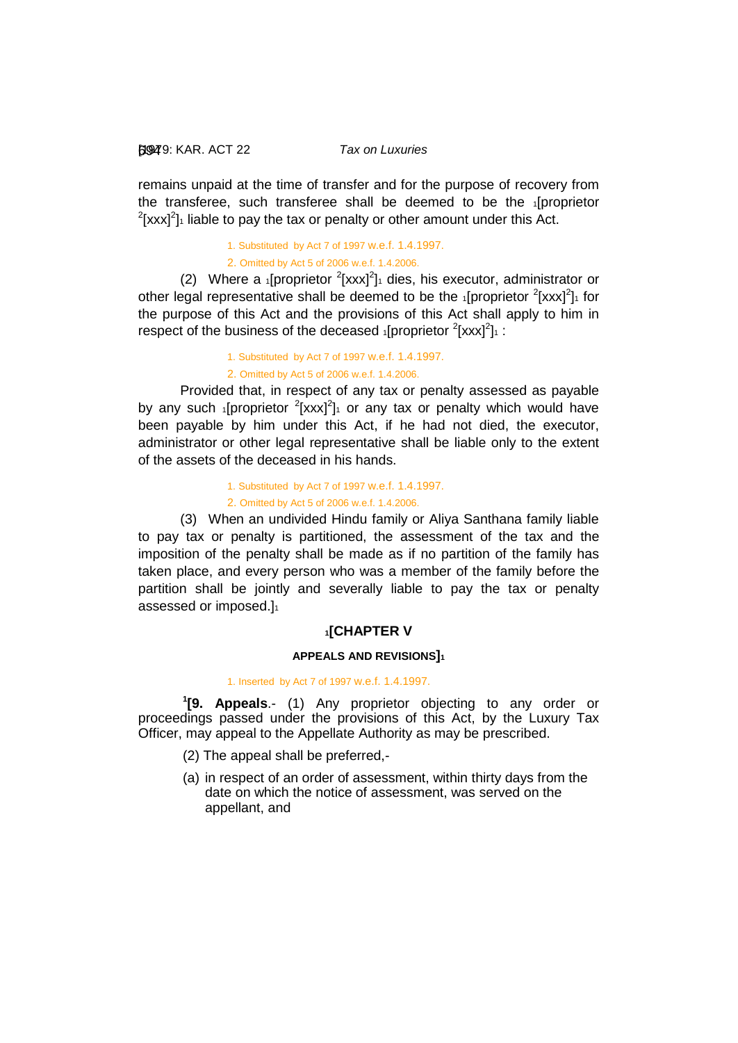remains unpaid at the time of transfer and for the purpose of recovery from the transferee, such transferee shall be deemed to be the [1][proprietor [2][xxx][2]][1] liable to pay the tax or penalty or other amount under this Act.

1. Substituted by Act 7 of 1997 w.e.f. 1.4.1997.

2. Omitted by Act 5 of 2006 w.e.f. 1.4.2006.

(2) Where a [1][proprietor [2][xxx][2]][1] dies, his executor, administrator or other legal representative shall be deemed to be the [1][proprietor [2][xxx][2]][1] for the purpose of this Act and the provisions of this Act shall apply to him in respect of the business of the deceased [1][proprietor [2][xxx][2]][1] :

1. Substituted by Act 7 of 1997 w.e.f. 1.4.1997.

2. Omitted by Act 5 of 2006 w.e.f. 1.4.2006.

Provided that, in respect of any tax or penalty assessed as payable by any such [1][proprietor [2][xxx][2]][1] or any tax or penalty which would have been payable by him under this Act, if he had not died, the executor, administrator or other legal representative shall be liable only to the extent of the assets of the deceased in his hands.

1. Substituted by Act 7 of 1997 w.e.f. 1.4.1997.

2. Omitted by Act 5 of 2006 w.e.f. 1.4.2006.

(3) When an undivided Hindu family or Aliya Santhana family liable to pay tax or penalty is partitioned, the assessment of the tax and the imposition of the penalty shall be made as if no partition of the family has taken place, and every person who was a member of the family before the partition shall be jointly and severally liable to pay the tax or penalty assessed or imposed.][1]

## [1][CHAPTER V

### APPEALS AND REVISIONS][1]

1. Inserted by Act 7 of 1997 w.e.f. 1.4.1997.

[1][**9. Appeals**.- (1) Any proprietor objecting to any order or proceedings passed under the provisions of this Act, by the Luxury Tax Officer, may appeal to the Appellate Authority as may be prescribed.

(2) The appeal shall be preferred,-

(a) in respect of an order of assessment, within thirty days from the date on which the notice of assessment, was served on the appellant, and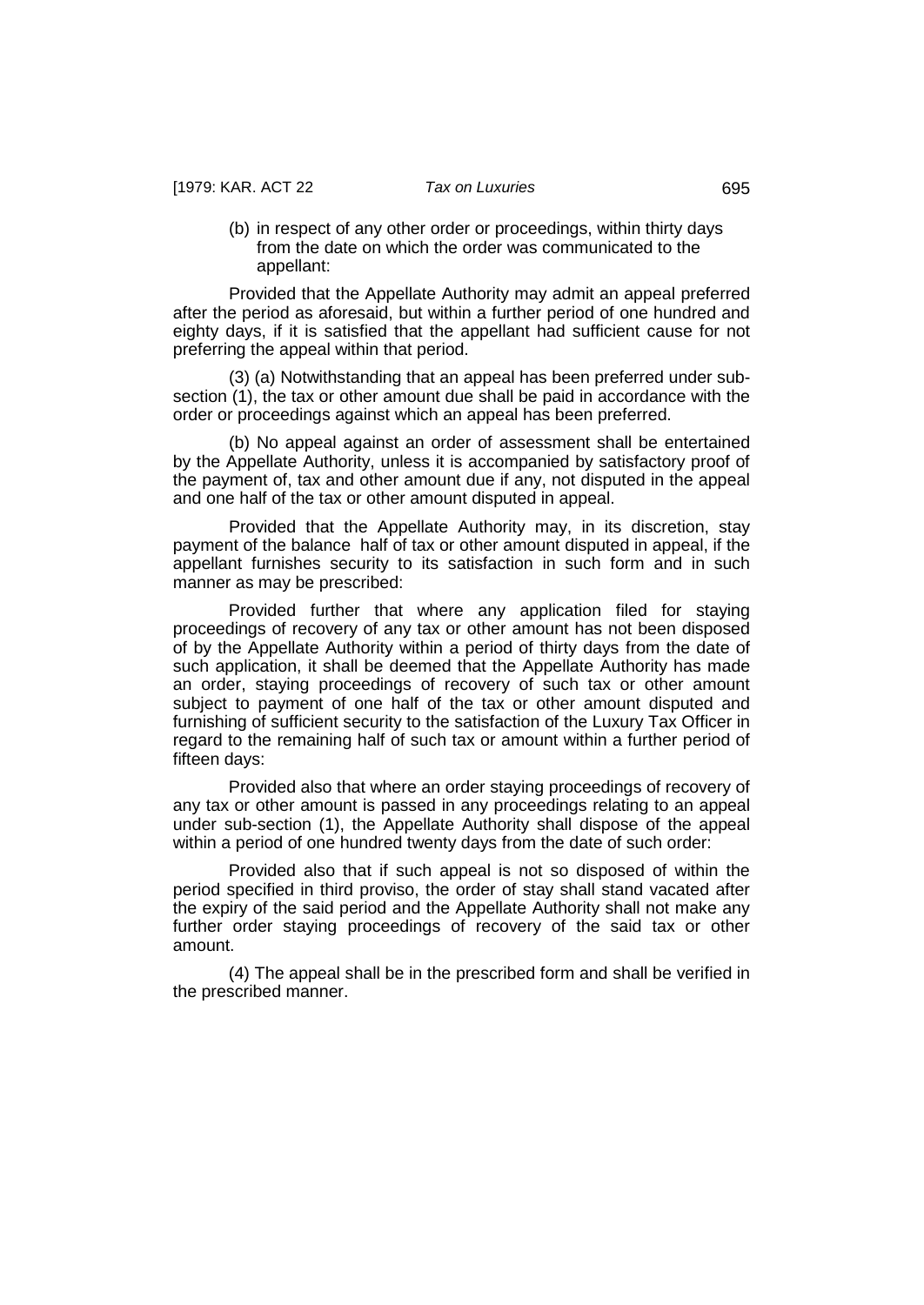(b) in respect of any other order or proceedings, within thirty days from the date on which the order was communicated to the appellant:

Provided that the Appellate Authority may admit an appeal preferred after the period as aforesaid, but within a further period of one hundred and eighty days, if it is satisfied that the appellant had sufficient cause for not preferring the appeal within that period.

(3) (a) Notwithstanding that an appeal has been preferred under sub-section (1), the tax or other amount due shall be paid in accordance with the order or proceedings against which an appeal has been preferred.

(b) No appeal against an order of assessment shall be entertained by the Appellate Authority, unless it is accompanied by satisfactory proof of the payment of, tax and other amount due if any, not disputed in the appeal and one half of the tax or other amount disputed in appeal.

Provided that the Appellate Authority may, in its discretion, stay payment of the balance half of tax or other amount disputed in appeal, if the appellant furnishes security to its satisfaction in such form and in such manner as may be prescribed:

Provided further that where any application filed for staying proceedings of recovery of any tax or other amount has not been disposed of by the Appellate Authority within a period of thirty days from the date of such application, it shall be deemed that the Appellate Authority has made an order, staying proceedings of recovery of such tax or other amount subject to payment of one half of the tax or other amount disputed and furnishing of sufficient security to the satisfaction of the Luxury Tax Officer in regard to the remaining half of such tax or amount within a further period of fifteen days:

Provided also that where an order staying proceedings of recovery of any tax or other amount is passed in any proceedings relating to an appeal under sub-section (1), the Appellate Authority shall dispose of the appeal within a period of one hundred twenty days from the date of such order:

Provided also that if such appeal is not so disposed of within the period specified in third proviso, the order of stay shall stand vacated after the expiry of the said period and the Appellate Authority shall not make any further order staying proceedings of recovery of the said tax or other amount.

(4) The appeal shall be in the prescribed form and shall be verified in the prescribed manner.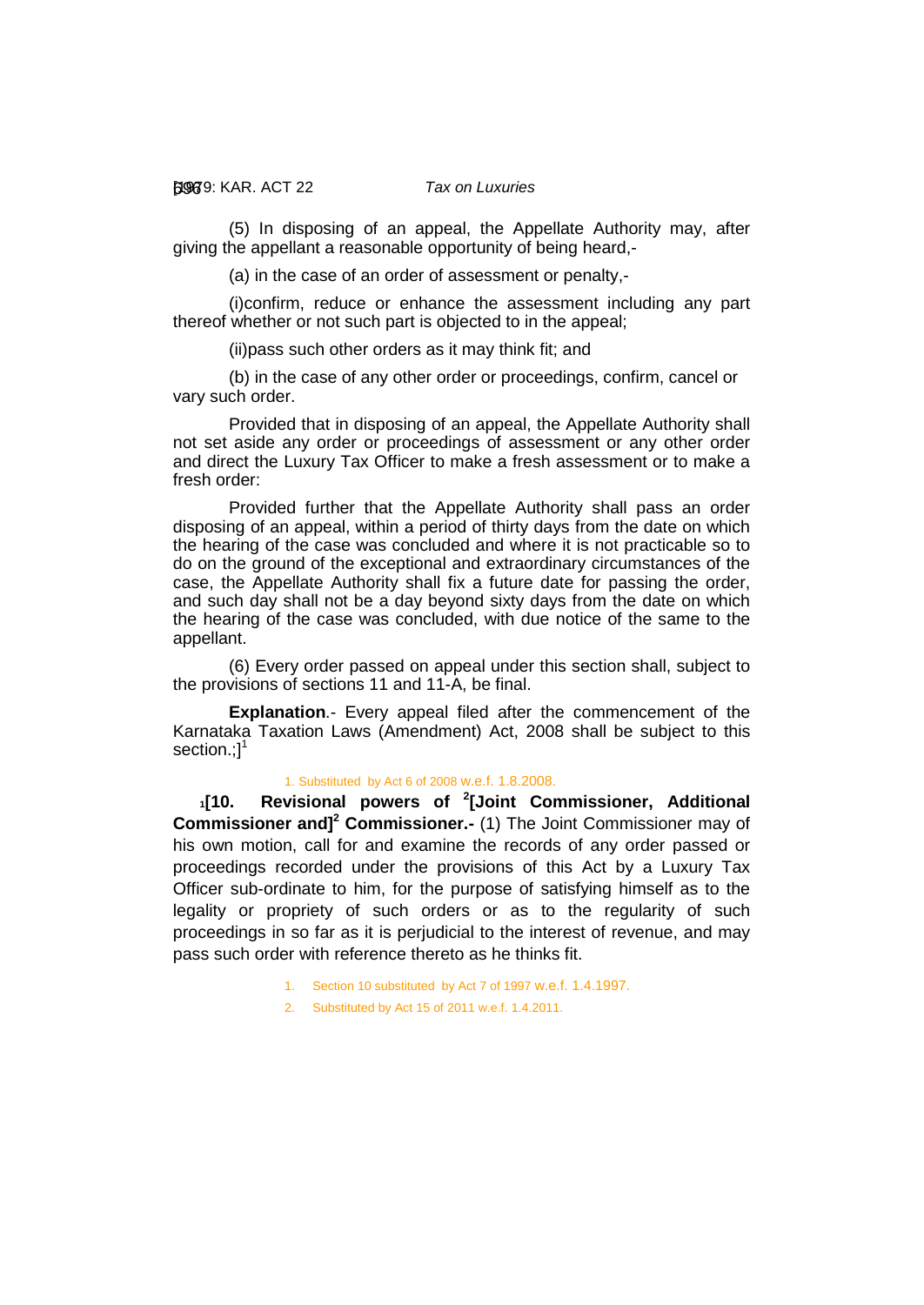(5) In disposing of an appeal, the Appellate Authority may, after giving the appellant a reasonable opportunity of being heard,-

(a) in the case of an order of assessment or penalty,-

(i)confirm, reduce or enhance the assessment including any part thereof whether or not such part is objected to in the appeal;

(ii)pass such other orders as it may think fit; and

(b) in the case of any other order or proceedings, confirm, cancel or vary such order.

Provided that in disposing of an appeal, the Appellate Authority shall not set aside any order or proceedings of assessment or any other order and direct the Luxury Tax Officer to make a fresh assessment or to make a fresh order:

Provided further that the Appellate Authority shall pass an order disposing of an appeal, within a period of thirty days from the date on which the hearing of the case was concluded and where it is not practicable so to do on the ground of the exceptional and extraordinary circumstances of the case, the Appellate Authority shall fix a future date for passing the order, and such day shall not be a day beyond sixty days from the date on which the hearing of the case was concluded, with due notice of the same to the appellant.

(6) Every order passed on appeal under this section shall, subject to the provisions of sections 11 and 11-A, be final.

**Explanation**.- Every appeal filed after the commencement of the Karnataka Taxation Laws (Amendment) Act, 2008 shall be subject to this section.;][1]

1. Substituted by Act 6 of 2008 w.e.f. 1.8.2008.

[1][**10. Revisional powers of** [2][**Joint Commissioner, Additional Commissioner and**][2] **Commissioner.-** (1) The Joint Commissioner may of his own motion, call for and examine the records of any order passed or proceedings recorded under the provisions of this Act by a Luxury Tax Officer sub-ordinate to him, for the purpose of satisfying himself as to the legality or propriety of such orders or as to the regularity of such proceedings in so far as it is perjudicial to the interest of revenue, and may pass such order with reference thereto as he thinks fit.

1. Section 10 substituted by Act 7 of 1997 w.e.f. 1.4.1997.
2. Substituted by Act 15 of 2011 w.e.f. 1.4.2011.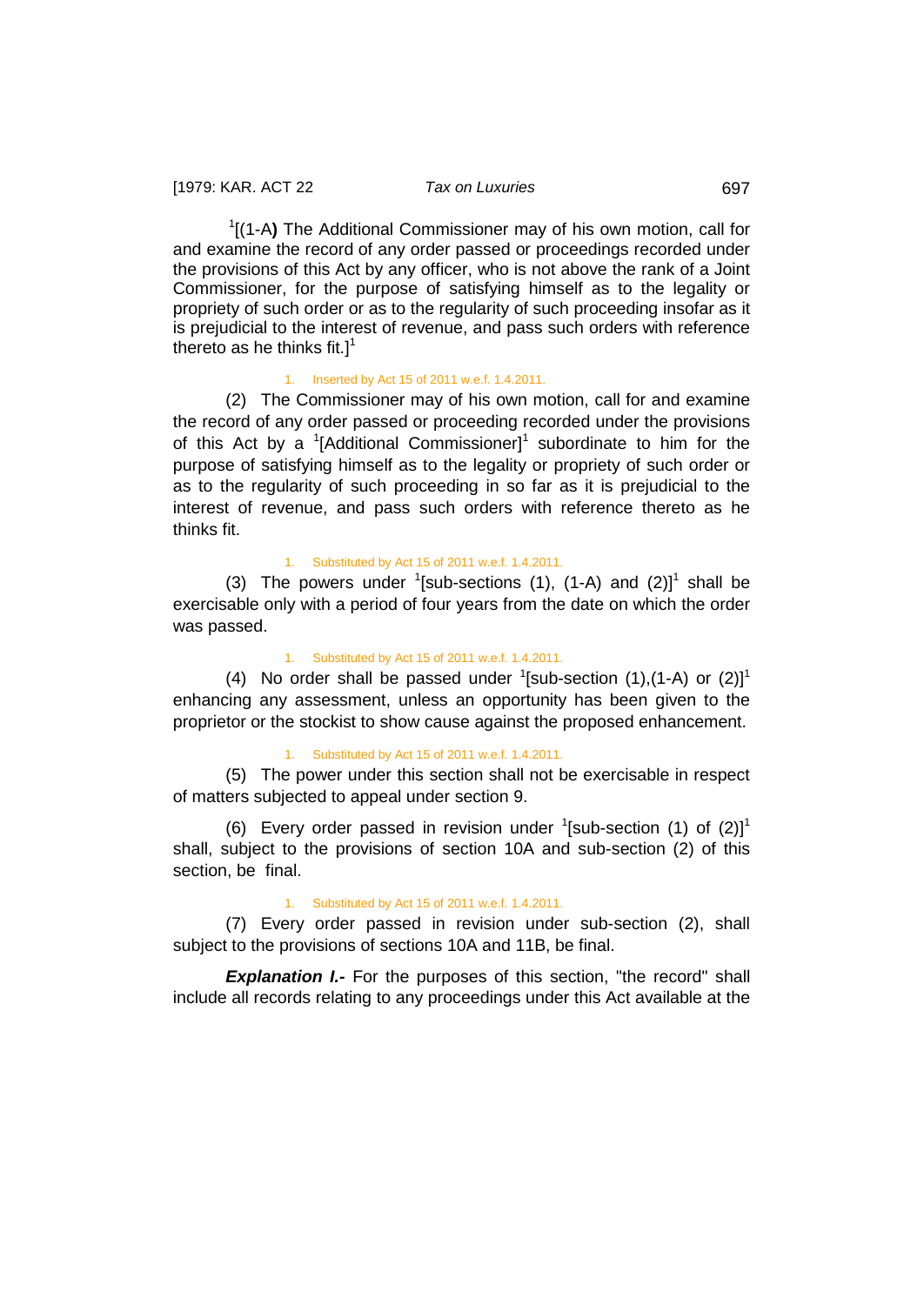[1][(1-A**)** The Additional Commissioner may of his own motion, call for and examine the record of any order passed or proceedings recorded under the provisions of this Act by any officer, who is not above the rank of a Joint Commissioner, for the purpose of satisfying himself as to the legality or propriety of such order or as to the regularity of such proceeding insofar as it is prejudicial to the interest of revenue, and pass such orders with reference thereto as he thinks fit.][1]

1. Inserted by Act 15 of 2011 w.e.f. 1.4.2011.

(2) The Commissioner may of his own motion, call for and examine the record of any order passed or proceeding recorded under the provisions of this Act by a [1][Additional Commissioner][1] subordinate to him for the purpose of satisfying himself as to the legality or propriety of such order or as to the regularity of such proceeding in so far as it is prejudicial to the interest of revenue, and pass such orders with reference thereto as he thinks fit.

1. Substituted by Act 15 of 2011 w.e.f. 1.4.2011.

(3) The powers under [1][sub-sections (1), (1-A) and (2)][1] shall be exercisable only with a period of four years from the date on which the order was passed.

1. Substituted by Act 15 of 2011 w.e.f. 1.4.2011.

(4) No order shall be passed under [1][sub-section (1),(1-A) or (2)][1] enhancing any assessment, unless an opportunity has been given to the proprietor or the stockist to show cause against the proposed enhancement.

1. Substituted by Act 15 of 2011 w.e.f. 1.4.2011.

(5) The power under this section shall not be exercisable in respect of matters subjected to appeal under section 9.

(6) Every order passed in revision under [1][sub-section (1) of (2)][1] shall, subject to the provisions of section 10A and sub-section (2) of this section, be final.

1. Substituted by Act 15 of 2011 w.e.f. 1.4.2011.

(7) Every order passed in revision under sub-section (2), shall subject to the provisions of sections 10A and 11B, be final.

***Explanation I.-*** For the purposes of this section, "the record" shall include all records relating to any proceedings under this Act available at the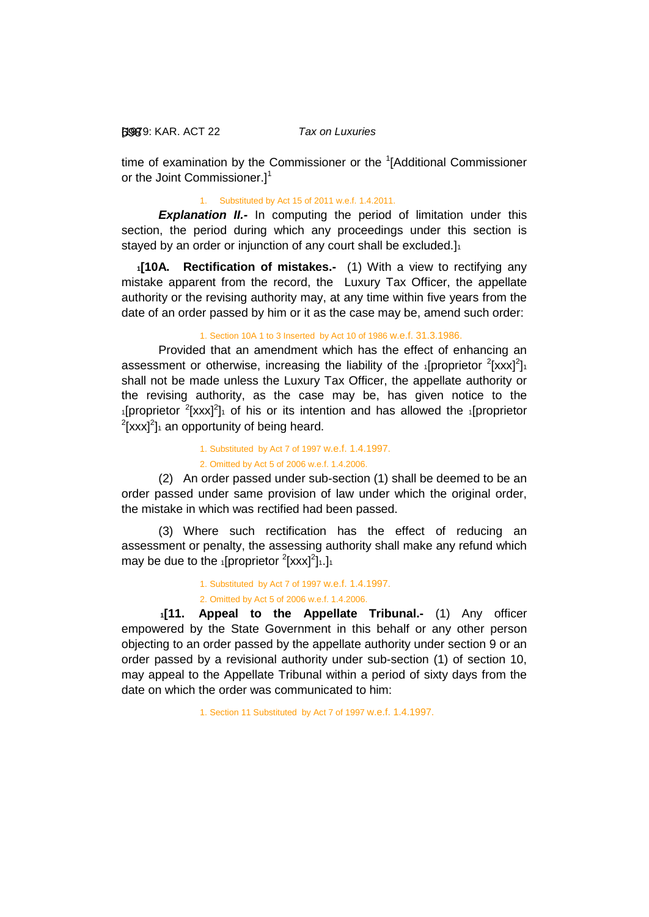time of examination by the Commissioner or the [1][Additional Commissioner or the Joint Commissioner.][1]

1. Substituted by Act 15 of 2011 w.e.f. 1.4.2011.

***Explanation II.-*** In computing the period of limitation under this section, the period during which any proceedings under this section is stayed by an order or injunction of any court shall be excluded.][1]

[1][**10A. Rectification of mistakes.-** (1) With a view to rectifying any mistake apparent from the record, the Luxury Tax Officer, the appellate authority or the revising authority may, at any time within five years from the date of an order passed by him or it as the case may be, amend such order:

1. Section 10A 1 to 3 Inserted by Act 10 of 1986 w.e.f. 31.3.1986.

Provided that an amendment which has the effect of enhancing an assessment or otherwise, increasing the liability of the [1][proprietor [2][xxx][2]][1] shall not be made unless the Luxury Tax Officer, the appellate authority or the revising authority, as the case may be, has given notice to the [1][proprietor [2][xxx][2]][1] of his or its intention and has allowed the [1][proprietor [2][xxx][2]][1] an opportunity of being heard.

1. Substituted by Act 7 of 1997 w.e.f. 1.4.1997.
2. Omitted by Act 5 of 2006 w.e.f. 1.4.2006.

(2) An order passed under sub-section (1) shall be deemed to be an order passed under same provision of law under which the original order, the mistake in which was rectified had been passed.

(3) Where such rectification has the effect of reducing an assessment or penalty, the assessing authority shall make any refund which may be due to the [1][proprietor [2][xxx][2]][1].][1]

1. Substituted by Act 7 of 1997 w.e.f. 1.4.1997.
2. Omitted by Act 5 of 2006 w.e.f. 1.4.2006.

[1][**11. Appeal to the Appellate Tribunal.-** (1) Any officer empowered by the State Government in this behalf or any other person objecting to an order passed by the appellate authority under section 9 or an order passed by a revisional authority under sub-section (1) of section 10, may appeal to the Appellate Tribunal within a period of sixty days from the date on which the order was communicated to him:

1. Section 11 Substituted by Act 7 of 1997 w.e.f. 1.4.1997.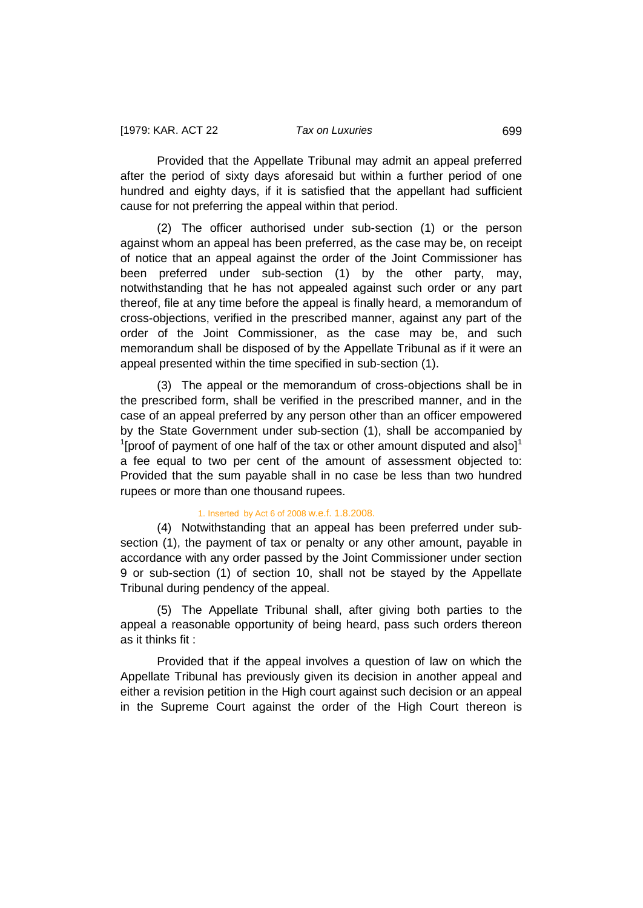Provided that the Appellate Tribunal may admit an appeal preferred after the period of sixty days aforesaid but within a further period of one hundred and eighty days, if it is satisfied that the appellant had sufficient cause for not preferring the appeal within that period.

(2) The officer authorised under sub-section (1) or the person against whom an appeal has been preferred, as the case may be, on receipt of notice that an appeal against the order of the Joint Commissioner has been preferred under sub-section (1) by the other party, may, notwithstanding that he has not appealed against such order or any part thereof, file at any time before the appeal is finally heard, a memorandum of cross-objections, verified in the prescribed manner, against any part of the order of the Joint Commissioner, as the case may be, and such memorandum shall be disposed of by the Appellate Tribunal as if it were an appeal presented within the time specified in sub-section (1).

(3) The appeal or the memorandum of cross-objections shall be in the prescribed form, shall be verified in the prescribed manner, and in the case of an appeal preferred by any person other than an officer empowered by the State Government under sub-section (1), shall be accompanied by [1][proof of payment of one half of the tax or other amount disputed and also][1] a fee equal to two per cent of the amount of assessment objected to: Provided that the sum payable shall in no case be less than two hundred rupees or more than one thousand rupees.

1. Inserted by Act 6 of 2008 w.e.f. 1.8.2008.

(4) Notwithstanding that an appeal has been preferred under sub-section (1), the payment of tax or penalty or any other amount, payable in accordance with any order passed by the Joint Commissioner under section 9 or sub-section (1) of section 10, shall not be stayed by the Appellate Tribunal during pendency of the appeal.

(5) The Appellate Tribunal shall, after giving both parties to the appeal a reasonable opportunity of being heard, pass such orders thereon as it thinks fit :

Provided that if the appeal involves a question of law on which the Appellate Tribunal has previously given its decision in another appeal and either a revision petition in the High court against such decision or an appeal in the Supreme Court against the order of the High Court thereon is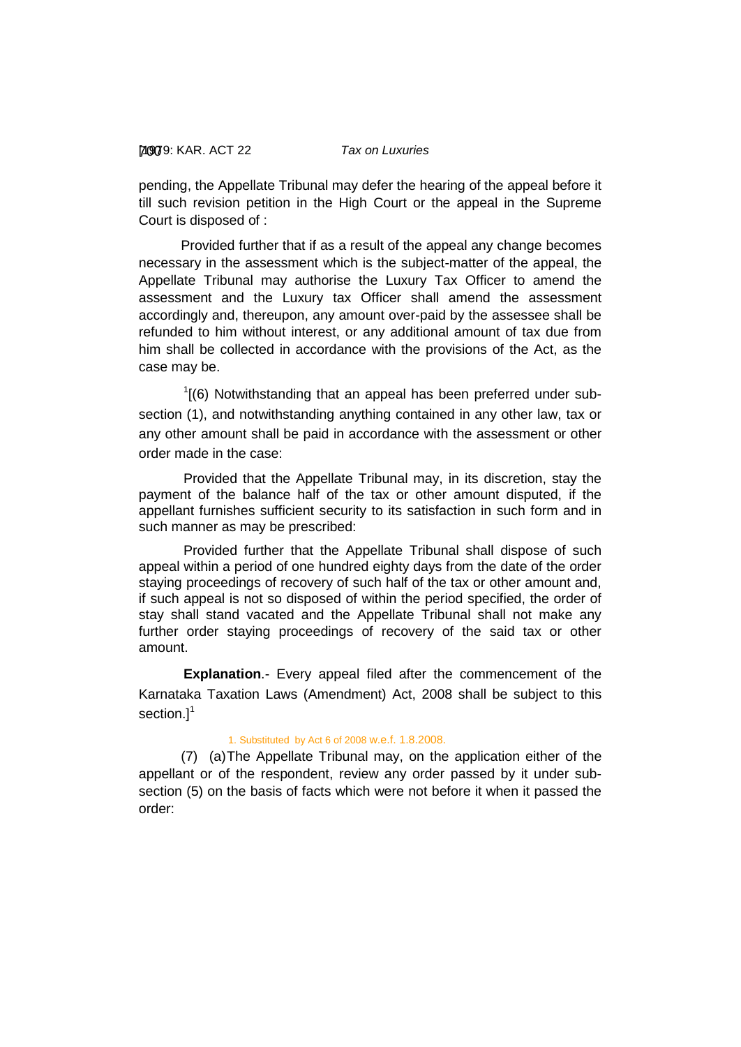pending, the Appellate Tribunal may defer the hearing of the appeal before it till such revision petition in the High Court or the appeal in the Supreme Court is disposed of :

Provided further that if as a result of the appeal any change becomes necessary in the assessment which is the subject-matter of the appeal, the Appellate Tribunal may authorise the Luxury Tax Officer to amend the assessment and the Luxury tax Officer shall amend the assessment accordingly and, thereupon, any amount over-paid by the assessee shall be refunded to him without interest, or any additional amount of tax due from him shall be collected in accordance with the provisions of the Act, as the case may be.

[1][(6) Notwithstanding that an appeal has been preferred under sub-section (1), and notwithstanding anything contained in any other law, tax or any other amount shall be paid in accordance with the assessment or other order made in the case:

Provided that the Appellate Tribunal may, in its discretion, stay the payment of the balance half of the tax or other amount disputed, if the appellant furnishes sufficient security to its satisfaction in such form and in such manner as may be prescribed:

Provided further that the Appellate Tribunal shall dispose of such appeal within a period of one hundred eighty days from the date of the order staying proceedings of recovery of such half of the tax or other amount and, if such appeal is not so disposed of within the period specified, the order of stay shall stand vacated and the Appellate Tribunal shall not make any further order staying proceedings of recovery of the said tax or other amount.

**Explanation**.- Every appeal filed after the commencement of the Karnataka Taxation Laws (Amendment) Act, 2008 shall be subject to this section.][1]

1. Substituted by Act 6 of 2008 w.e.f. 1.8.2008.

(7) (a) The Appellate Tribunal may, on the application either of the appellant or of the respondent, review any order passed by it under sub-section (5) on the basis of facts which were not before it when it passed the order: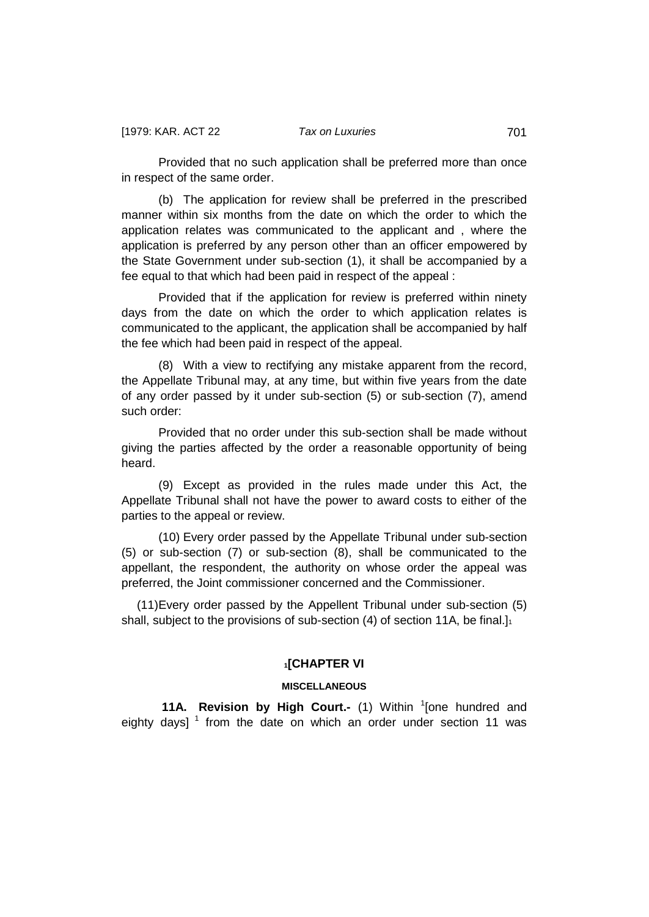Provided that no such application shall be preferred more than once in respect of the same order.

(b) The application for review shall be preferred in the prescribed manner within six months from the date on which the order to which the application relates was communicated to the applicant and , where the application is preferred by any person other than an officer empowered by the State Government under sub-section (1), it shall be accompanied by a fee equal to that which had been paid in respect of the appeal :

Provided that if the application for review is preferred within ninety days from the date on which the order to which application relates is communicated to the applicant, the application shall be accompanied by half the fee which had been paid in respect of the appeal.

(8) With a view to rectifying any mistake apparent from the record, the Appellate Tribunal may, at any time, but within five years from the date of any order passed by it under sub-section (5) or sub-section (7), amend such order:

Provided that no order under this sub-section shall be made without giving the parties affected by the order a reasonable opportunity of being heard.

(9) Except as provided in the rules made under this Act, the Appellate Tribunal shall not have the power to award costs to either of the parties to the appeal or review.

(10) Every order passed by the Appellate Tribunal under sub-section (5) or sub-section (7) or sub-section (8), shall be communicated to the appellant, the respondent, the authority on whose order the appeal was preferred, the Joint commissioner concerned and the Commissioner.

(11)Every order passed by the Appellent Tribunal under sub-section (5) shall, subject to the provisions of sub-section (4) of section 11A, be final.][1]

## [1][CHAPTER VI

### MISCELLANEOUS

**11A. Revision by High Court.-** (1) Within [1][one hundred and eighty days] [1] from the date on which an order under section 11 was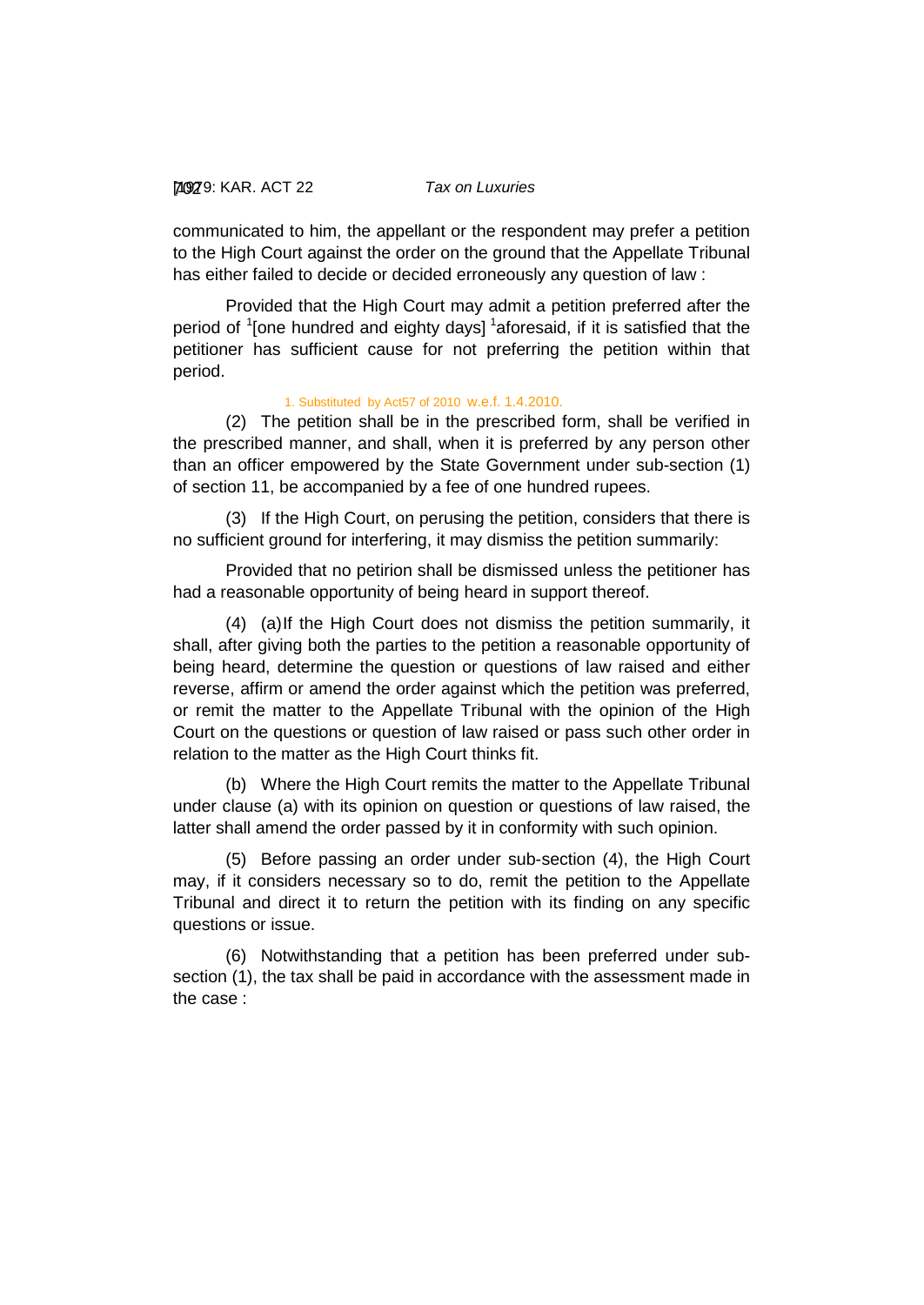communicated to him, the appellant or the respondent may prefer a petition to the High Court against the order on the ground that the Appellate Tribunal has either failed to decide or decided erroneously any question of law :

Provided that the High Court may admit a petition preferred after the period of [1][one hundred and eighty days] [1]aforesaid, if it is satisfied that the petitioner has sufficient cause for not preferring the petition within that period.

1. Substituted by Act57 of 2010 w.e.f. 1.4.2010.

(2) The petition shall be in the prescribed form, shall be verified in the prescribed manner, and shall, when it is preferred by any person other than an officer empowered by the State Government under sub-section (1) of section 11, be accompanied by a fee of one hundred rupees.

(3) If the High Court, on perusing the petition, considers that there is no sufficient ground for interfering, it may dismiss the petition summarily:

Provided that no petirion shall be dismissed unless the petitioner has had a reasonable opportunity of being heard in support thereof.

(4) (a) If the High Court does not dismiss the petition summarily, it shall, after giving both the parties to the petition a reasonable opportunity of being heard, determine the question or questions of law raised and either reverse, affirm or amend the order against which the petition was preferred, or remit the matter to the Appellate Tribunal with the opinion of the High Court on the questions or question of law raised or pass such other order in relation to the matter as the High Court thinks fit.

(b) Where the High Court remits the matter to the Appellate Tribunal under clause (a) with its opinion on question or questions of law raised, the latter shall amend the order passed by it in conformity with such opinion.

(5) Before passing an order under sub-section (4), the High Court may, if it considers necessary so to do, remit the petition to the Appellate Tribunal and direct it to return the petition with its finding on any specific questions or issue.

(6) Notwithstanding that a petition has been preferred under sub-section (1), the tax shall be paid in accordance with the assessment made in the case :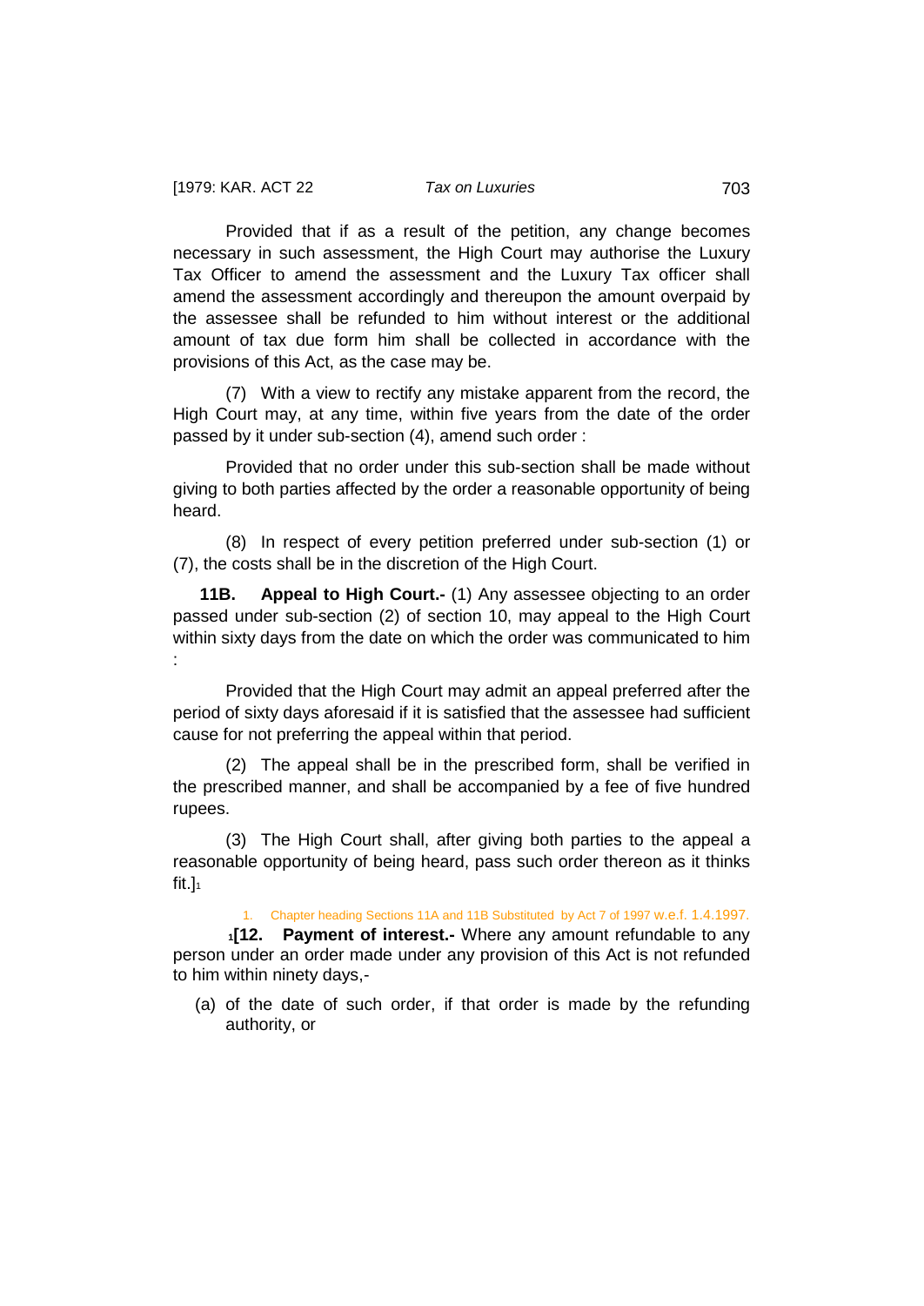Provided that if as a result of the petition, any change becomes necessary in such assessment, the High Court may authorise the Luxury Tax Officer to amend the assessment and the Luxury Tax officer shall amend the assessment accordingly and thereupon the amount overpaid by the assessee shall be refunded to him without interest or the additional amount of tax due form him shall be collected in accordance with the provisions of this Act, as the case may be.

(7) With a view to rectify any mistake apparent from the record, the High Court may, at any time, within five years from the date of the order passed by it under sub-section (4), amend such order :

Provided that no order under this sub-section shall be made without giving to both parties affected by the order a reasonable opportunity of being heard.

(8) In respect of every petition preferred under sub-section (1) or (7), the costs shall be in the discretion of the High Court.

**11B. Appeal to High Court.-** (1) Any assessee objecting to an order passed under sub-section (2) of section 10, may appeal to the High Court within sixty days from the date on which the order was communicated to him :

Provided that the High Court may admit an appeal preferred after the period of sixty days aforesaid if it is satisfied that the assessee had sufficient cause for not preferring the appeal within that period.

(2) The appeal shall be in the prescribed form, shall be verified in the prescribed manner, and shall be accompanied by a fee of five hundred rupees.

(3) The High Court shall, after giving both parties to the appeal a reasonable opportunity of being heard, pass such order thereon as it thinks fit.][1]

1. Chapter heading Sections 11A and 11B Substituted by Act 7 of 1997 w.e.f. 1.4.1997.

[1]**[12. Payment of interest.-** Where any amount refundable to any person under an order made under any provision of this Act is not refunded to him within ninety days,-

(a) of the date of such order, if that order is made by the refunding authority, or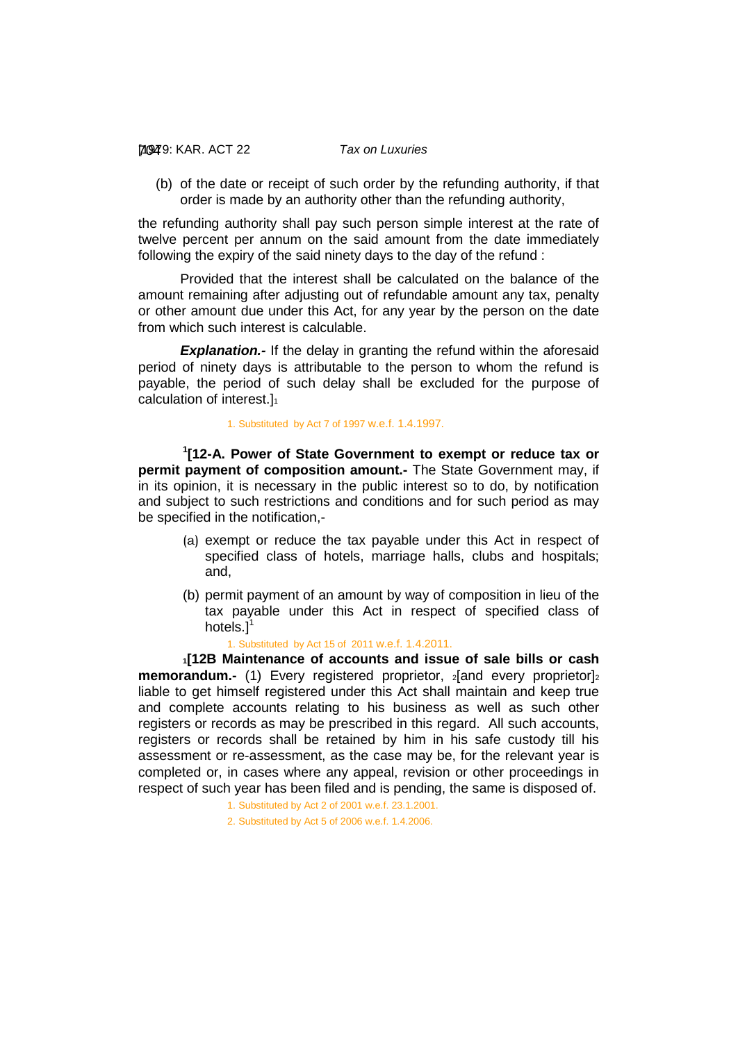(b) of the date or receipt of such order by the refunding authority, if that order is made by an authority other than the refunding authority,

the refunding authority shall pay such person simple interest at the rate of twelve percent per annum on the said amount from the date immediately following the expiry of the said ninety days to the day of the refund :

Provided that the interest shall be calculated on the balance of the amount remaining after adjusting out of refundable amount any tax, penalty or other amount due under this Act, for any year by the person on the date from which such interest is calculable.

***Explanation.-*** If the delay in granting the refund within the aforesaid period of ninety days is attributable to the person to whom the refund is payable, the period of such delay shall be excluded for the purpose of calculation of interest.][1]

1. Substituted by Act 7 of 1997 w.e.f. 1.4.1997.

[1][**12-A. Power of State Government to exempt or reduce tax or permit payment of composition amount.-** The State Government may, if in its opinion, it is necessary in the public interest so to do, by notification and subject to such restrictions and conditions and for such period as may be specified in the notification,-

(a) exempt or reduce the tax payable under this Act in respect of specified class of hotels, marriage halls, clubs and hospitals; and,

(b) permit payment of an amount by way of composition in lieu of the tax payable under this Act in respect of specified class of hotels.][1]

1. Substituted by Act 15 of 2011 w.e.f. 1.4.2011.

[1][**12B Maintenance of accounts and issue of sale bills or cash memorandum.-** (1) Every registered proprietor, [2][and every proprietor][2] liable to get himself registered under this Act shall maintain and keep true and complete accounts relating to his business as well as such other registers or records as may be prescribed in this regard. All such accounts, registers or records shall be retained by him in his safe custody till his assessment or re-assessment, as the case may be, for the relevant year is completed or, in cases where any appeal, revision or other proceedings in respect of such year has been filed and is pending, the same is disposed of.

1. Substituted by Act 2 of 2001 w.e.f. 23.1.2001.
2. Substituted by Act 5 of 2006 w.e.f. 1.4.2006.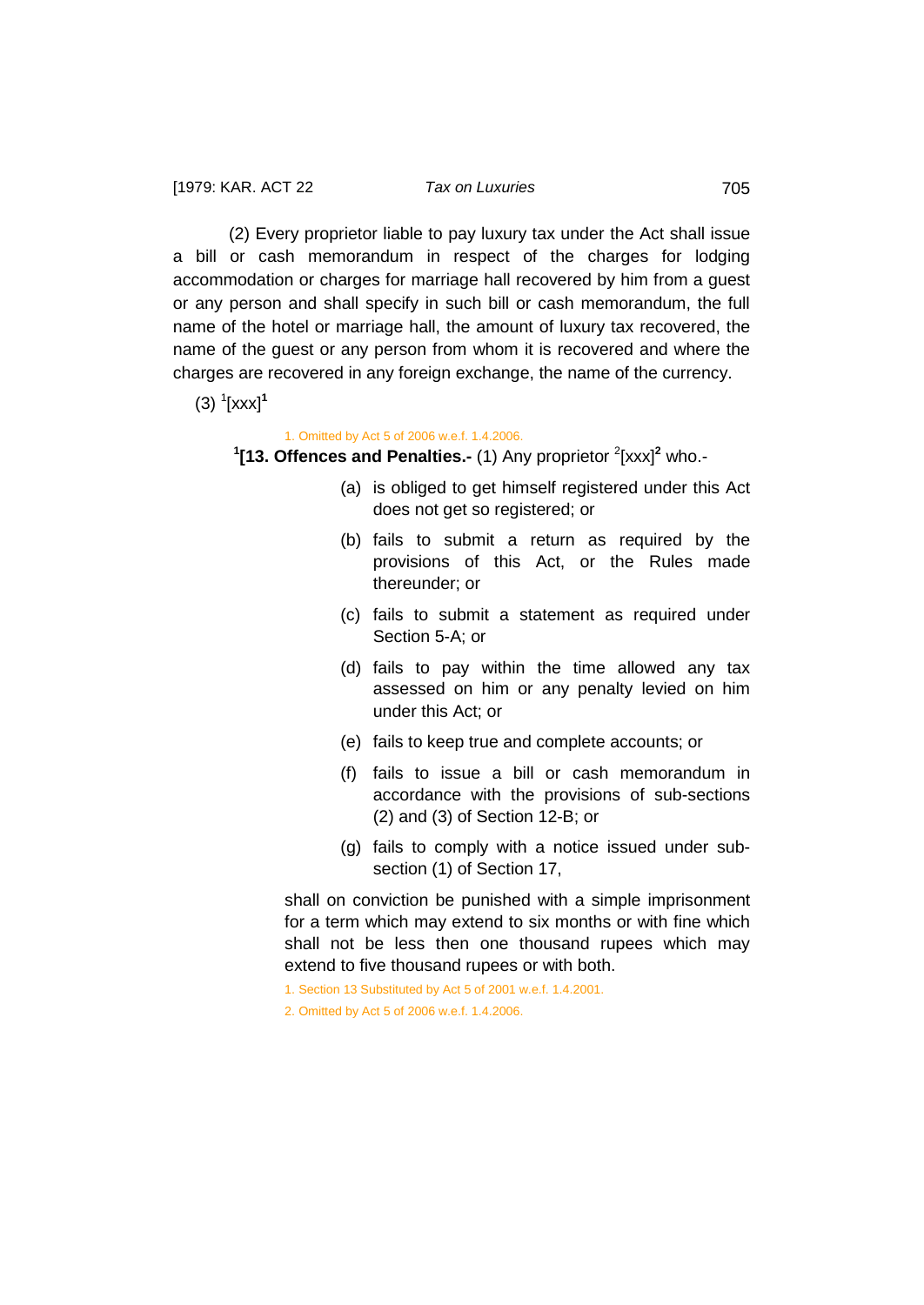(2) Every proprietor liable to pay luxury tax under the Act shall issue a bill or cash memorandum in respect of the charges for lodging accommodation or charges for marriage hall recovered by him from a guest or any person and shall specify in such bill or cash memorandum, the full name of the hotel or marriage hall, the amount of luxury tax recovered, the name of the guest or any person from whom it is recovered and where the charges are recovered in any foreign exchange, the name of the currency.

(3) [1][xxx][1]

1. Omitted by Act 5 of 2006 w.e.f. 1.4.2006.

[1]**[13. Offences and Penalties.-** (1) Any proprietor [2][xxx][2] who.-

(a) is obliged to get himself registered under this Act does not get so registered; or

(b) fails to submit a return as required by the provisions of this Act, or the Rules made thereunder; or

(c) fails to submit a statement as required under Section 5-A; or

(d) fails to pay within the time allowed any tax assessed on him or any penalty levied on him under this Act; or

(e) fails to keep true and complete accounts; or

(f) fails to issue a bill or cash memorandum in accordance with the provisions of sub-sections (2) and (3) of Section 12-B; or

(g) fails to comply with a notice issued under sub-section (1) of Section 17,

shall on conviction be punished with a simple imprisonment for a term which may extend to six months or with fine which shall not be less then one thousand rupees which may extend to five thousand rupees or with both.

1. Section 13 Substituted by Act 5 of 2001 w.e.f. 1.4.2001.

2. Omitted by Act 5 of 2006 w.e.f. 1.4.2006.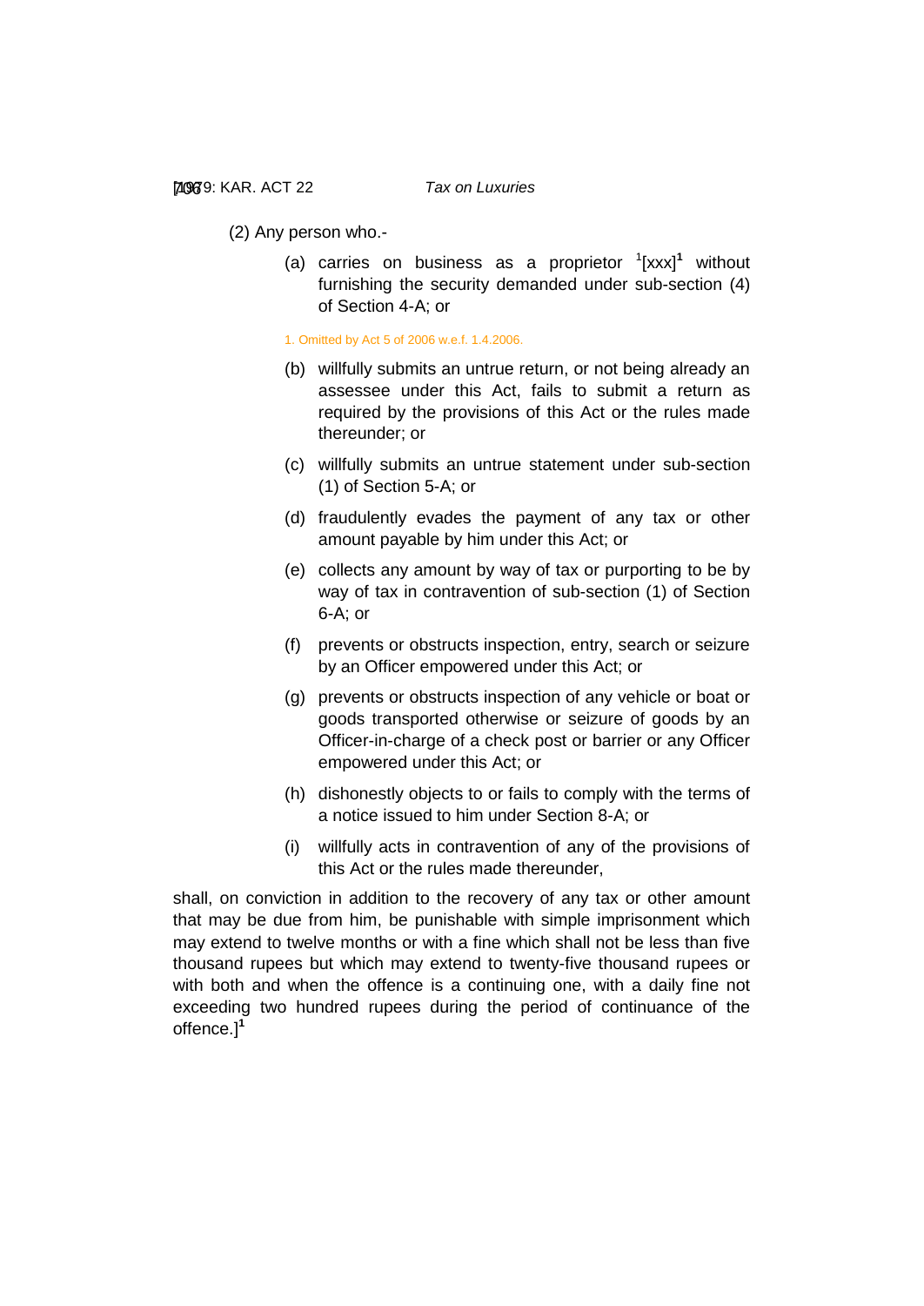(2) Any person who.-

(a) carries on business as a proprietor [1][xxx][1] without furnishing the security demanded under sub-section (4) of Section 4-A; or

1. Omitted by Act 5 of 2006 w.e.f. 1.4.2006.

(b) willfully submits an untrue return, or not being already an assessee under this Act, fails to submit a return as required by the provisions of this Act or the rules made thereunder; or

(c) willfully submits an untrue statement under sub-section (1) of Section 5-A; or

(d) fraudulently evades the payment of any tax or other amount payable by him under this Act; or

(e) collects any amount by way of tax or purporting to be by way of tax in contravention of sub-section (1) of Section 6-A; or

(f) prevents or obstructs inspection, entry, search or seizure by an Officer empowered under this Act; or

(g) prevents or obstructs inspection of any vehicle or boat or goods transported otherwise or seizure of goods by an Officer-in-charge of a check post or barrier or any Officer empowered under this Act; or

(h) dishonestly objects to or fails to comply with the terms of a notice issued to him under Section 8-A; or

(i) willfully acts in contravention of any of the provisions of this Act or the rules made thereunder,

shall, on conviction in addition to the recovery of any tax or other amount that may be due from him, be punishable with simple imprisonment which may extend to twelve months or with a fine which shall not be less than five thousand rupees but which may extend to twenty-five thousand rupees or with both and when the offence is a continuing one, with a daily fine not exceeding two hundred rupees during the period of continuance of the offence.][1]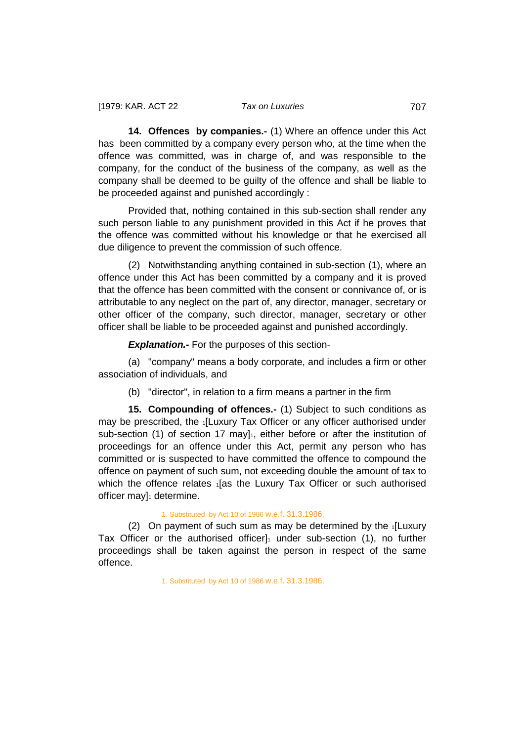**14. Offences by companies.-** (1) Where an offence under this Act has been committed by a company every person who, at the time when the offence was committed, was in charge of, and was responsible to the company, for the conduct of the business of the company, as well as the company shall be deemed to be guilty of the offence and shall be liable to be proceeded against and punished accordingly :

Provided that, nothing contained in this sub-section shall render any such person liable to any punishment provided in this Act if he proves that the offence was committed without his knowledge or that he exercised all due diligence to prevent the commission of such offence.

(2) Notwithstanding anything contained in sub-section (1), where an offence under this Act has been committed by a company and it is proved that the offence has been committed with the consent or connivance of, or is attributable to any neglect on the part of, any director, manager, secretary or other officer of the company, such director, manager, secretary or other officer shall be liable to be proceeded against and punished accordingly.

***Explanation.-*** For the purposes of this section-

(a) "company" means a body corporate, and includes a firm or other association of individuals, and

(b) "director", in relation to a firm means a partner in the firm

**15. Compounding of offences.-** (1) Subject to such conditions as may be prescribed, the [1][Luxury Tax Officer or any officer authorised under sub-section (1) of section 17 may][1], either before or after the institution of proceedings for an offence under this Act, permit any person who has committed or is suspected to have committed the offence to compound the offence on payment of such sum, not exceeding double the amount of tax to which the offence relates [1][as the Luxury Tax Officer or such authorised officer may][1] determine.

1. Substituted by Act 10 of 1986 w.e.f. 31.3.1986.

(2) On payment of such sum as may be determined by the [1][Luxury Tax Officer or the authorised officer][1] under sub-section (1), no further proceedings shall be taken against the person in respect of the same offence.

1. Substituted by Act 10 of 1986 w.e.f. 31.3.1986.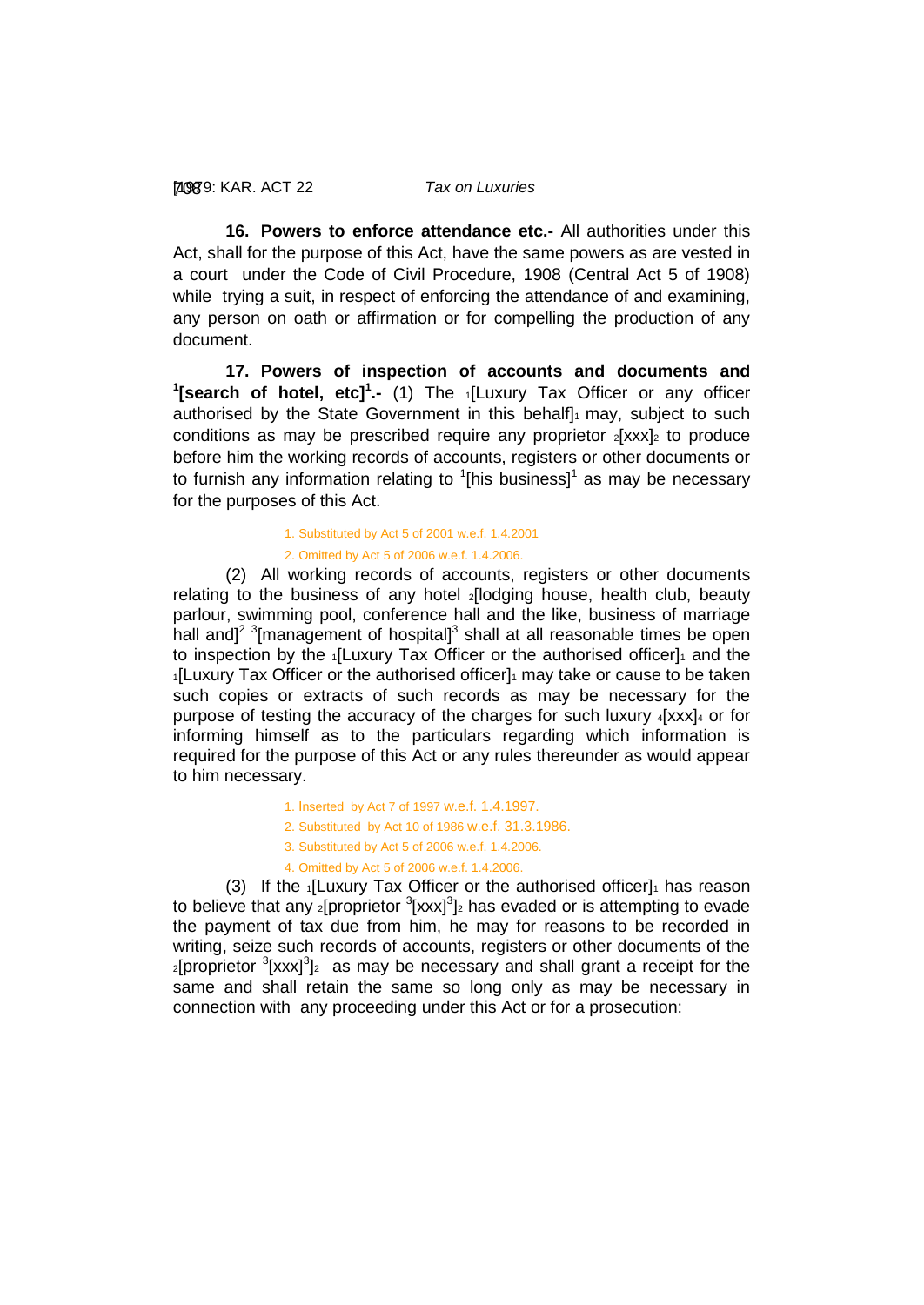**16. Powers to enforce attendance etc.-** All authorities under this Act, shall for the purpose of this Act, have the same powers as are vested in a court under the Code of Civil Procedure, 1908 (Central Act 5 of 1908) while trying a suit, in respect of enforcing the attendance of and examining, any person on oath or affirmation or for compelling the production of any document.

**17. Powers of inspection of accounts and documents and [1][search of hotel, etc][1].-** (1) The [1][Luxury Tax Officer or any officer authorised by the State Government in this behalf][1] may, subject to such conditions as may be prescribed require any proprietor [2][xxx][2] to produce before him the working records of accounts, registers or other documents or to furnish any information relating to [1][his business][1] as may be necessary for the purposes of this Act.

1. Substituted by Act 5 of 2001 w.e.f. 1.4.2001
2. Omitted by Act 5 of 2006 w.e.f. 1.4.2006.

(2) All working records of accounts, registers or other documents relating to the business of any hotel [2][lodging house, health club, beauty parlour, swimming pool, conference hall and the like, business of marriage hall and][2] [3][management of hospital][3] shall at all reasonable times be open to inspection by the [1][Luxury Tax Officer or the authorised officer][1] and the [1][Luxury Tax Officer or the authorised officer][1] may take or cause to be taken such copies or extracts of such records as may be necessary for the purpose of testing the accuracy of the charges for such luxury [4][xxx][4] or for informing himself as to the particulars regarding which information is required for the purpose of this Act or any rules thereunder as would appear to him necessary.

1. Inserted by Act 7 of 1997 w.e.f. 1.4.1997.
2. Substituted by Act 10 of 1986 w.e.f. 31.3.1986.
3. Substituted by Act 5 of 2006 w.e.f. 1.4.2006.
4. Omitted by Act 5 of 2006 w.e.f. 1.4.2006.

(3) If the [1][Luxury Tax Officer or the authorised officer][1] has reason to believe that any [2][proprietor [3][xxx][3]][2] has evaded or is attempting to evade the payment of tax due from him, he may for reasons to be recorded in writing, seize such records of accounts, registers or other documents of the [2][proprietor [3][xxx][3]][2] as may be necessary and shall grant a receipt for the same and shall retain the same so long only as may be necessary in connection with any proceeding under this Act or for a prosecution: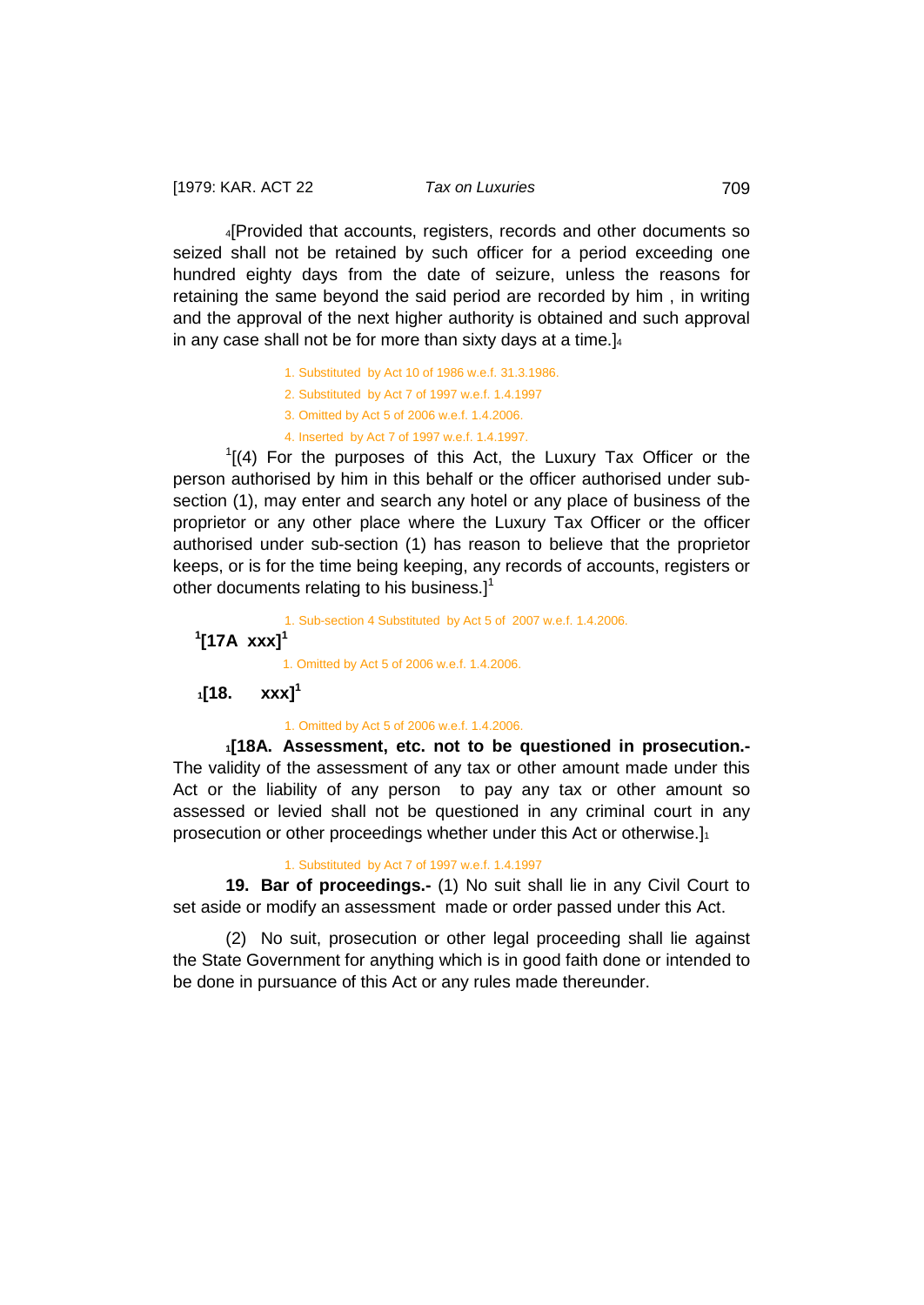[4][Provided that accounts, registers, records and other documents so seized shall not be retained by such officer for a period exceeding one hundred eighty days from the date of seizure, unless the reasons for retaining the same beyond the said period are recorded by him , in writing and the approval of the next higher authority is obtained and such approval in any case shall not be for more than sixty days at a time.][4]

1. Substituted by Act 10 of 1986 w.e.f. 31.3.1986.
2. Substituted by Act 7 of 1997 w.e.f. 1.4.1997
3. Omitted by Act 5 of 2006 w.e.f. 1.4.2006.
4. Inserted by Act 7 of 1997 w.e.f. 1.4.1997.

[1][(4) For the purposes of this Act, the Luxury Tax Officer or the person authorised by him in this behalf or the officer authorised under sub-section (1), may enter and search any hotel or any place of business of the proprietor or any other place where the Luxury Tax Officer or the officer authorised under sub-section (1) has reason to believe that the proprietor keeps, or is for the time being keeping, any records of accounts, registers or other documents relating to his business.][1]

1. Sub-section 4 Substituted by Act 5 of 2007 w.e.f. 1.4.2006.

**[1][17A xxx][1]**

1. Omitted by Act 5 of 2006 w.e.f. 1.4.2006.

**[1][18. xxx][1]**

1. Omitted by Act 5 of 2006 w.e.f. 1.4.2006.

[1]**[18A. Assessment, etc. not to be questioned in prosecution.-** The validity of the assessment of any tax or other amount made under this Act or the liability of any person to pay any tax or other amount so assessed or levied shall not be questioned in any criminal court in any prosecution or other proceedings whether under this Act or otherwise.][1]

1. Substituted by Act 7 of 1997 w.e.f. 1.4.1997

**19. Bar of proceedings.-** (1) No suit shall lie in any Civil Court to set aside or modify an assessment made or order passed under this Act.

(2) No suit, prosecution or other legal proceeding shall lie against the State Government for anything which is in good faith done or intended to be done in pursuance of this Act or any rules made thereunder.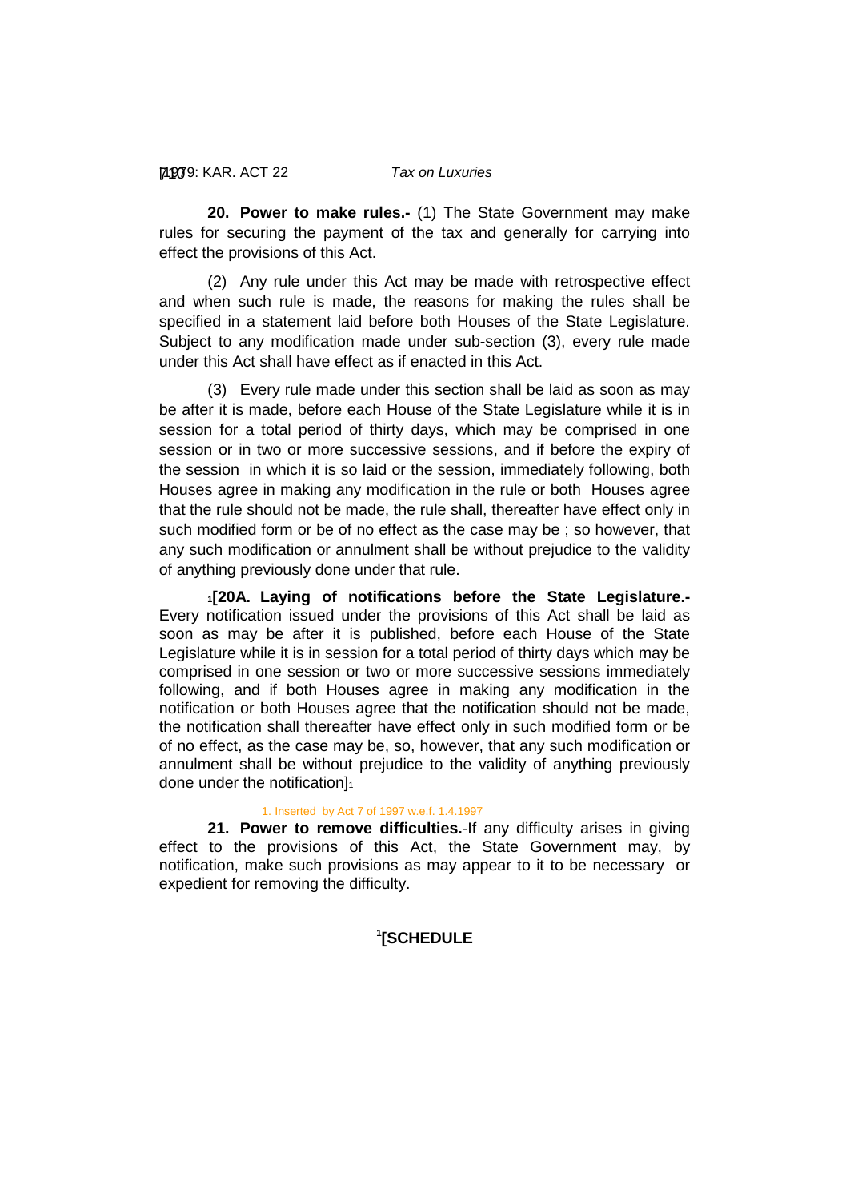**20. Power to make rules.-** (1) The State Government may make rules for securing the payment of the tax and generally for carrying into effect the provisions of this Act.

(2) Any rule under this Act may be made with retrospective effect and when such rule is made, the reasons for making the rules shall be specified in a statement laid before both Houses of the State Legislature. Subject to any modification made under sub-section (3), every rule made under this Act shall have effect as if enacted in this Act.

(3) Every rule made under this section shall be laid as soon as may be after it is made, before each House of the State Legislature while it is in session for a total period of thirty days, which may be comprised in one session or in two or more successive sessions, and if before the expiry of the session in which it is so laid or the session, immediately following, both Houses agree in making any modification in the rule or both Houses agree that the rule should not be made, the rule shall, thereafter have effect only in such modified form or be of no effect as the case may be ; so however, that any such modification or annulment shall be without prejudice to the validity of anything previously done under that rule.

[1][**20A. Laying of notifications before the State Legislature.-** Every notification issued under the provisions of this Act shall be laid as soon as may be after it is published, before each House of the State Legislature while it is in session for a total period of thirty days which may be comprised in one session or two or more successive sessions immediately following, and if both Houses agree in making any modification in the notification or both Houses agree that the notification should not be made, the notification shall thereafter have effect only in such modified form or be of no effect, as the case may be, so, however, that any such modification or annulment shall be without prejudice to the validity of anything previously done under the notification][1]

1. Inserted by Act 7 of 1997 w.e.f. 1.4.1997

**21. Power to remove difficulties.**-If any difficulty arises in giving effect to the provisions of this Act, the State Government may, by notification, make such provisions as may appear to it to be necessary or expedient for removing the difficulty.

**[1][SCHEDULE**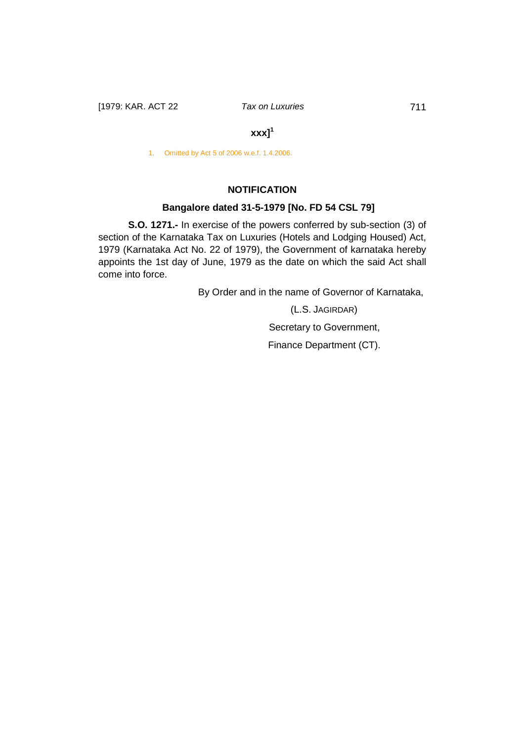**xxx]**[1]

1. Omitted by Act 5 of 2006 w.e.f. 1.4.2006.

## NOTIFICATION

### Bangalore dated 31-5-1979 [No. FD 54 CSL 79]

**S.O. 1271.-** In exercise of the powers conferred by sub-section (3) of section of the Karnataka Tax on Luxuries (Hotels and Lodging Housed) Act, 1979 (Karnataka Act No. 22 of 1979), the Government of karnataka hereby appoints the 1st day of June, 1979 as the date on which the said Act shall come into force.

By Order and in the name of Governor of Karnataka,

(L.S. JAGIRDAR)

Secretary to Government,

Finance Department (CT).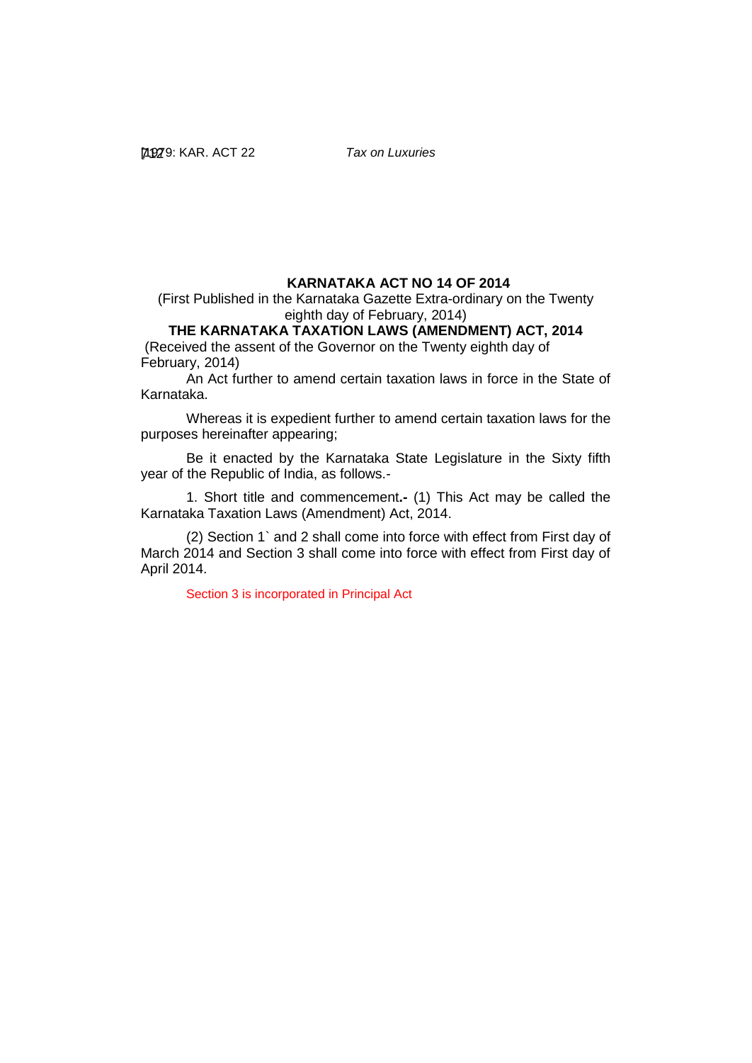## KARNATAKA ACT NO 14 OF 2014

(First Published in the Karnataka Gazette Extra-ordinary on the Twenty eighth day of February, 2014)

## THE KARNATAKA TAXATION LAWS (AMENDMENT) ACT, 2014

(Received the assent of the Governor on the Twenty eighth day of February, 2014)

An Act further to amend certain taxation laws in force in the State of Karnataka.

Whereas it is expedient further to amend certain taxation laws for the purposes hereinafter appearing;

Be it enacted by the Karnataka State Legislature in the Sixty fifth year of the Republic of India, as follows.-

1. Short title and commencement**.-** (1) This Act may be called the Karnataka Taxation Laws (Amendment) Act, 2014.

(2) Section 1` and 2 shall come into force with effect from First day of March 2014 and Section 3 shall come into force with effect from First day of April 2014.

Section 3 is incorporated in Principal Act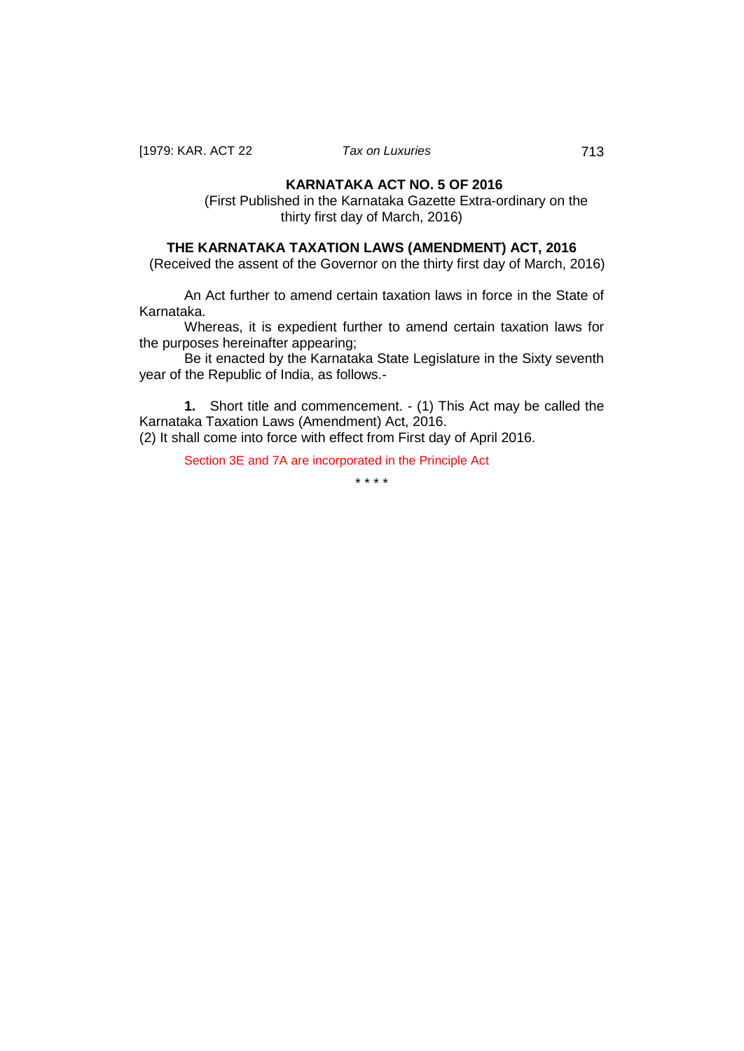## KARNATAKA ACT NO. 5 OF 2016

(First Published in the Karnataka Gazette Extra-ordinary on the thirty first day of March, 2016)

## THE KARNATAKA TAXATION LAWS (AMENDMENT) ACT, 2016

(Received the assent of the Governor on the thirty first day of March, 2016)

An Act further to amend certain taxation laws in force in the State of Karnataka.

Whereas, it is expedient further to amend certain taxation laws for the purposes hereinafter appearing;

Be it enacted by the Karnataka State Legislature in the Sixty seventh year of the Republic of India, as follows.-

**1.** Short title and commencement. - (1) This Act may be called the Karnataka Taxation Laws (Amendment) Act, 2016.

(2) It shall come into force with effect from First day of April 2016.

Section 3E and 7A are incorporated in the Principle Act

* * * *